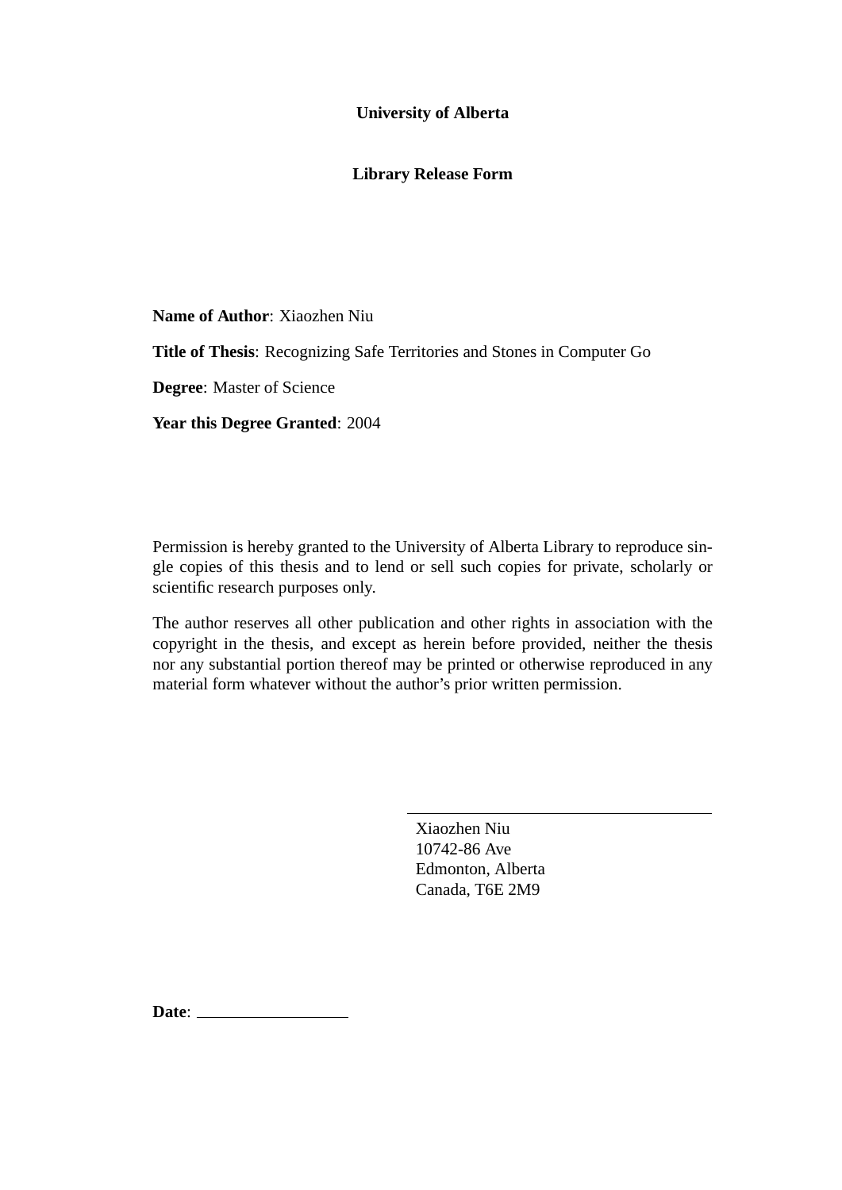**University of Alberta**

**Library Release Form**

**Name of Author**: Xiaozhen Niu

**Title of Thesis**: Recognizing Safe Territories and Stones in Computer Go

**Degree**: Master of Science

**Year this Degree Granted**: 2004

Permission is hereby granted to the University of Alberta Library to reproduce single copies of this thesis and to lend or sell such copies for private, scholarly or scientific research purposes only.

The author reserves all other publication and other rights in association with the copyright in the thesis, and except as herein before provided, neither the thesis nor any substantial portion thereof may be printed or otherwise reproduced in any material form whatever without the author's prior written permission.

Xiaozhen Niu
10742-86 Ave
Edmonton, Alberta
Canada, T6E 2M9

**Date**: ________________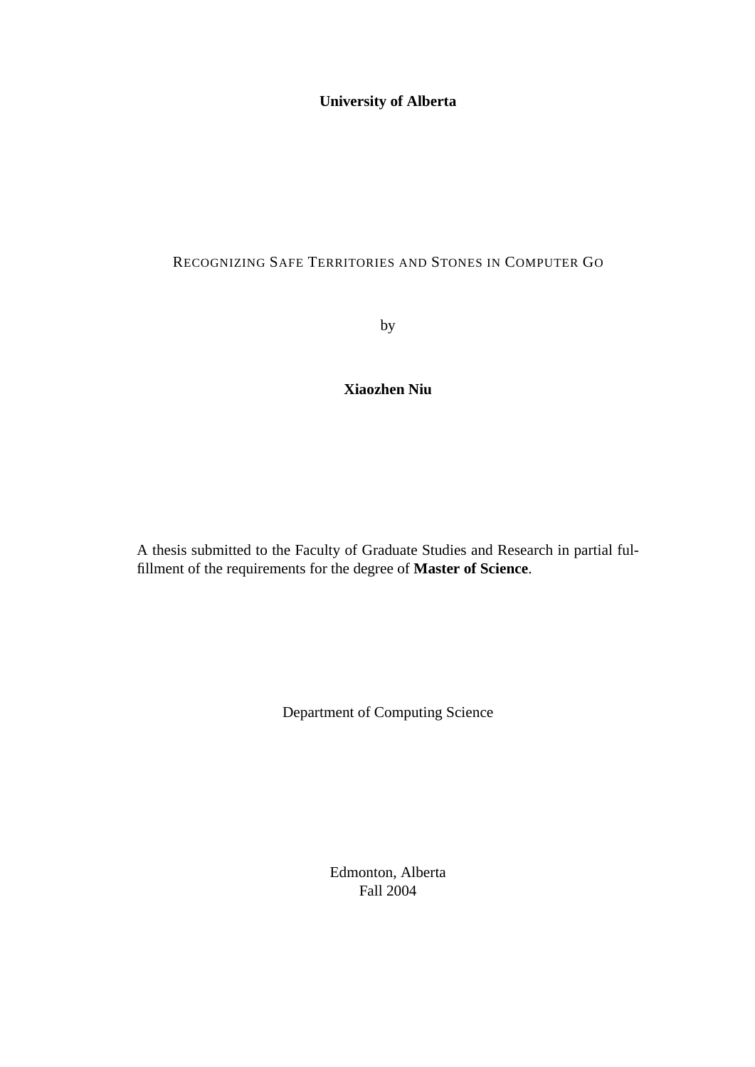**University of Alberta**

RECOGNIZING SAFE TERRITORIES AND STONES IN COMPUTER GO

by

**Xiaozhen Niu**

A thesis submitted to the Faculty of Graduate Studies and Research in partial fulfillment of the requirements for the degree of **Master of Science**.

Department of Computing Science

Edmonton, Alberta
Fall 2004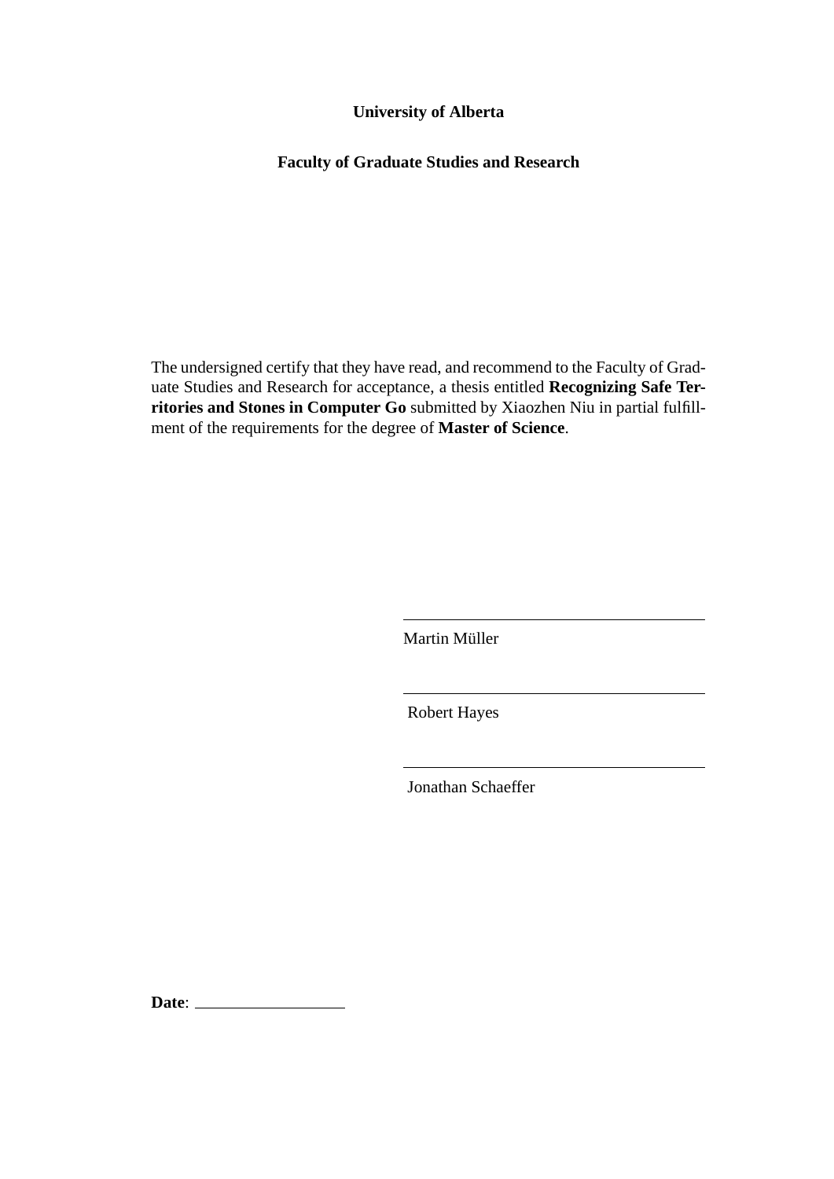**University of Alberta**

**Faculty of Graduate Studies and Research**

The undersigned certify that they have read, and recommend to the Faculty of Graduate Studies and Research for acceptance, a thesis entitled **Recognizing Safe Territories and Stones in Computer Go** submitted by Xiaozhen Niu in partial fulfillment of the requirements for the degree of **Master of Science**.

Martin Müller

Robert Hayes

Jonathan Schaeffer

**Date**: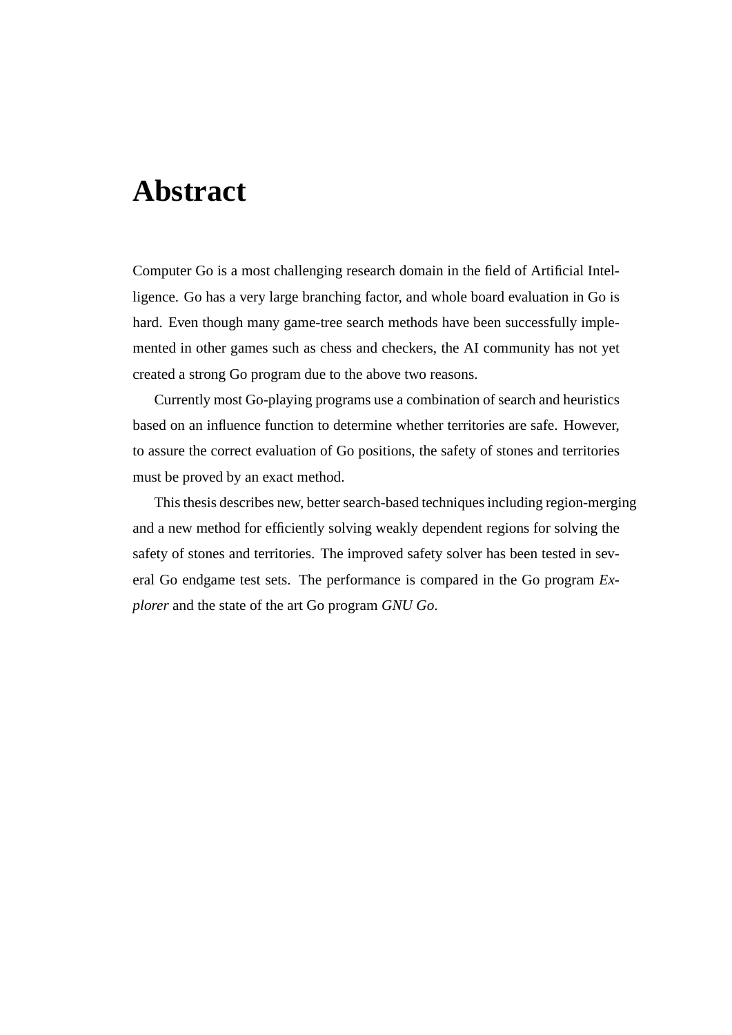# Abstract

Computer Go is a most challenging research domain in the field of Artificial Intelligence. Go has a very large branching factor, and whole board evaluation in Go is hard. Even though many game-tree search methods have been successfully implemented in other games such as chess and checkers, the AI community has not yet created a strong Go program due to the above two reasons.

Currently most Go-playing programs use a combination of search and heuristics based on an influence function to determine whether territories are safe. However, to assure the correct evaluation of Go positions, the safety of stones and territories must be proved by an exact method.

This thesis describes new, better search-based techniques including region-merging and a new method for efficiently solving weakly dependent regions for solving the safety of stones and territories. The improved safety solver has been tested in several Go endgame test sets. The performance is compared in the Go program *Explorer* and the state of the art Go program *GNU Go*.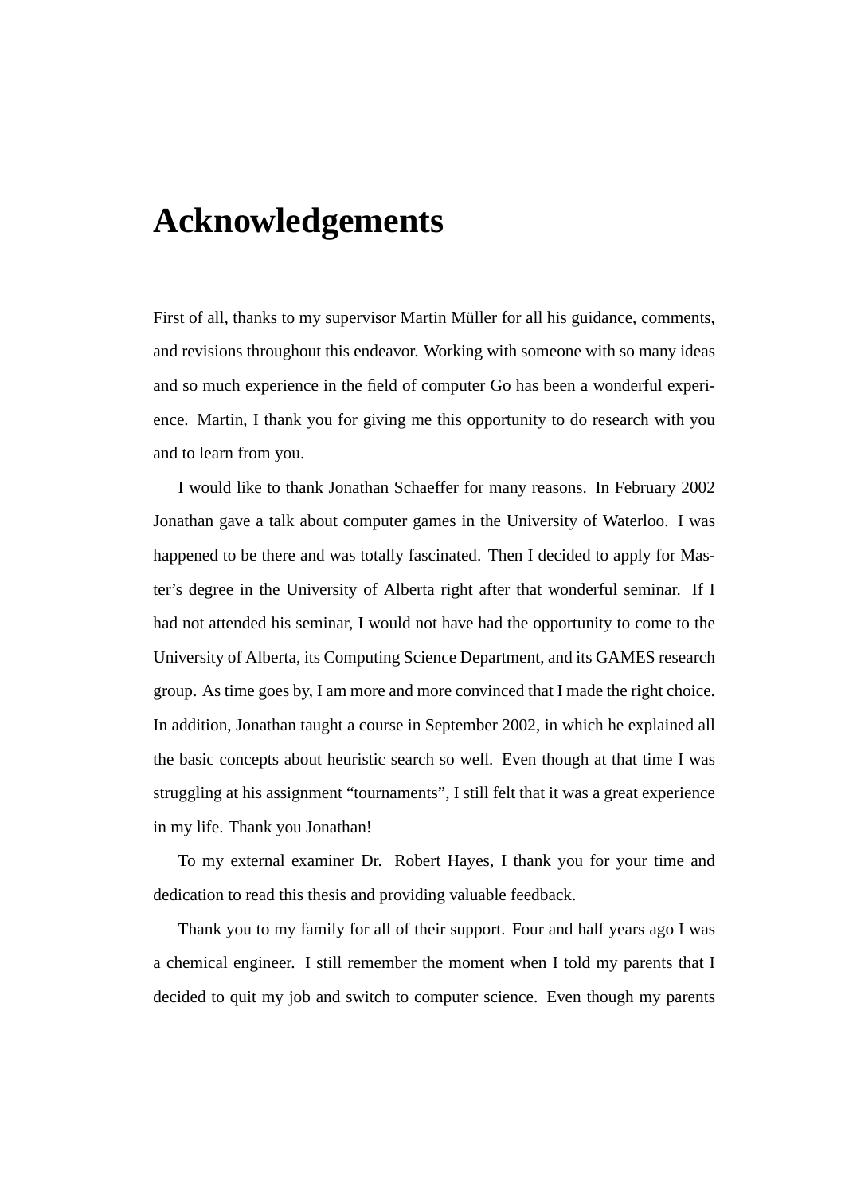# Acknowledgements

First of all, thanks to my supervisor Martin Müller for all his guidance, comments, and revisions throughout this endeavor. Working with someone with so many ideas and so much experience in the field of computer Go has been a wonderful experience. Martin, I thank you for giving me this opportunity to do research with you and to learn from you.

I would like to thank Jonathan Schaeffer for many reasons. In February 2002 Jonathan gave a talk about computer games in the University of Waterloo. I was happened to be there and was totally fascinated. Then I decided to apply for Master's degree in the University of Alberta right after that wonderful seminar. If I had not attended his seminar, I would not have had the opportunity to come to the University of Alberta, its Computing Science Department, and its GAMES research group. As time goes by, I am more and more convinced that I made the right choice. In addition, Jonathan taught a course in September 2002, in which he explained all the basic concepts about heuristic search so well. Even though at that time I was struggling at his assignment "tournaments", I still felt that it was a great experience in my life. Thank you Jonathan!

To my external examiner Dr. Robert Hayes, I thank you for your time and dedication to read this thesis and providing valuable feedback.

Thank you to my family for all of their support. Four and half years ago I was a chemical engineer. I still remember the moment when I told my parents that I decided to quit my job and switch to computer science. Even though my parents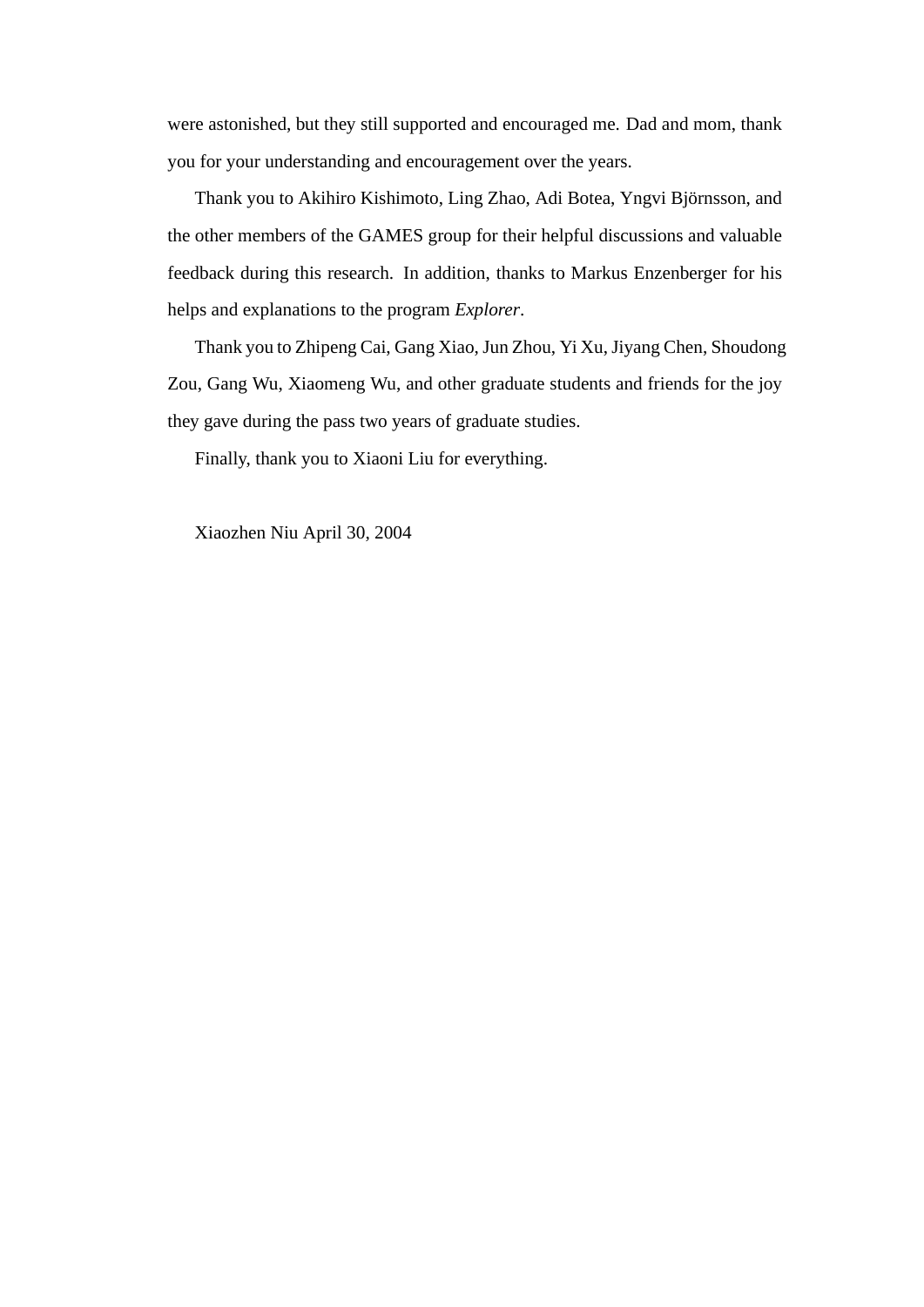were astonished, but they still supported and encouraged me. Dad and mom, thank you for your understanding and encouragement over the years.

Thank you to Akihiro Kishimoto, Ling Zhao, Adi Botea, Yngvi Björnsson, and the other members of the GAMES group for their helpful discussions and valuable feedback during this research. In addition, thanks to Markus Enzenberger for his helps and explanations to the program *Explorer*.

Thank you to Zhipeng Cai, Gang Xiao, Jun Zhou, Yi Xu, Jiyang Chen, Shoudong Zou, Gang Wu, Xiaomeng Wu, and other graduate students and friends for the joy they gave during the pass two years of graduate studies.

Finally, thank you to Xiaoni Liu for everything.

Xiaozhen Niu April 30, 2004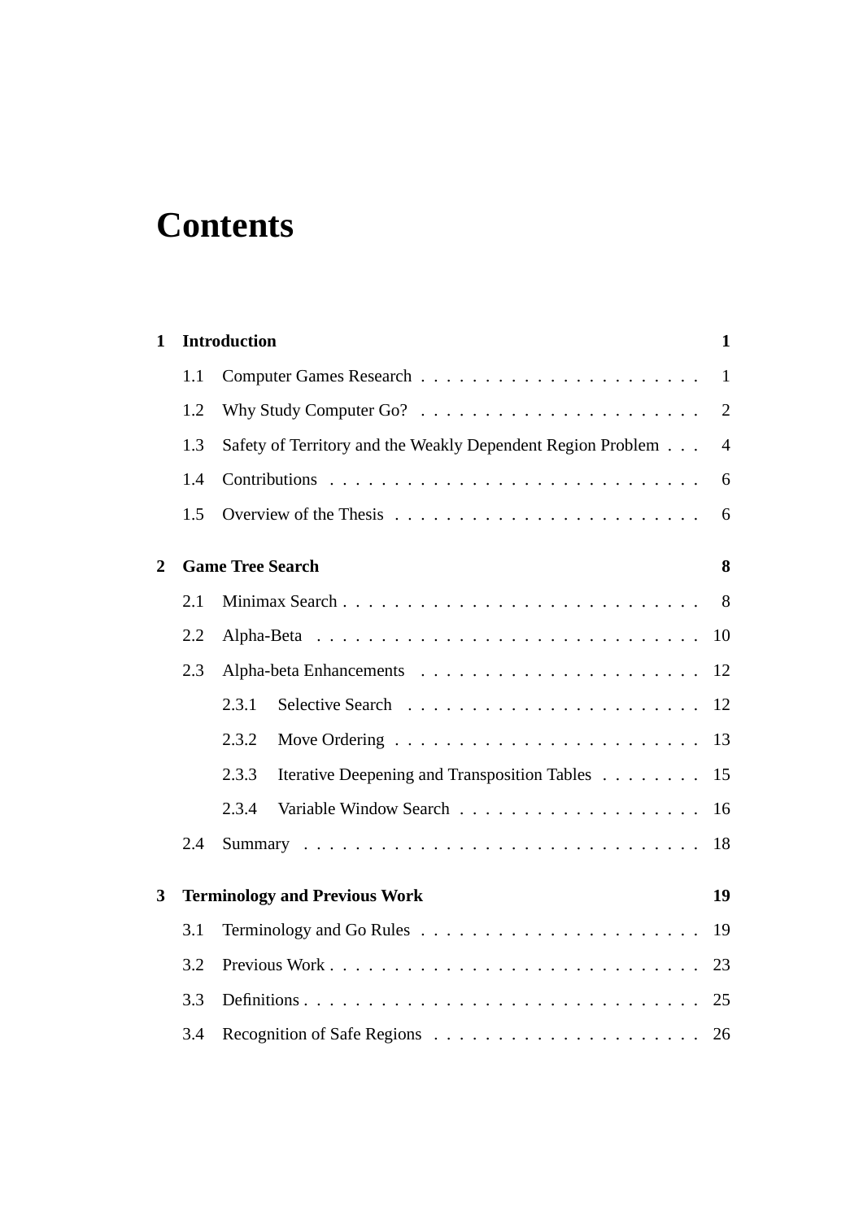# Contents

**1 Introduction** **1**

1.1 Computer Games Research . . . . . . . . . . . . . . . . . . . . . 1

1.2 Why Study Computer Go? . . . . . . . . . . . . . . . . . . . . . 2

1.3 Safety of Territory and the Weakly Dependent Region Problem . . . 4

1.4 Contributions . . . . . . . . . . . . . . . . . . . . . . . . . . . 6

1.5 Overview of the Thesis . . . . . . . . . . . . . . . . . . . . . . 6

**2 Game Tree Search** **8**

2.1 Minimax Search . . . . . . . . . . . . . . . . . . . . . . . . . . 8

2.2 Alpha-Beta . . . . . . . . . . . . . . . . . . . . . . . . . . . . 10

2.3 Alpha-beta Enhancements . . . . . . . . . . . . . . . . . . . . . 12

2.3.1 Selective Search . . . . . . . . . . . . . . . . . . . . . . 12

2.3.2 Move Ordering . . . . . . . . . . . . . . . . . . . . . . . 13

2.3.3 Iterative Deepening and Transposition Tables . . . . . . . . 15

2.3.4 Variable Window Search . . . . . . . . . . . . . . . . . . . 16

2.4 Summary . . . . . . . . . . . . . . . . . . . . . . . . . . . . . 18

**3 Terminology and Previous Work** **19**

3.1 Terminology and Go Rules . . . . . . . . . . . . . . . . . . . . . 19

3.2 Previous Work . . . . . . . . . . . . . . . . . . . . . . . . . . . 23

3.3 Definitions . . . . . . . . . . . . . . . . . . . . . . . . . . . . 25

3.4 Recognition of Safe Regions . . . . . . . . . . . . . . . . . . . . 26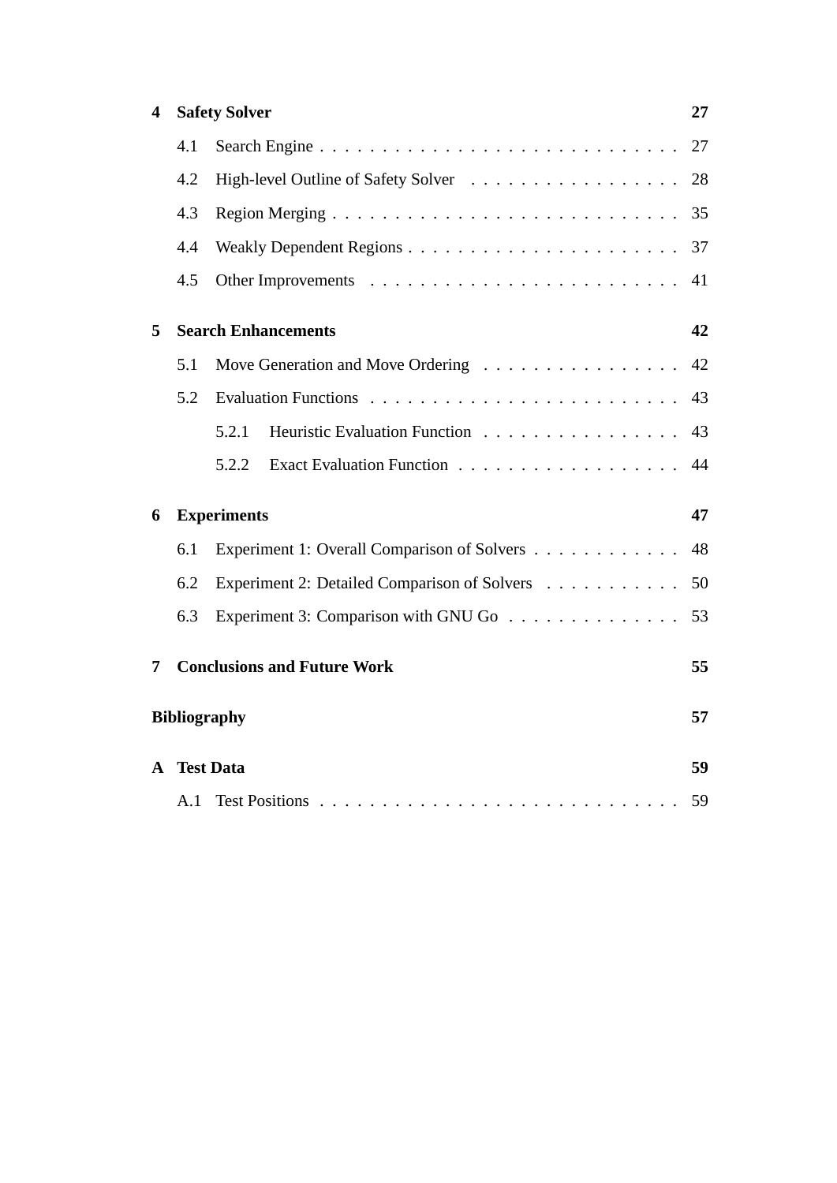**4 Safety Solver** **27**

- 4.1 Search Engine . . . . . . . . . . . . . . . . . . . . . . . . . . . . 27
- 4.2 High-level Outline of Safety Solver . . . . . . . . . . . . . . . . . 28
- 4.3 Region Merging . . . . . . . . . . . . . . . . . . . . . . . . . . . . 35
- 4.4 Weakly Dependent Regions . . . . . . . . . . . . . . . . . . . . . . 37
- 4.5 Other Improvements . . . . . . . . . . . . . . . . . . . . . . . . . 41

**5 Search Enhancements** **42**

- 5.1 Move Generation and Move Ordering . . . . . . . . . . . . . . . . 42
- 5.2 Evaluation Functions . . . . . . . . . . . . . . . . . . . . . . . . 43
  - 5.2.1 Heuristic Evaluation Function . . . . . . . . . . . . . . . . 43
  - 5.2.2 Exact Evaluation Function . . . . . . . . . . . . . . . . . . 44

**6 Experiments** **47**

- 6.1 Experiment 1: Overall Comparison of Solvers . . . . . . . . . . . . 48
- 6.2 Experiment 2: Detailed Comparison of Solvers . . . . . . . . . . . 50
- 6.3 Experiment 3: Comparison with GNU Go . . . . . . . . . . . . . . 53

**7 Conclusions and Future Work** **55**

**Bibliography** **57**

**A Test Data** **59**

- A.1 Test Positions . . . . . . . . . . . . . . . . . . . . . . . . . . . . 59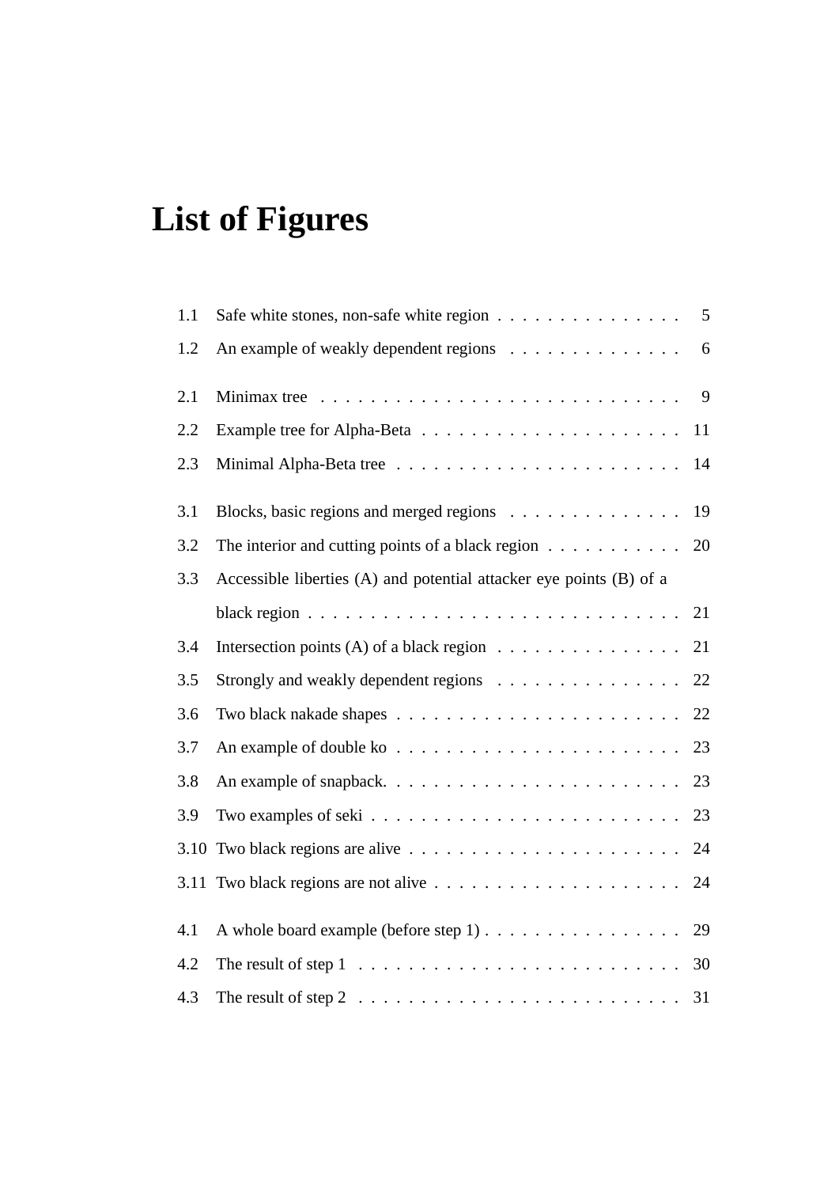# List of Figures

1.1 Safe white stones, non-safe white region . . . . . . . . . . . . . . . 5

1.2 An example of weakly dependent regions . . . . . . . . . . . . . . 6

2.1 Minimax tree . . . . . . . . . . . . . . . . . . . . . . . . . . . . 9

2.2 Example tree for Alpha-Beta . . . . . . . . . . . . . . . . . . . . . 11

2.3 Minimal Alpha-Beta tree . . . . . . . . . . . . . . . . . . . . . . . 14

3.1 Blocks, basic regions and merged regions . . . . . . . . . . . . . . 19

3.2 The interior and cutting points of a black region . . . . . . . . . . . 20

3.3 Accessible liberties (A) and potential attacker eye points (B) of a black region . . . . . . . . . . . . . . . . . . . . . . . . . . . . . 21

3.4 Intersection points (A) of a black region . . . . . . . . . . . . . . . 21

3.5 Strongly and weakly dependent regions . . . . . . . . . . . . . . . 22

3.6 Two black nakade shapes . . . . . . . . . . . . . . . . . . . . . . . 22

3.7 An example of double ko . . . . . . . . . . . . . . . . . . . . . . . 23

3.8 An example of snapback. . . . . . . . . . . . . . . . . . . . . . . . 23

3.9 Two examples of seki . . . . . . . . . . . . . . . . . . . . . . . . . 23

3.10 Two black regions are alive . . . . . . . . . . . . . . . . . . . . . . 24

3.11 Two black regions are not alive . . . . . . . . . . . . . . . . . . . . 24

4.1 A whole board example (before step 1) . . . . . . . . . . . . . . . . 29

4.2 The result of step 1 . . . . . . . . . . . . . . . . . . . . . . . . . . 30

4.3 The result of step 2 . . . . . . . . . . . . . . . . . . . . . . . . . . 31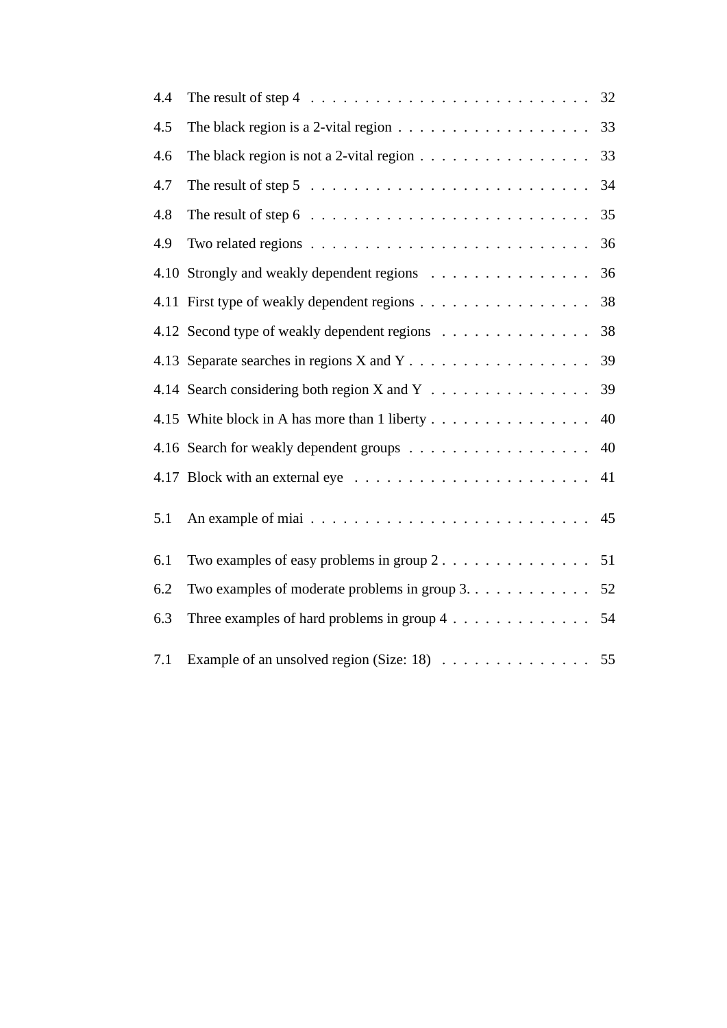4.4 The result of step 4 . . . . . . . . . . . . . . . . . . . . . . . . . . 32

4.5 The black region is a 2-vital region . . . . . . . . . . . . . . . . . . 33

4.6 The black region is not a 2-vital region . . . . . . . . . . . . . . . . 33

4.7 The result of step 5 . . . . . . . . . . . . . . . . . . . . . . . . . . 34

4.8 The result of step 6 . . . . . . . . . . . . . . . . . . . . . . . . . . 35

4.9 Two related regions . . . . . . . . . . . . . . . . . . . . . . . . . . 36

4.10 Strongly and weakly dependent regions . . . . . . . . . . . . . . . 36

4.11 First type of weakly dependent regions . . . . . . . . . . . . . . . . 38

4.12 Second type of weakly dependent regions . . . . . . . . . . . . . . 38

4.13 Separate searches in regions X and Y . . . . . . . . . . . . . . . . . 39

4.14 Search considering both region X and Y . . . . . . . . . . . . . . . 39

4.15 White block in A has more than 1 liberty . . . . . . . . . . . . . . . 40

4.16 Search for weakly dependent groups . . . . . . . . . . . . . . . . . 40

4.17 Block with an external eye . . . . . . . . . . . . . . . . . . . . . . 41

5.1 An example of miai . . . . . . . . . . . . . . . . . . . . . . . . . . 45

6.1 Two examples of easy problems in group 2 . . . . . . . . . . . . . . 51

6.2 Two examples of moderate problems in group 3. . . . . . . . . . . . 52

6.3 Three examples of hard problems in group 4 . . . . . . . . . . . . . 54

7.1 Example of an unsolved region (Size: 18) . . . . . . . . . . . . . . 55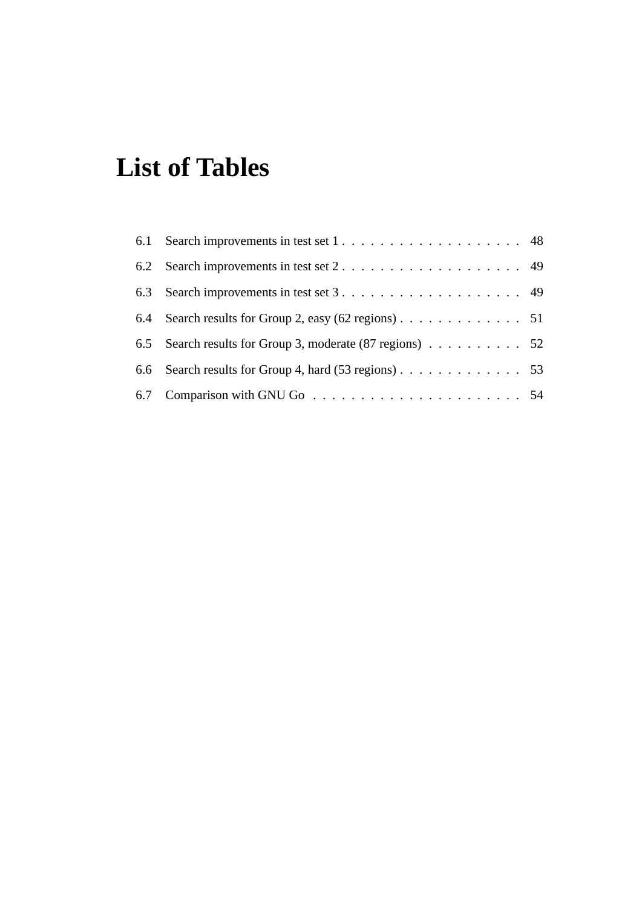# List of Tables

6.1 Search improvements in test set 1 . . . . . . . . . . . . . . . . . . . . 48

6.2 Search improvements in test set 2 . . . . . . . . . . . . . . . . . . . . 49

6.3 Search improvements in test set 3 . . . . . . . . . . . . . . . . . . . . 49

6.4 Search results for Group 2, easy (62 regions) . . . . . . . . . . . . . . 51

6.5 Search results for Group 3, moderate (87 regions) . . . . . . . . . . . 52

6.6 Search results for Group 4, hard (53 regions) . . . . . . . . . . . . . . 53

6.7 Comparison with GNU Go . . . . . . . . . . . . . . . . . . . . . . . . 54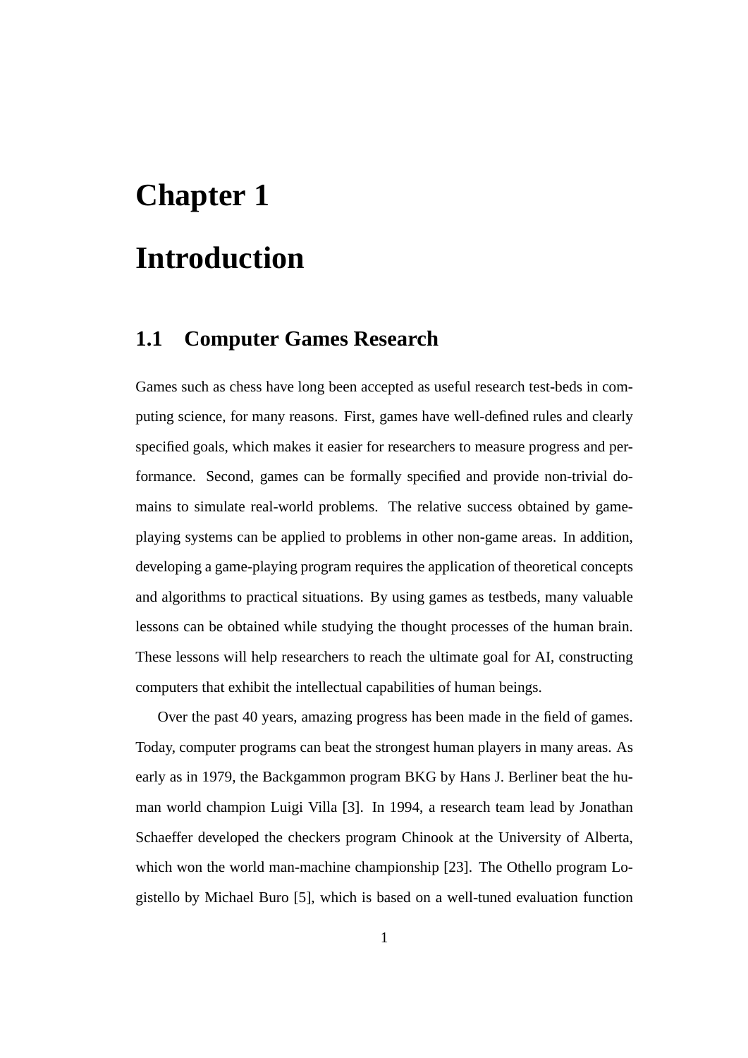# Chapter 1

# Introduction

## 1.1 Computer Games Research

Games such as chess have long been accepted as useful research test-beds in computing science, for many reasons. First, games have well-defined rules and clearly specified goals, which makes it easier for researchers to measure progress and performance. Second, games can be formally specified and provide non-trivial domains to simulate real-world problems. The relative success obtained by game-playing systems can be applied to problems in other non-game areas. In addition, developing a game-playing program requires the application of theoretical concepts and algorithms to practical situations. By using games as testbeds, many valuable lessons can be obtained while studying the thought processes of the human brain. These lessons will help researchers to reach the ultimate goal for AI, constructing computers that exhibit the intellectual capabilities of human beings.

Over the past 40 years, amazing progress has been made in the field of games. Today, computer programs can beat the strongest human players in many areas. As early as in 1979, the Backgammon program BKG by Hans J. Berliner beat the human world champion Luigi Villa [3]. In 1994, a research team lead by Jonathan Schaeffer developed the checkers program Chinook at the University of Alberta, which won the world man-machine championship [23]. The Othello program Logistello by Michael Buro [5], which is based on a well-tuned evaluation function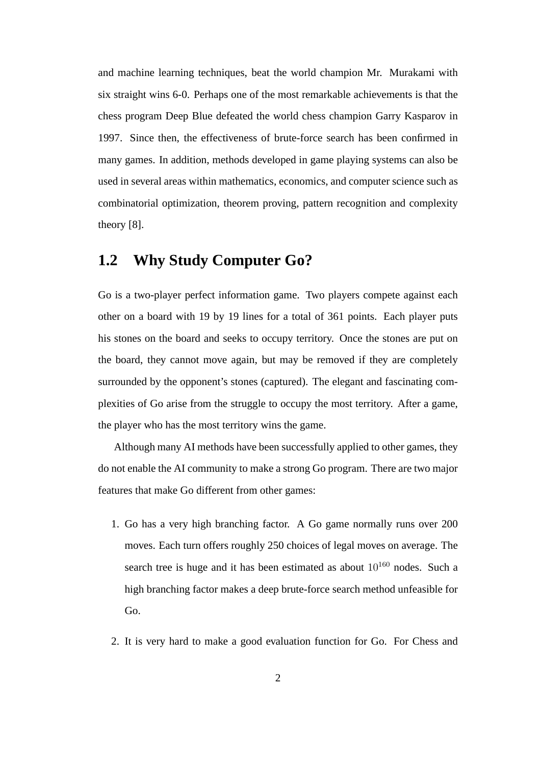and machine learning techniques, beat the world champion Mr. Murakami with six straight wins 6-0. Perhaps one of the most remarkable achievements is that the chess program Deep Blue defeated the world chess champion Garry Kasparov in 1997. Since then, the effectiveness of brute-force search has been confirmed in many games. In addition, methods developed in game playing systems can also be used in several areas within mathematics, economics, and computer science such as combinatorial optimization, theorem proving, pattern recognition and complexity theory [8].

## 1.2 Why Study Computer Go?

Go is a two-player perfect information game. Two players compete against each other on a board with 19 by 19 lines for a total of 361 points. Each player puts his stones on the board and seeks to occupy territory. Once the stones are put on the board, they cannot move again, but may be removed if they are completely surrounded by the opponent's stones (captured). The elegant and fascinating complexities of Go arise from the struggle to occupy the most territory. After a game, the player who has the most territory wins the game.

Although many AI methods have been successfully applied to other games, they do not enable the AI community to make a strong Go program. There are two major features that make Go different from other games:

1. Go has a very high branching factor. A Go game normally runs over 200 moves. Each turn offers roughly 250 choices of legal moves on average. The search tree is huge and it has been estimated as about $10^{160}$ nodes. Such a high branching factor makes a deep brute-force search method unfeasible for Go.

2. It is very hard to make a good evaluation function for Go. For Chess and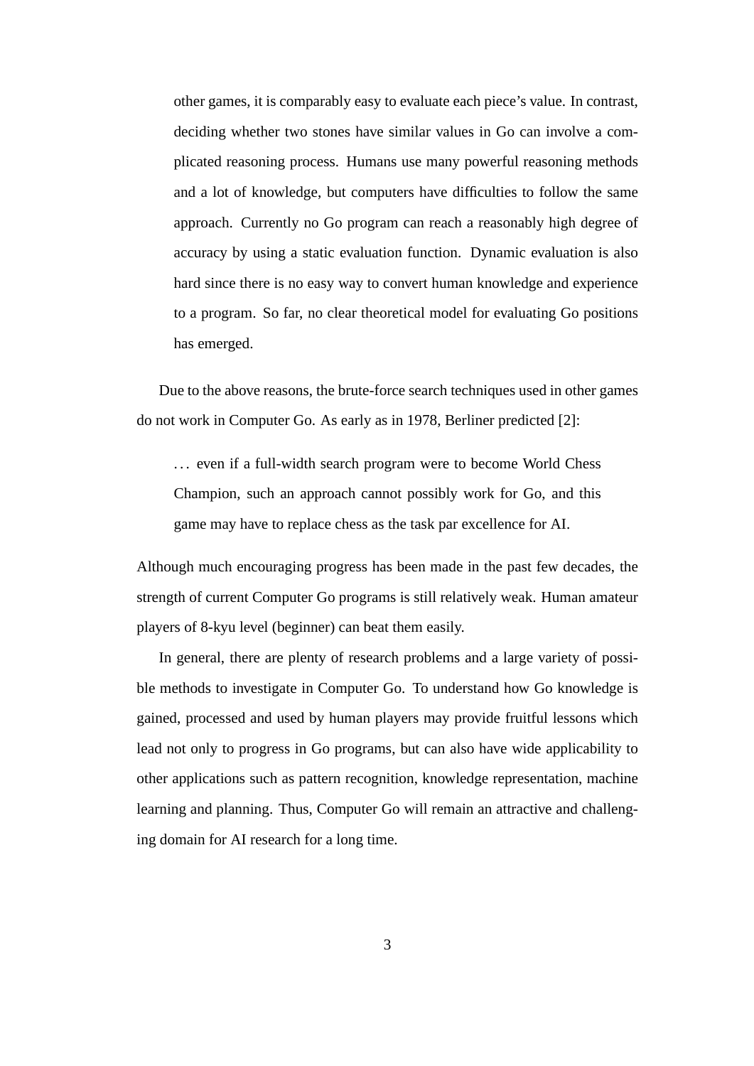other games, it is comparably easy to evaluate each piece's value. In contrast, deciding whether two stones have similar values in Go can involve a complicated reasoning process. Humans use many powerful reasoning methods and a lot of knowledge, but computers have difficulties to follow the same approach. Currently no Go program can reach a reasonably high degree of accuracy by using a static evaluation function. Dynamic evaluation is also hard since there is no easy way to convert human knowledge and experience to a program. So far, no clear theoretical model for evaluating Go positions has emerged.

Due to the above reasons, the brute-force search techniques used in other games do not work in Computer Go. As early as in 1978, Berliner predicted [2]:

> ... even if a full-width search program were to become World Chess Champion, such an approach cannot possibly work for Go, and this game may have to replace chess as the task par excellence for AI.

Although much encouraging progress has been made in the past few decades, the strength of current Computer Go programs is still relatively weak. Human amateur players of 8-kyu level (beginner) can beat them easily.

In general, there are plenty of research problems and a large variety of possible methods to investigate in Computer Go. To understand how Go knowledge is gained, processed and used by human players may provide fruitful lessons which lead not only to progress in Go programs, but can also have wide applicability to other applications such as pattern recognition, knowledge representation, machine learning and planning. Thus, Computer Go will remain an attractive and challenging domain for AI research for a long time.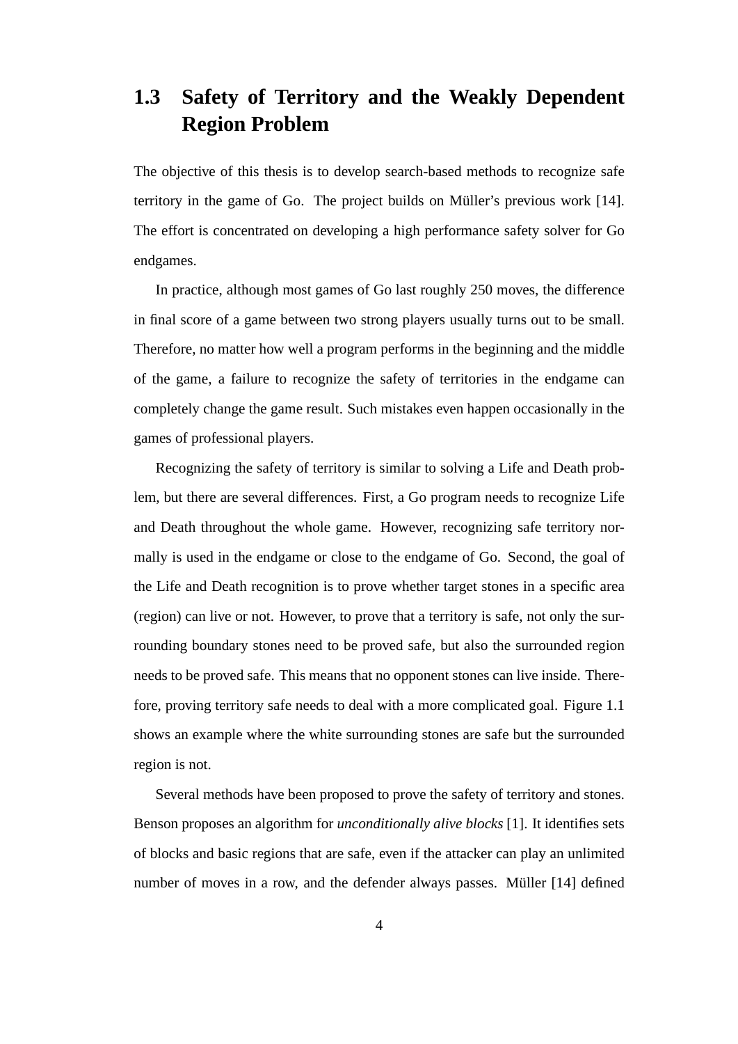## 1.3 Safety of Territory and the Weakly Dependent Region Problem

The objective of this thesis is to develop search-based methods to recognize safe territory in the game of Go. The project builds on Müller's previous work [14]. The effort is concentrated on developing a high performance safety solver for Go endgames.

In practice, although most games of Go last roughly 250 moves, the difference in final score of a game between two strong players usually turns out to be small. Therefore, no matter how well a program performs in the beginning and the middle of the game, a failure to recognize the safety of territories in the endgame can completely change the game result. Such mistakes even happen occasionally in the games of professional players.

Recognizing the safety of territory is similar to solving a Life and Death problem, but there are several differences. First, a Go program needs to recognize Life and Death throughout the whole game. However, recognizing safe territory normally is used in the endgame or close to the endgame of Go. Second, the goal of the Life and Death recognition is to prove whether target stones in a specific area (region) can live or not. However, to prove that a territory is safe, not only the surrounding boundary stones need to be proved safe, but also the surrounded region needs to be proved safe. This means that no opponent stones can live inside. Therefore, proving territory safe needs to deal with a more complicated goal. Figure 1.1 shows an example where the white surrounding stones are safe but the surrounded region is not.

Several methods have been proposed to prove the safety of territory and stones. Benson proposes an algorithm for *unconditionally alive blocks* [1]. It identifies sets of blocks and basic regions that are safe, even if the attacker can play an unlimited number of moves in a row, and the defender always passes. Müller [14] defined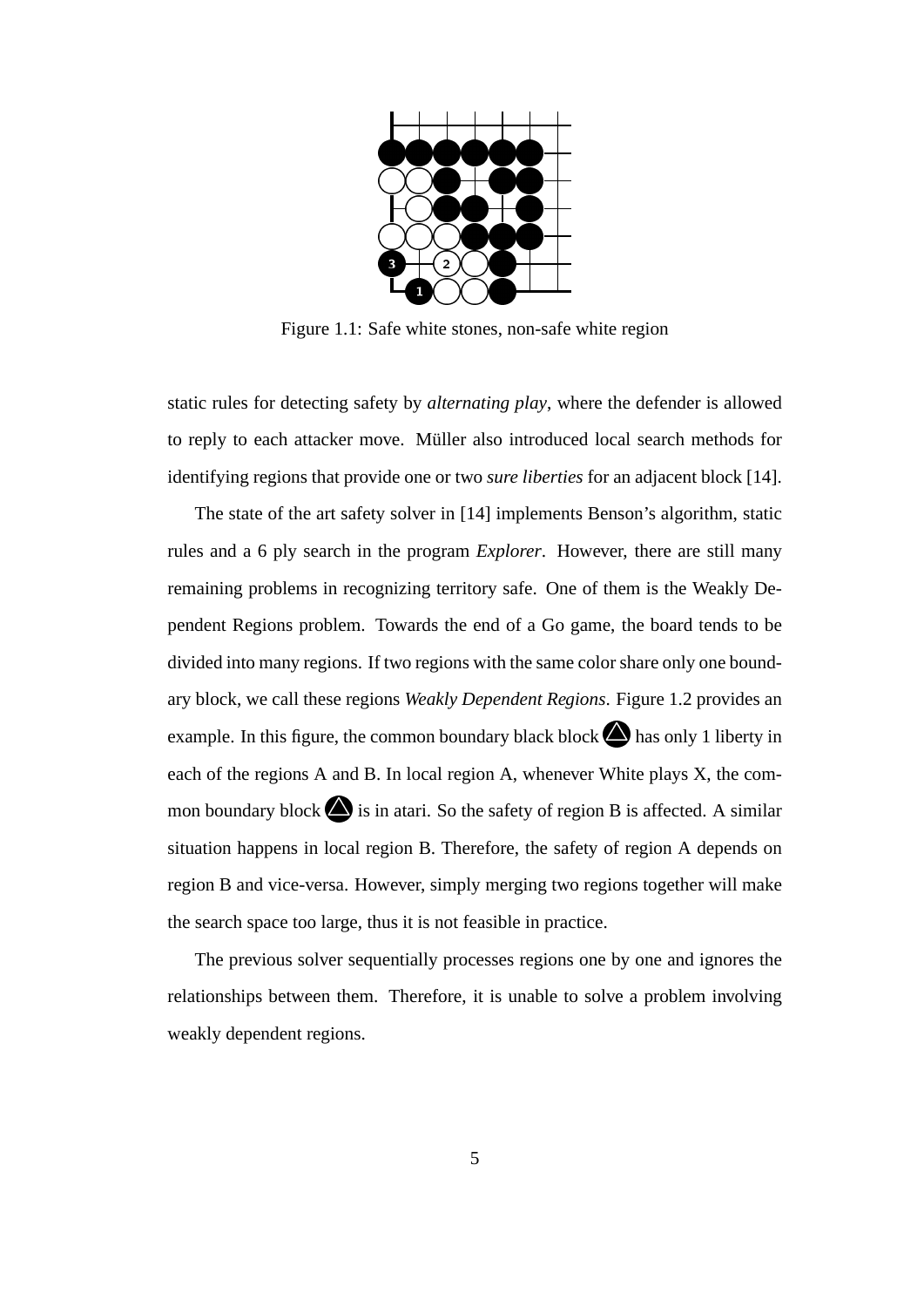Figure 1.1: Safe white stones, non-safe white region

static rules for detecting safety by *alternating play*, where the defender is allowed to reply to each attacker move. Müller also introduced local search methods for identifying regions that provide one or two *sure liberties* for an adjacent block [14].

The state of the art safety solver in [14] implements Benson's algorithm, static rules and a 6 ply search in the program *Explorer*. However, there are still many remaining problems in recognizing territory safe. One of them is the Weakly Dependent Regions problem. Towards the end of a Go game, the board tends to be divided into many regions. If two regions with the same color share only one boundary block, we call these regions *Weakly Dependent Regions*. Figure 1.2 provides an example. In this figure, the common boundary black block ▲ has only 1 liberty in each of the regions A and B. In local region A, whenever White plays X, the common boundary block ▲ is in atari. So the safety of region B is affected. A similar situation happens in local region B. Therefore, the safety of region A depends on region B and vice-versa. However, simply merging two regions together will make the search space too large, thus it is not feasible in practice.

The previous solver sequentially processes regions one by one and ignores the relationships between them. Therefore, it is unable to solve a problem involving weakly dependent regions.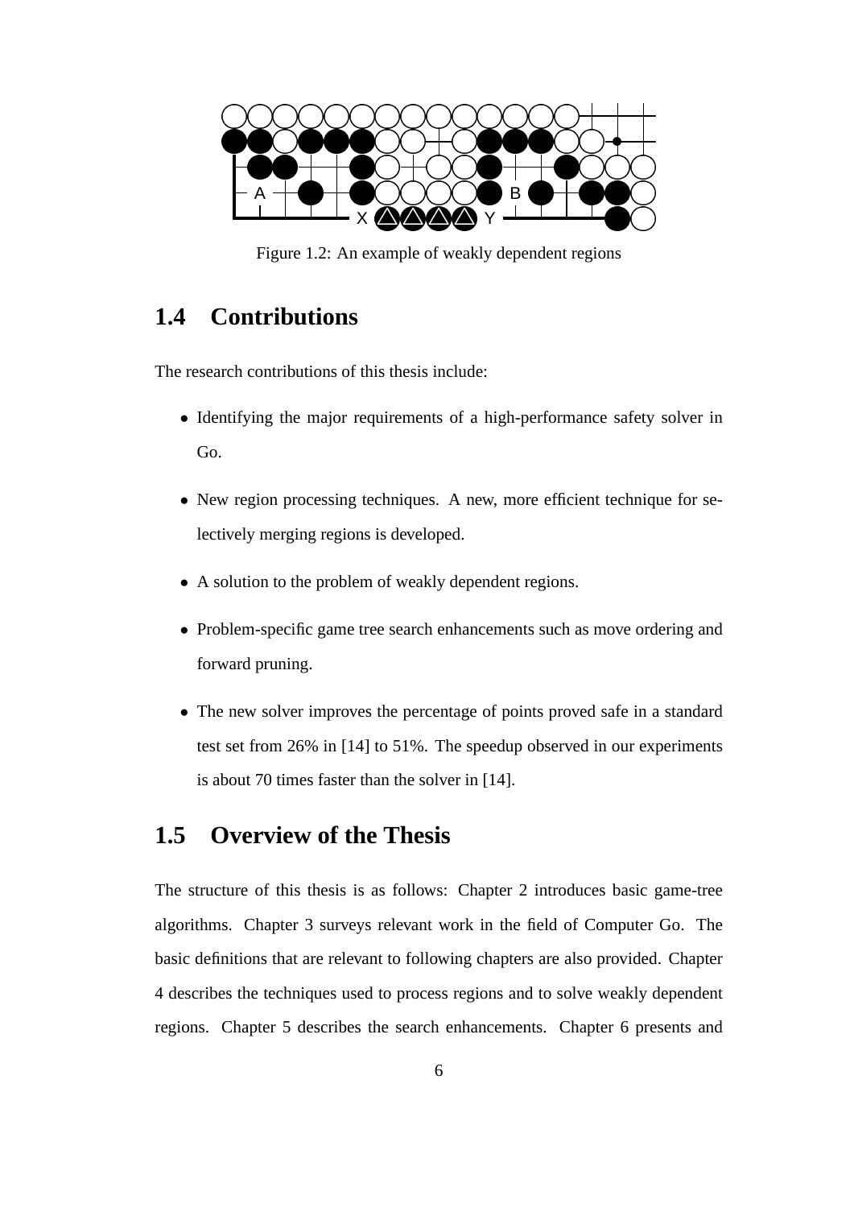Figure 1.2: An example of weakly dependent regions

## 1.4 Contributions

The research contributions of this thesis include:

- Identifying the major requirements of a high-performance safety solver in Go.
- New region processing techniques. A new, more efficient technique for selectively merging regions is developed.
- A solution to the problem of weakly dependent regions.
- Problem-specific game tree search enhancements such as move ordering and forward pruning.
- The new solver improves the percentage of points proved safe in a standard test set from 26% in [14] to 51%. The speedup observed in our experiments is about 70 times faster than the solver in [14].

## 1.5 Overview of the Thesis

The structure of this thesis is as follows: Chapter 2 introduces basic game-tree algorithms. Chapter 3 surveys relevant work in the field of Computer Go. The basic definitions that are relevant to following chapters are also provided. Chapter 4 describes the techniques used to process regions and to solve weakly dependent regions. Chapter 5 describes the search enhancements. Chapter 6 presents and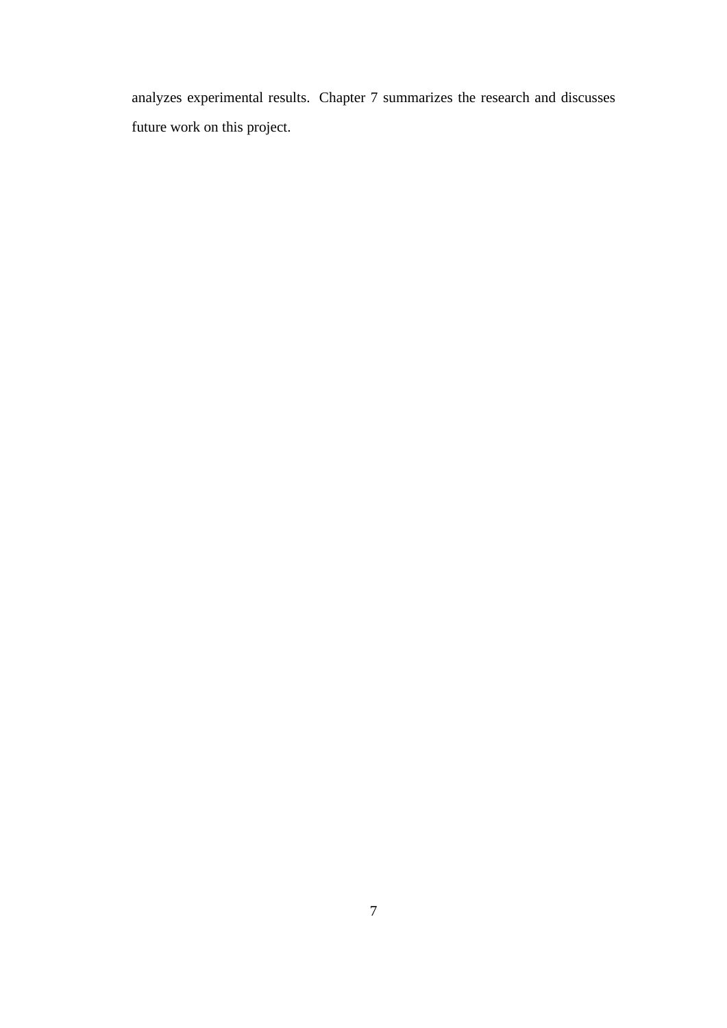analyzes experimental results. Chapter 7 summarizes the research and discusses future work on this project.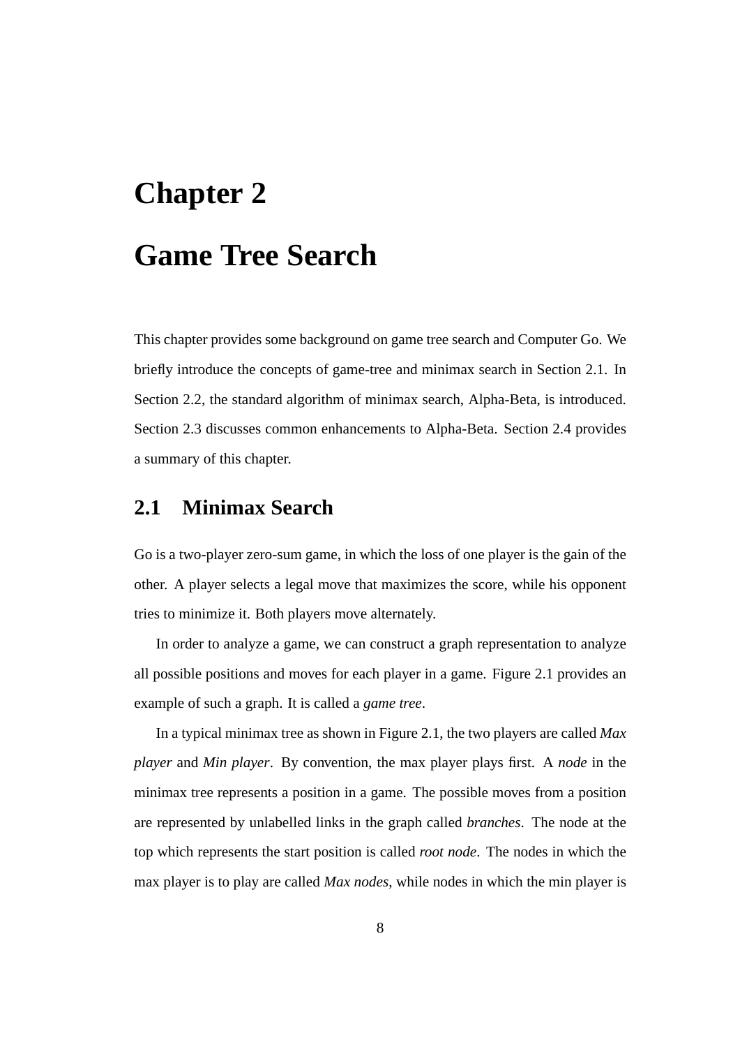# Chapter 2

# Game Tree Search

This chapter provides some background on game tree search and Computer Go. We briefly introduce the concepts of game-tree and minimax search in Section 2.1. In Section 2.2, the standard algorithm of minimax search, Alpha-Beta, is introduced. Section 2.3 discusses common enhancements to Alpha-Beta. Section 2.4 provides a summary of this chapter.

## 2.1 Minimax Search

Go is a two-player zero-sum game, in which the loss of one player is the gain of the other. A player selects a legal move that maximizes the score, while his opponent tries to minimize it. Both players move alternately.

In order to analyze a game, we can construct a graph representation to analyze all possible positions and moves for each player in a game. Figure 2.1 provides an example of such a graph. It is called a *game tree*.

In a typical minimax tree as shown in Figure 2.1, the two players are called *Max player* and *Min player*. By convention, the max player plays first. A *node* in the minimax tree represents a position in a game. The possible moves from a position are represented by unlabelled links in the graph called *branches*. The node at the top which represents the start position is called *root node*. The nodes in which the max player is to play are called *Max nodes*, while nodes in which the min player is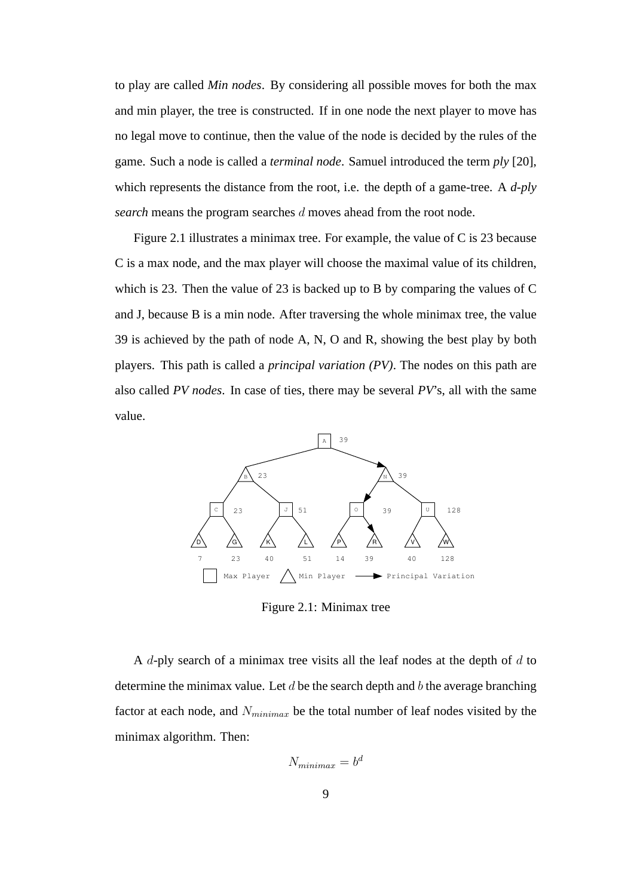to play are called *Min nodes*. By considering all possible moves for both the max and min player, the tree is constructed. If in one node the next player to move has no legal move to continue, then the value of the node is decided by the rules of the game. Such a node is called a *terminal node*. Samuel introduced the term *ply* [20], which represents the distance from the root, i.e. the depth of a game-tree. A *d-ply search* means the program searches $d$ moves ahead from the root node.

Figure 2.1 illustrates a minimax tree. For example, the value of C is 23 because C is a max node, and the max player will choose the maximal value of its children, which is 23. Then the value of 23 is backed up to B by comparing the values of C and J, because B is a min node. After traversing the whole minimax tree, the value 39 is achieved by the path of node A, N, O and R, showing the best play by both players. This path is called a *principal variation (PV)*. The nodes on this path are also called *PV nodes*. In case of ties, there may be several *PV*'s, all with the same value.

A 39
B 23
N 39
C 23
J 51
O 39
U 128
D G K L P R V W
7 23 40 51 14 39 40 128
Max Player
Min Player
Principal Variation

Figure 2.1: Minimax tree

A $d$-ply search of a minimax tree visits all the leaf nodes at the depth of $d$ to determine the minimax value. Let $d$ be the search depth and $b$ the average branching factor at each node, and $N_{minimax}$ be the total number of leaf nodes visited by the minimax algorithm. Then:

$$N_{minimax} = b^d$$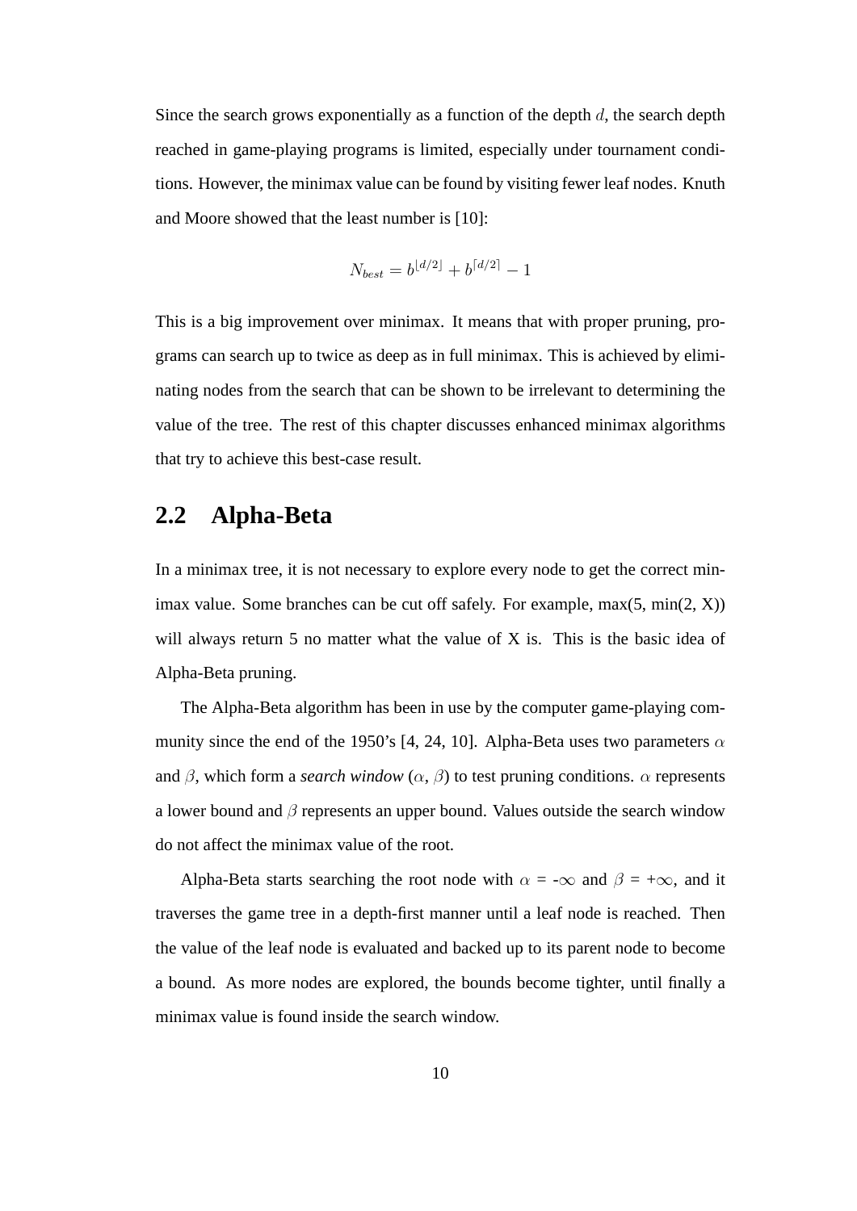Since the search grows exponentially as a function of the depth $d$, the search depth reached in game-playing programs is limited, especially under tournament conditions. However, the minimax value can be found by visiting fewer leaf nodes. Knuth and Moore showed that the least number is [10]:

$$N_{best} = b^{\lfloor d/2 \rfloor} + b^{\lceil d/2 \rceil} - 1$$

This is a big improvement over minimax. It means that with proper pruning, programs can search up to twice as deep as in full minimax. This is achieved by eliminating nodes from the search that can be shown to be irrelevant to determining the value of the tree. The rest of this chapter discusses enhanced minimax algorithms that try to achieve this best-case result.

## 2.2 Alpha-Beta

In a minimax tree, it is not necessary to explore every node to get the correct minimax value. Some branches can be cut off safely. For example, max(5, min(2, X)) will always return 5 no matter what the value of X is. This is the basic idea of Alpha-Beta pruning.

The Alpha-Beta algorithm has been in use by the computer game-playing community since the end of the 1950's [4, 24, 10]. Alpha-Beta uses two parameters $\alpha$ and $\beta$, which form a *search window* ($\alpha$, $\beta$) to test pruning conditions. $\alpha$ represents a lower bound and $\beta$ represents an upper bound. Values outside the search window do not affect the minimax value of the root.

Alpha-Beta starts searching the root node with $\alpha$ = $-\infty$ and $\beta$ = $+\infty$, and it traverses the game tree in a depth-first manner until a leaf node is reached. Then the value of the leaf node is evaluated and backed up to its parent node to become a bound. As more nodes are explored, the bounds become tighter, until finally a minimax value is found inside the search window.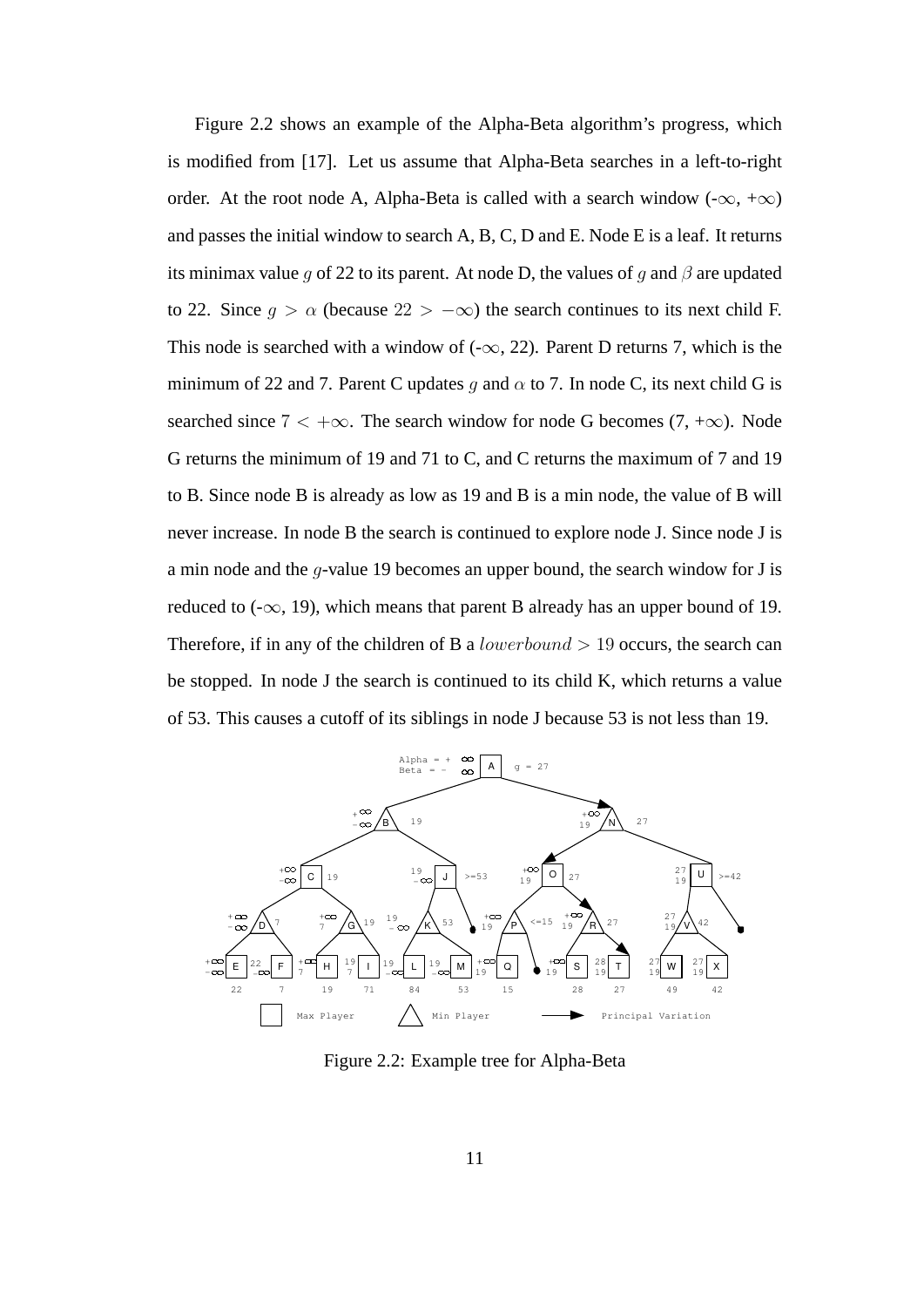Figure 2.2 shows an example of the Alpha-Beta algorithm's progress, which is modified from [17]. Let us assume that Alpha-Beta searches in a left-to-right order. At the root node A, Alpha-Beta is called with a search window (-$\infty$, +$\infty$) and passes the initial window to search A, B, C, D and E. Node E is a leaf. It returns its minimax value $g$ of 22 to its parent. At node D, the values of $g$ and $\beta$ are updated to 22. Since $g > \alpha$ (because $22 > -\infty$) the search continues to its next child F. This node is searched with a window of (-$\infty$, 22). Parent D returns 7, which is the minimum of 22 and 7. Parent C updates $g$ and $\alpha$ to 7. In node C, its next child G is searched since $7 < +\infty$. The search window for node G becomes (7, +$\infty$). Node G returns the minimum of 19 and 71 to C, and C returns the maximum of 7 and 19 to B. Since node B is already as low as 19 and B is a min node, the value of B will never increase. In node B the search is continued to explore node J. Since node J is a min node and the $g$-value 19 becomes an upper bound, the search window for J is reduced to (-$\infty$, 19), which means that parent B already has an upper bound of 19. Therefore, if in any of the children of B a $lowerbound > 19$ occurs, the search can be stopped. In node J the search is continued to its child K, which returns a value of 53. This causes a cutoff of its siblings in node J because 53 is not less than 19.

Alpha = +∞
Beta = -∞
A
g = 27
B 19
N 27
C 19
J >=53
O 27
U >=42
D 7
G 19
K 53
P <=15
R 27
V 42
E F H I L M Q S T W X
22 7 19 71 84 53 15 28 27 49 42
Max Player
Min Player
Principal Variation

Figure 2.2: Example tree for Alpha-Beta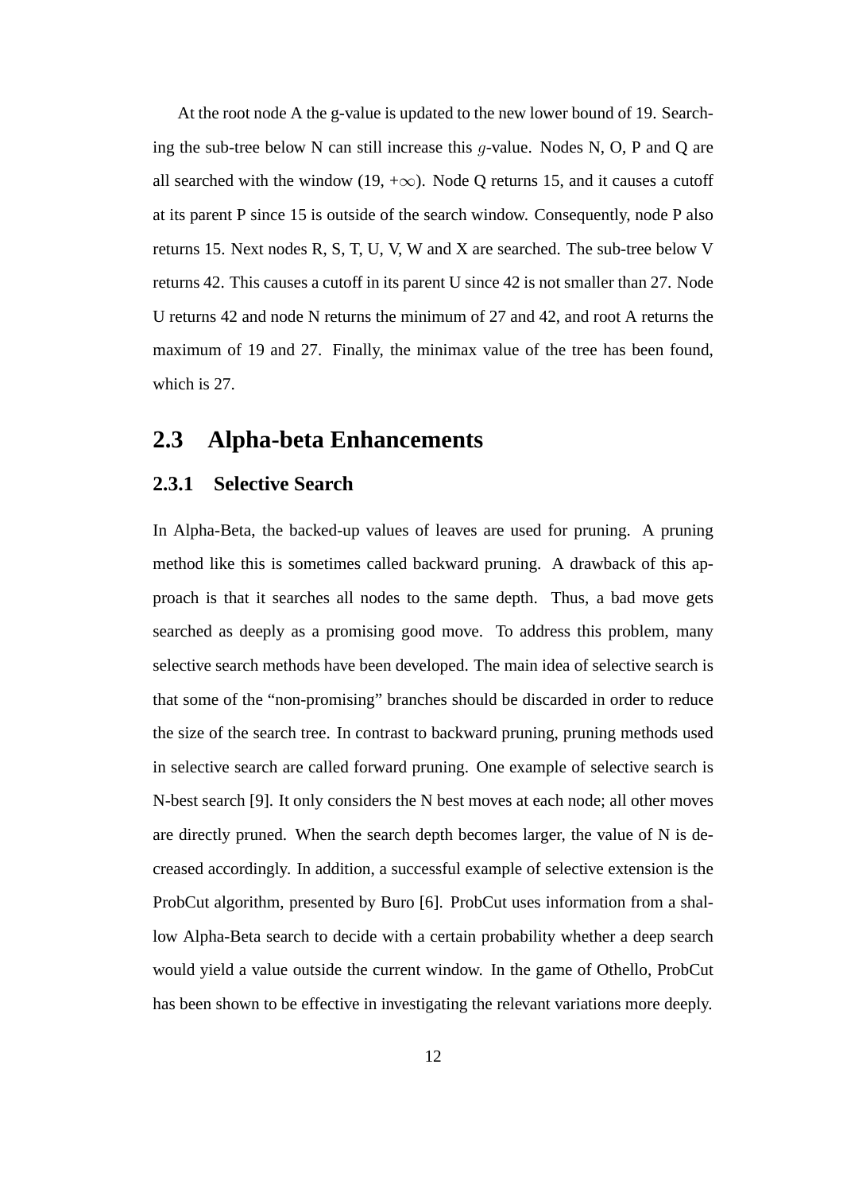At the root node A the g-value is updated to the new lower bound of 19. Searching the sub-tree below N can still increase this $g$-value. Nodes N, O, P and Q are all searched with the window (19, $+\infty$). Node Q returns 15, and it causes a cutoff at its parent P since 15 is outside of the search window. Consequently, node P also returns 15. Next nodes R, S, T, U, V, W and X are searched. The sub-tree below V returns 42. This causes a cutoff in its parent U since 42 is not smaller than 27. Node U returns 42 and node N returns the minimum of 27 and 42, and root A returns the maximum of 19 and 27. Finally, the minimax value of the tree has been found, which is 27.

## 2.3 Alpha-beta Enhancements

### 2.3.1 Selective Search

In Alpha-Beta, the backed-up values of leaves are used for pruning. A pruning method like this is sometimes called backward pruning. A drawback of this approach is that it searches all nodes to the same depth. Thus, a bad move gets searched as deeply as a promising good move. To address this problem, many selective search methods have been developed. The main idea of selective search is that some of the "non-promising" branches should be discarded in order to reduce the size of the search tree. In contrast to backward pruning, pruning methods used in selective search are called forward pruning. One example of selective search is N-best search [9]. It only considers the N best moves at each node; all other moves are directly pruned. When the search depth becomes larger, the value of N is decreased accordingly. In addition, a successful example of selective extension is the ProbCut algorithm, presented by Buro [6]. ProbCut uses information from a shallow Alpha-Beta search to decide with a certain probability whether a deep search would yield a value outside the current window. In the game of Othello, ProbCut has been shown to be effective in investigating the relevant variations more deeply.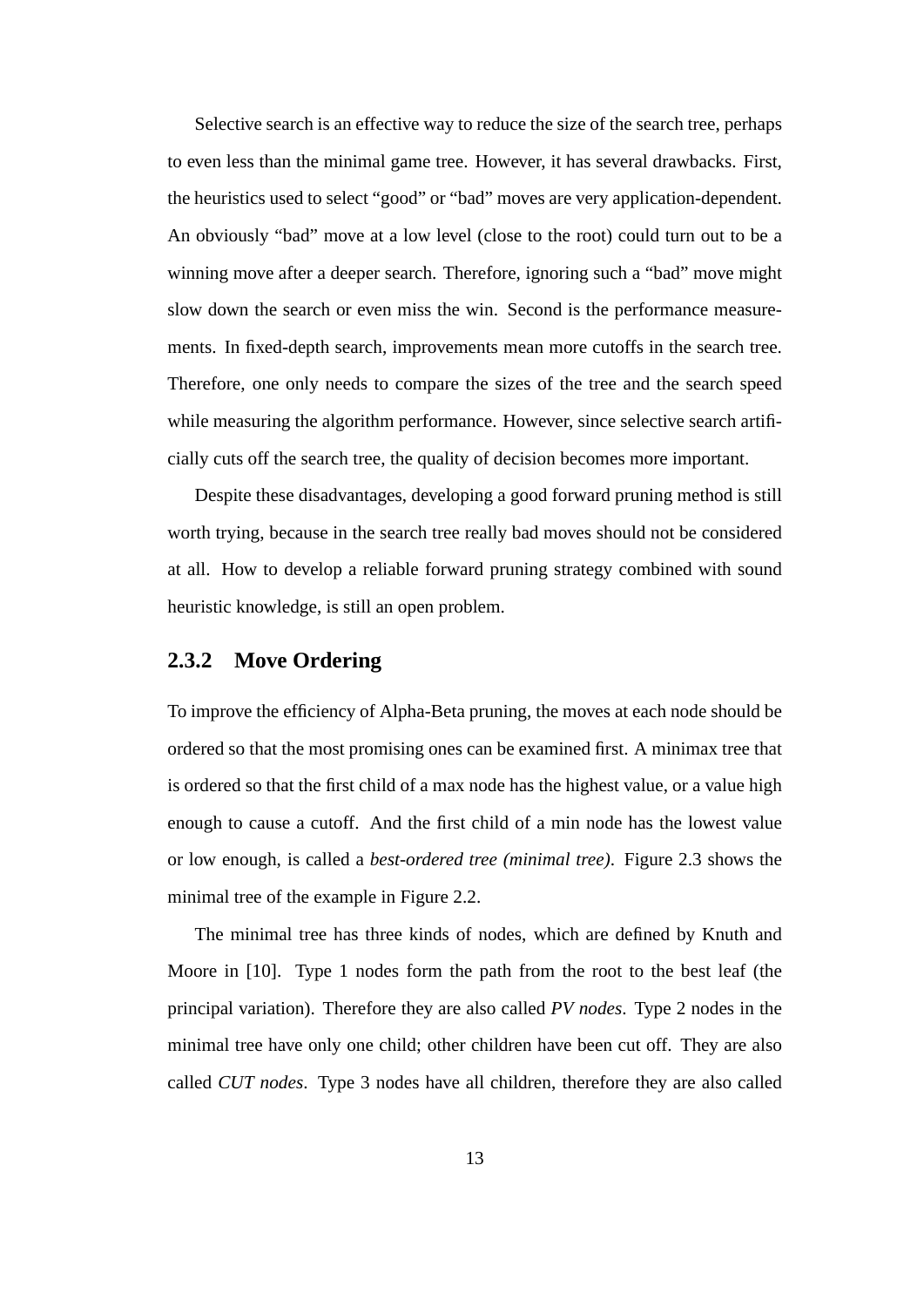Selective search is an effective way to reduce the size of the search tree, perhaps to even less than the minimal game tree. However, it has several drawbacks. First, the heuristics used to select "good" or "bad" moves are very application-dependent. An obviously "bad" move at a low level (close to the root) could turn out to be a winning move after a deeper search. Therefore, ignoring such a "bad" move might slow down the search or even miss the win. Second is the performance measurements. In fixed-depth search, improvements mean more cutoffs in the search tree. Therefore, one only needs to compare the sizes of the tree and the search speed while measuring the algorithm performance. However, since selective search artificially cuts off the search tree, the quality of decision becomes more important.

Despite these disadvantages, developing a good forward pruning method is still worth trying, because in the search tree really bad moves should not be considered at all. How to develop a reliable forward pruning strategy combined with sound heuristic knowledge, is still an open problem.

### 2.3.2 Move Ordering

To improve the efficiency of Alpha-Beta pruning, the moves at each node should be ordered so that the most promising ones can be examined first. A minimax tree that is ordered so that the first child of a max node has the highest value, or a value high enough to cause a cutoff. And the first child of a min node has the lowest value or low enough, is called a *best-ordered tree (minimal tree)*. Figure 2.3 shows the minimal tree of the example in Figure 2.2.

The minimal tree has three kinds of nodes, which are defined by Knuth and Moore in [10]. Type 1 nodes form the path from the root to the best leaf (the principal variation). Therefore they are also called *PV nodes*. Type 2 nodes in the minimal tree have only one child; other children have been cut off. They are also called *CUT nodes*. Type 3 nodes have all children, therefore they are also called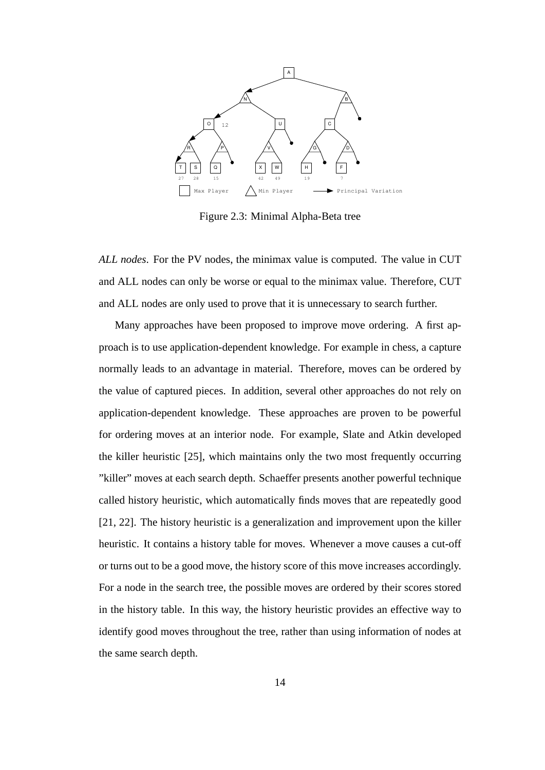A

N

B

O 12

U

C

R

P

V

G

D

T

S

Q

X

W

H

F

27 28 15 42 49 19 7

Max Player

Min Player

Principal Variation

Figure 2.3: Minimal Alpha-Beta tree

*ALL nodes*. For the PV nodes, the minimax value is computed. The value in CUT and ALL nodes can only be worse or equal to the minimax value. Therefore, CUT and ALL nodes are only used to prove that it is unnecessary to search further.

Many approaches have been proposed to improve move ordering. A first approach is to use application-dependent knowledge. For example in chess, a capture normally leads to an advantage in material. Therefore, moves can be ordered by the value of captured pieces. In addition, several other approaches do not rely on application-dependent knowledge. These approaches are proven to be powerful for ordering moves at an interior node. For example, Slate and Atkin developed the killer heuristic [25], which maintains only the two most frequently occurring "killer" moves at each search depth. Schaeffer presents another powerful technique called history heuristic, which automatically finds moves that are repeatedly good [21, 22]. The history heuristic is a generalization and improvement upon the killer heuristic. It contains a history table for moves. Whenever a move causes a cut-off or turns out to be a good move, the history score of this move increases accordingly. For a node in the search tree, the possible moves are ordered by their scores stored in the history table. In this way, the history heuristic provides an effective way to identify good moves throughout the tree, rather than using information of nodes at the same search depth.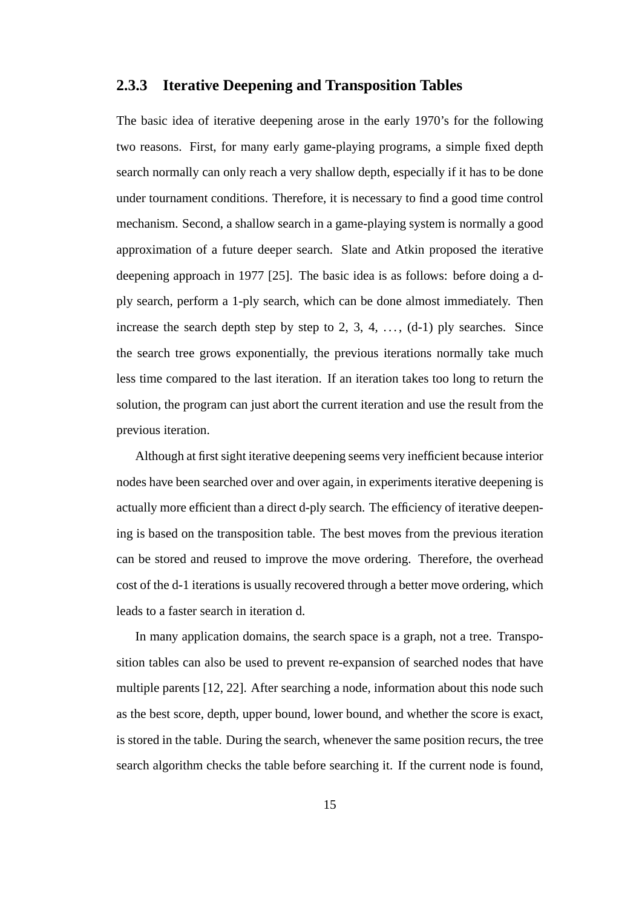### 2.3.3 Iterative Deepening and Transposition Tables

The basic idea of iterative deepening arose in the early 1970's for the following two reasons. First, for many early game-playing programs, a simple fixed depth search normally can only reach a very shallow depth, especially if it has to be done under tournament conditions. Therefore, it is necessary to find a good time control mechanism. Second, a shallow search in a game-playing system is normally a good approximation of a future deeper search. Slate and Atkin proposed the iterative deepening approach in 1977 [25]. The basic idea is as follows: before doing a d-ply search, perform a 1-ply search, which can be done almost immediately. Then increase the search depth step by step to 2, 3, 4, ..., (d-1) ply searches. Since the search tree grows exponentially, the previous iterations normally take much less time compared to the last iteration. If an iteration takes too long to return the solution, the program can just abort the current iteration and use the result from the previous iteration.

Although at first sight iterative deepening seems very inefficient because interior nodes have been searched over and over again, in experiments iterative deepening is actually more efficient than a direct d-ply search. The efficiency of iterative deepening is based on the transposition table. The best moves from the previous iteration can be stored and reused to improve the move ordering. Therefore, the overhead cost of the d-1 iterations is usually recovered through a better move ordering, which leads to a faster search in iteration d.

In many application domains, the search space is a graph, not a tree. Transposition tables can also be used to prevent re-expansion of searched nodes that have multiple parents [12, 22]. After searching a node, information about this node such as the best score, depth, upper bound, lower bound, and whether the score is exact, is stored in the table. During the search, whenever the same position recurs, the tree search algorithm checks the table before searching it. If the current node is found,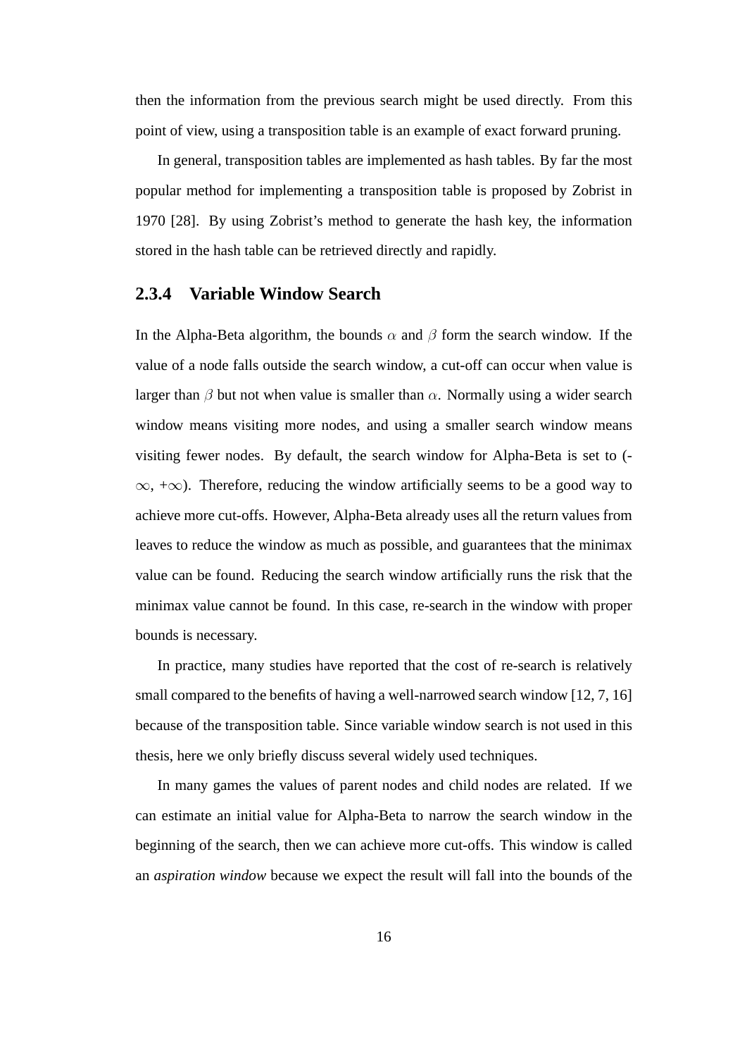then the information from the previous search might be used directly. From this point of view, using a transposition table is an example of exact forward pruning.

In general, transposition tables are implemented as hash tables. By far the most popular method for implementing a transposition table is proposed by Zobrist in 1970 [28]. By using Zobrist's method to generate the hash key, the information stored in the hash table can be retrieved directly and rapidly.

### 2.3.4 Variable Window Search

In the Alpha-Beta algorithm, the bounds $\alpha$ and $\beta$ form the search window. If the value of a node falls outside the search window, a cut-off can occur when value is larger than $\beta$ but not when value is smaller than $\alpha$. Normally using a wider search window means visiting more nodes, and using a smaller search window means visiting fewer nodes. By default, the search window for Alpha-Beta is set to ($-\infty$, $+\infty$). Therefore, reducing the window artificially seems to be a good way to achieve more cut-offs. However, Alpha-Beta already uses all the return values from leaves to reduce the window as much as possible, and guarantees that the minimax value can be found. Reducing the search window artificially runs the risk that the minimax value cannot be found. In this case, re-search in the window with proper bounds is necessary.

In practice, many studies have reported that the cost of re-search is relatively small compared to the benefits of having a well-narrowed search window [12, 7, 16] because of the transposition table. Since variable window search is not used in this thesis, here we only briefly discuss several widely used techniques.

In many games the values of parent nodes and child nodes are related. If we can estimate an initial value for Alpha-Beta to narrow the search window in the beginning of the search, then we can achieve more cut-offs. This window is called an *aspiration window* because we expect the result will fall into the bounds of the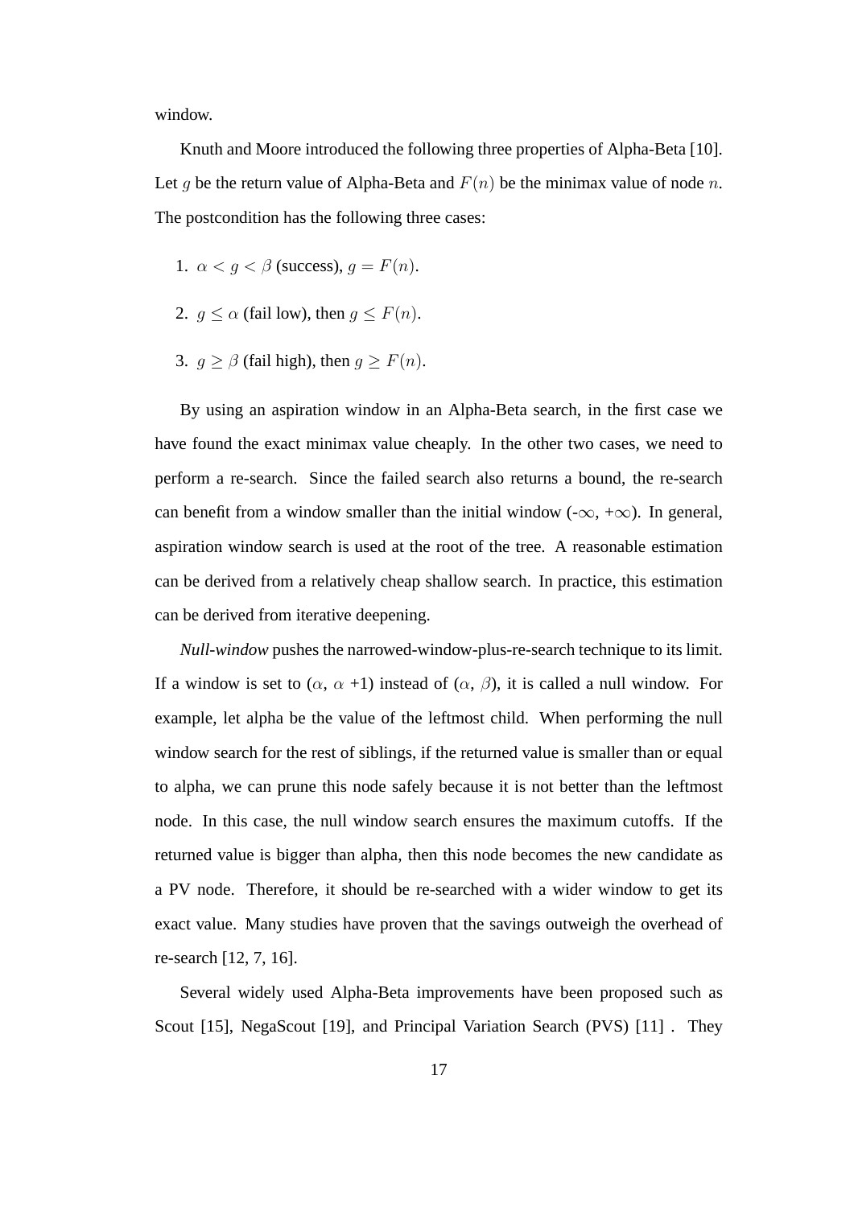window.

Knuth and Moore introduced the following three properties of Alpha-Beta [10]. Let $g$ be the return value of Alpha-Beta and $F(n)$ be the minimax value of node $n$. The postcondition has the following three cases:

1. $\alpha < g < \beta$ (success), $g = F(n)$.
2. $g \leq \alpha$ (fail low), then $g \leq F(n)$.
3. $g \geq \beta$ (fail high), then $g \geq F(n)$.

By using an aspiration window in an Alpha-Beta search, in the first case we have found the exact minimax value cheaply. In the other two cases, we need to perform a re-search. Since the failed search also returns a bound, the re-search can benefit from a window smaller than the initial window (-$\infty$, +$\infty$). In general, aspiration window search is used at the root of the tree. A reasonable estimation can be derived from a relatively cheap shallow search. In practice, this estimation can be derived from iterative deepening.

*Null-window* pushes the narrowed-window-plus-re-search technique to its limit. If a window is set to ($\alpha$, $\alpha$ +1) instead of ($\alpha$, $\beta$), it is called a null window. For example, let alpha be the value of the leftmost child. When performing the null window search for the rest of siblings, if the returned value is smaller than or equal to alpha, we can prune this node safely because it is not better than the leftmost node. In this case, the null window search ensures the maximum cutoffs. If the returned value is bigger than alpha, then this node becomes the new candidate as a PV node. Therefore, it should be re-searched with a wider window to get its exact value. Many studies have proven that the savings outweigh the overhead of re-search [12, 7, 16].

Several widely used Alpha-Beta improvements have been proposed such as Scout [15], NegaScout [19], and Principal Variation Search (PVS) [11] . They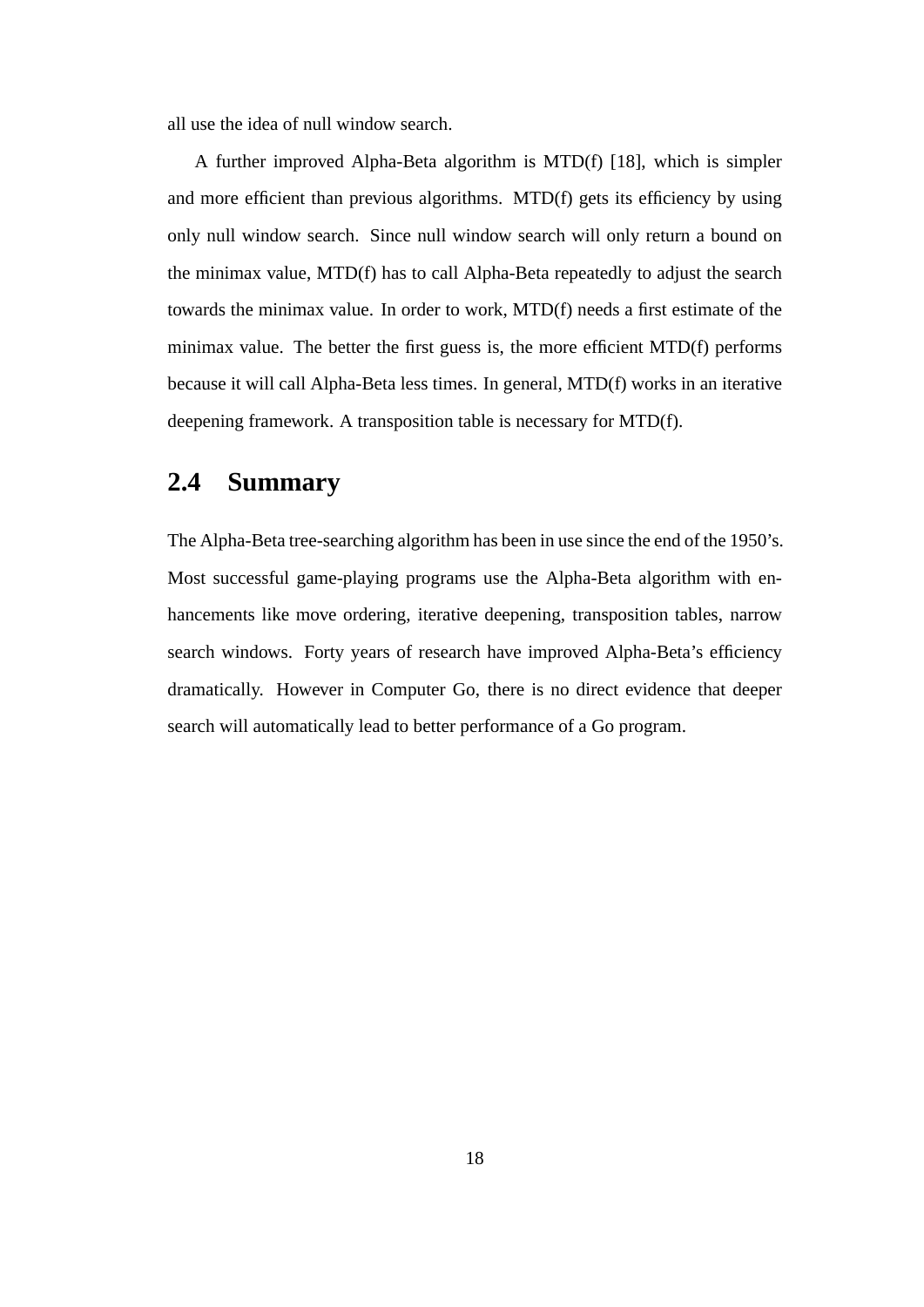all use the idea of null window search.

A further improved Alpha-Beta algorithm is MTD(f) [18], which is simpler and more efficient than previous algorithms. MTD(f) gets its efficiency by using only null window search. Since null window search will only return a bound on the minimax value, MTD(f) has to call Alpha-Beta repeatedly to adjust the search towards the minimax value. In order to work, MTD(f) needs a first estimate of the minimax value. The better the first guess is, the more efficient MTD(f) performs because it will call Alpha-Beta less times. In general, MTD(f) works in an iterative deepening framework. A transposition table is necessary for MTD(f).

## 2.4 Summary

The Alpha-Beta tree-searching algorithm has been in use since the end of the 1950's. Most successful game-playing programs use the Alpha-Beta algorithm with enhancements like move ordering, iterative deepening, transposition tables, narrow search windows. Forty years of research have improved Alpha-Beta's efficiency dramatically. However in Computer Go, there is no direct evidence that deeper search will automatically lead to better performance of a Go program.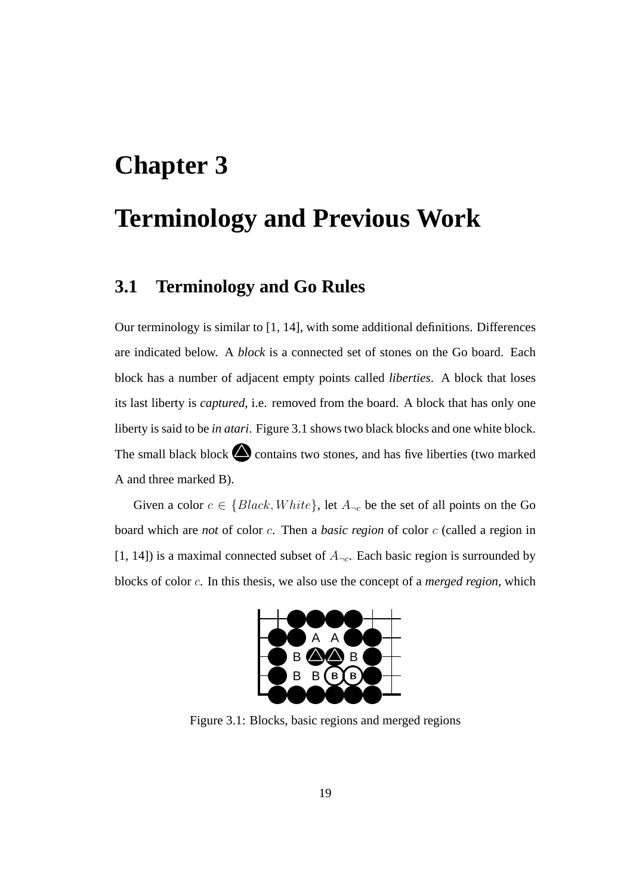# Chapter 3

# Terminology and Previous Work

## 3.1 Terminology and Go Rules

Our terminology is similar to [1, 14], with some additional definitions. Differences are indicated below. A *block* is a connected set of stones on the Go board. Each block has a number of adjacent empty points called *liberties*. A block that loses its last liberty is *captured*, i.e. removed from the board. A block that has only one liberty is said to be *in atari*. Figure 3.1 shows two black blocks and one white block. The small black block △ contains two stones, and has five liberties (two marked A and three marked B).

Given a color $c \in \{Black, White\}$, let $A_{\neg c}$ be the set of all points on the Go board which are *not* of color $c$. Then a *basic region* of color $c$ (called a region in [1, 14]) is a maximal connected subset of $A_{\neg c}$. Each basic region is surrounded by blocks of color $c$. In this thesis, we also use the concept of a *merged region*, which

A A
B B
B B B B

Figure 3.1: Blocks, basic regions and merged regions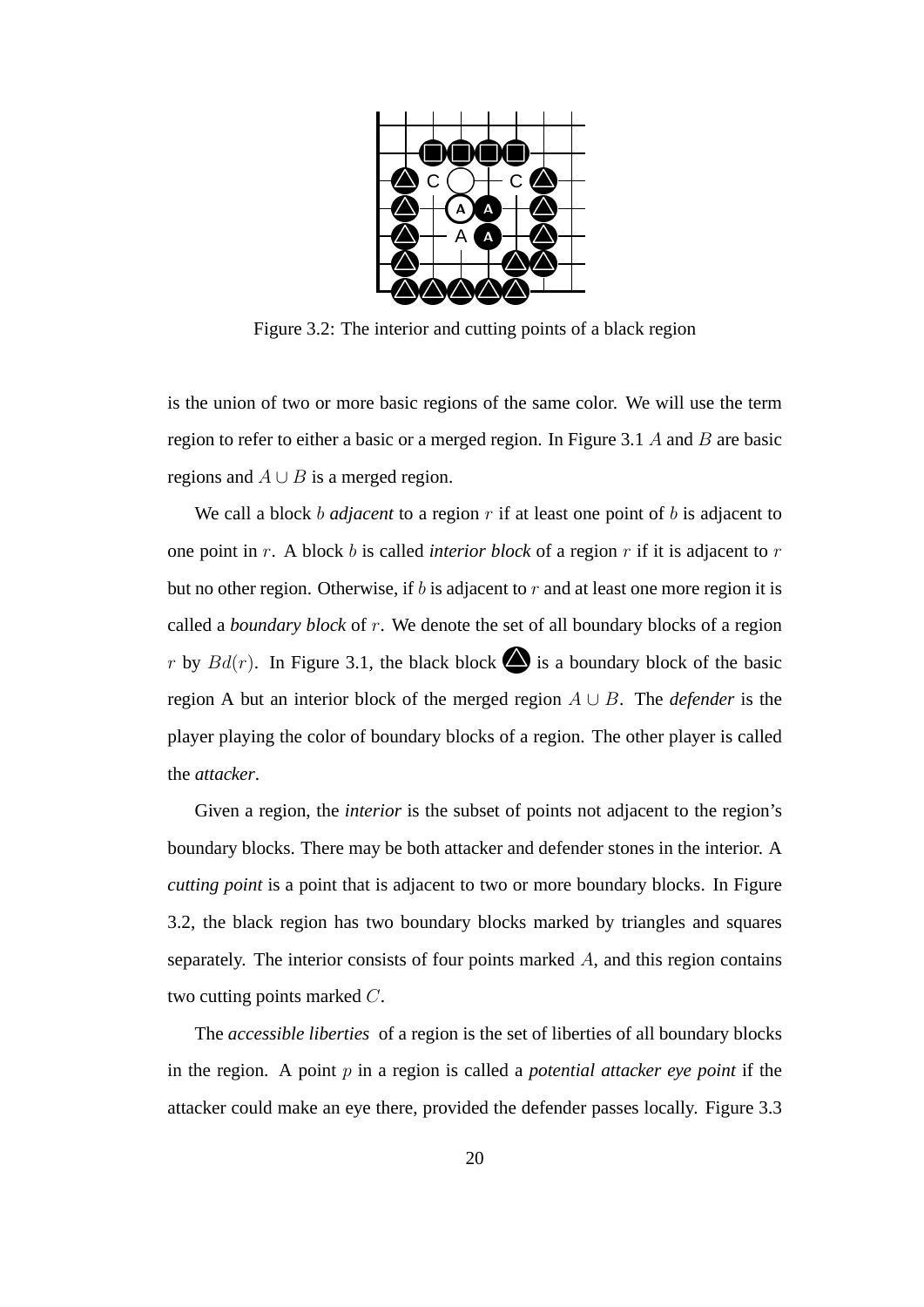Figure 3.2: The interior and cutting points of a black region

is the union of two or more basic regions of the same color. We will use the term region to refer to either a basic or a merged region. In Figure 3.1 $A$ and $B$ are basic regions and $A \cup B$ is a merged region.

We call a block $b$ *adjacent* to a region $r$ if at least one point of $b$ is adjacent to one point in $r$. A block $b$ is called *interior block* of a region $r$ if it is adjacent to $r$ but no other region. Otherwise, if $b$ is adjacent to $r$ and at least one more region it is called a *boundary block* of $r$. We denote the set of all boundary blocks of a region $r$ by $Bd(r)$. In Figure 3.1, the black block ▲ is a boundary block of the basic region A but an interior block of the merged region $A \cup B$. The *defender* is the player playing the color of boundary blocks of a region. The other player is called the *attacker*.

Given a region, the *interior* is the subset of points not adjacent to the region's boundary blocks. There may be both attacker and defender stones in the interior. A *cutting point* is a point that is adjacent to two or more boundary blocks. In Figure 3.2, the black region has two boundary blocks marked by triangles and squares separately. The interior consists of four points marked $A$, and this region contains two cutting points marked $C$.

The *accessible liberties* of a region is the set of liberties of all boundary blocks in the region. A point $p$ in a region is called a *potential attacker eye point* if the attacker could make an eye there, provided the defender passes locally. Figure 3.3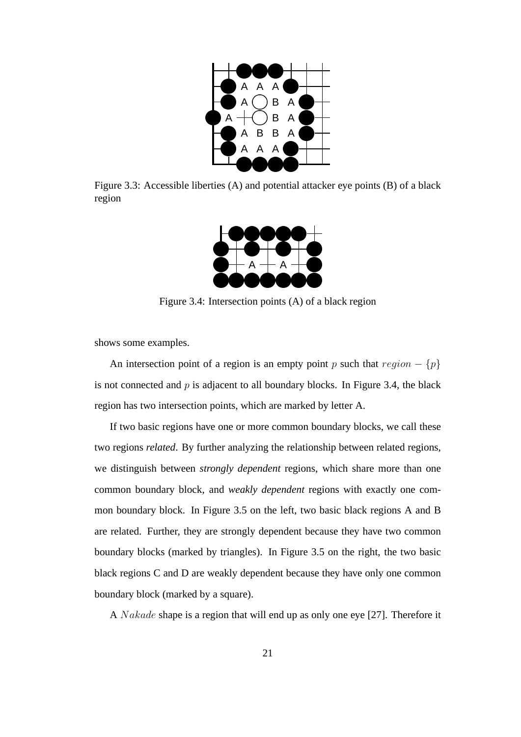Figure 3.3: Accessible liberties (A) and potential attacker eye points (B) of a black region

Figure 3.4: Intersection points (A) of a black region

shows some examples.

An intersection point of a region is an empty point $p$ such that $region - \{p\}$ is not connected and $p$ is adjacent to all boundary blocks. In Figure 3.4, the black region has two intersection points, which are marked by letter A.

If two basic regions have one or more common boundary blocks, we call these two regions *related*. By further analyzing the relationship between related regions, we distinguish between *strongly dependent* regions, which share more than one common boundary block, and *weakly dependent* regions with exactly one common boundary block. In Figure 3.5 on the left, two basic black regions A and B are related. Further, they are strongly dependent because they have two common boundary blocks (marked by triangles). In Figure 3.5 on the right, the two basic black regions C and D are weakly dependent because they have only one common boundary block (marked by a square).

A $Nakade$ shape is a region that will end up as only one eye [27]. Therefore it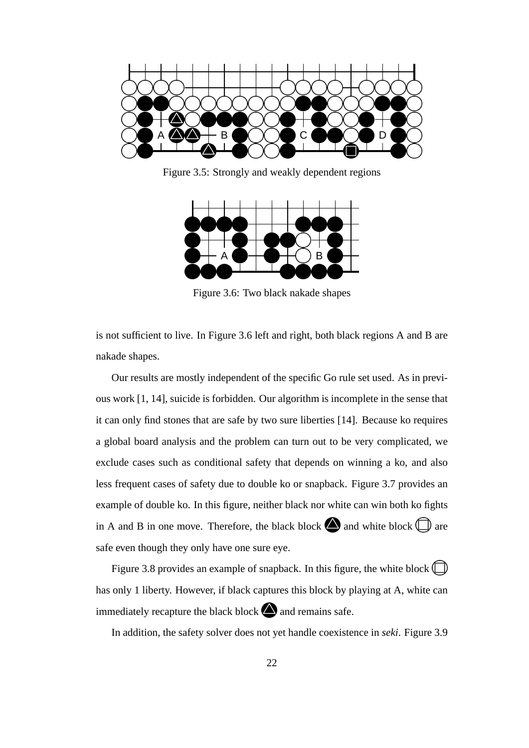A B C D

Figure 3.5: Strongly and weakly dependent regions

A B

Figure 3.6: Two black nakade shapes

is not sufficient to live. In Figure 3.6 left and right, both black regions A and B are nakade shapes.

Our results are mostly independent of the specific Go rule set used. As in previous work [1, 14], suicide is forbidden. Our algorithm is incomplete in the sense that it can only find stones that are safe by two sure liberties [14]. Because ko requires a global board analysis and the problem can turn out to be very complicated, we exclude cases such as conditional safety that depends on winning a ko, and also less frequent cases of safety due to double ko or snapback. Figure 3.7 provides an example of double ko. In this figure, neither black nor white can win both ko fights in A and B in one move. Therefore, the black block ▲ and white block □ are safe even though they only have one sure eye.

Figure 3.8 provides an example of snapback. In this figure, the white block □ has only 1 liberty. However, if black captures this block by playing at A, white can immediately recapture the black block ▲ and remains safe.

In addition, the safety solver does not yet handle coexistence in *seki*. Figure 3.9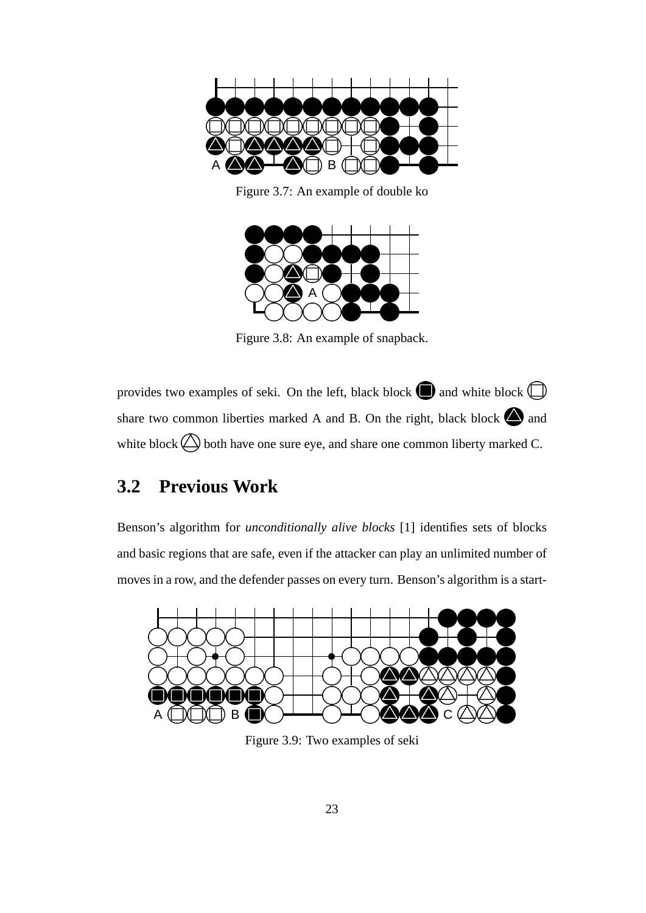A B

Figure 3.7: An example of double ko

A

Figure 3.8: An example of snapback.

provides two examples of seki. On the left, black block ■ and white block □ share two common liberties marked A and B. On the right, black block ▲ and white block △ both have one sure eye, and share one common liberty marked C.

## 3.2 Previous Work

Benson's algorithm for *unconditionally alive blocks* [1] identifies sets of blocks and basic regions that are safe, even if the attacker can play an unlimited number of moves in a row, and the defender passes on every turn. Benson's algorithm is a start-

A B C

Figure 3.9: Two examples of seki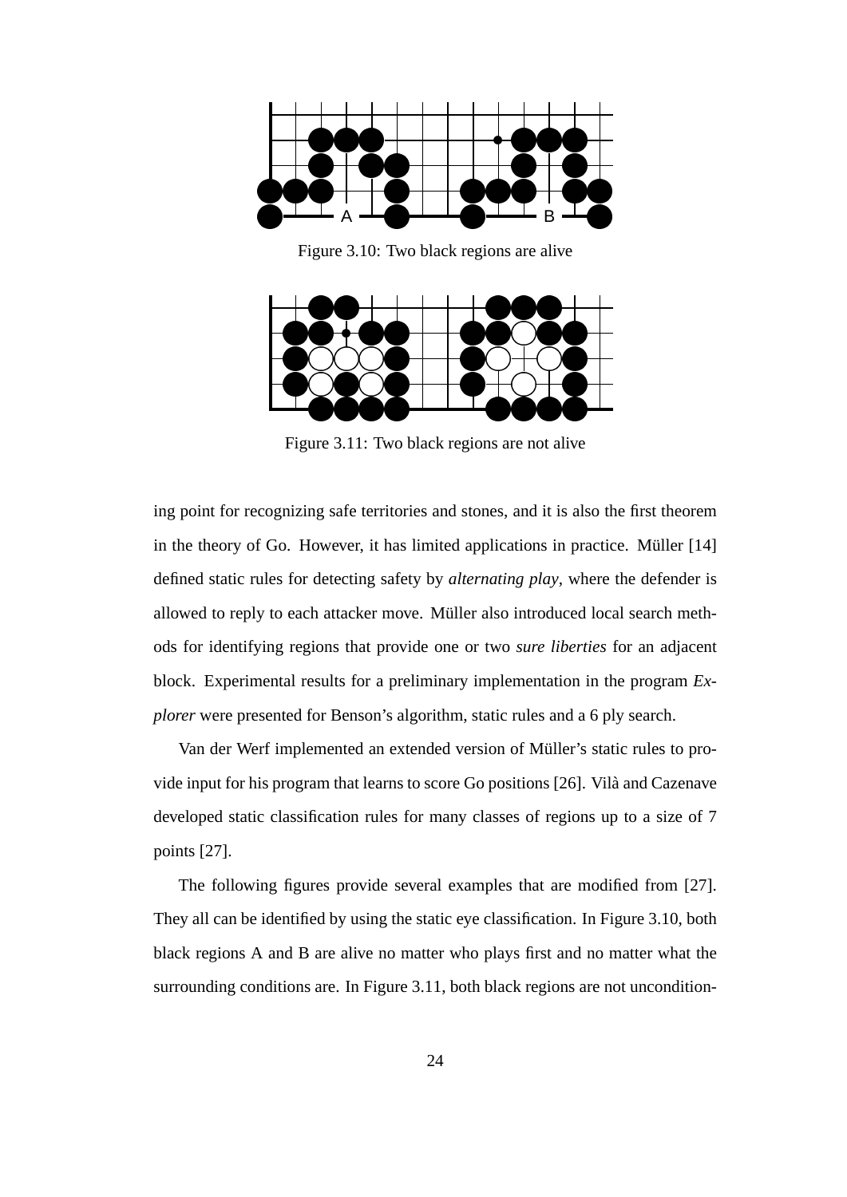A B

Figure 3.10: Two black regions are alive

Figure 3.11: Two black regions are not alive

ing point for recognizing safe territories and stones, and it is also the first theorem in the theory of Go. However, it has limited applications in practice. Müller [14] defined static rules for detecting safety by *alternating play*, where the defender is allowed to reply to each attacker move. Müller also introduced local search methods for identifying regions that provide one or two *sure liberties* for an adjacent block. Experimental results for a preliminary implementation in the program *Explorer* were presented for Benson's algorithm, static rules and a 6 ply search.

Van der Werf implemented an extended version of Müller's static rules to provide input for his program that learns to score Go positions [26]. Vilà and Cazenave developed static classification rules for many classes of regions up to a size of 7 points [27].

The following figures provide several examples that are modified from [27]. They all can be identified by using the static eye classification. In Figure 3.10, both black regions A and B are alive no matter who plays first and no matter what the surrounding conditions are. In Figure 3.11, both black regions are not unconditionally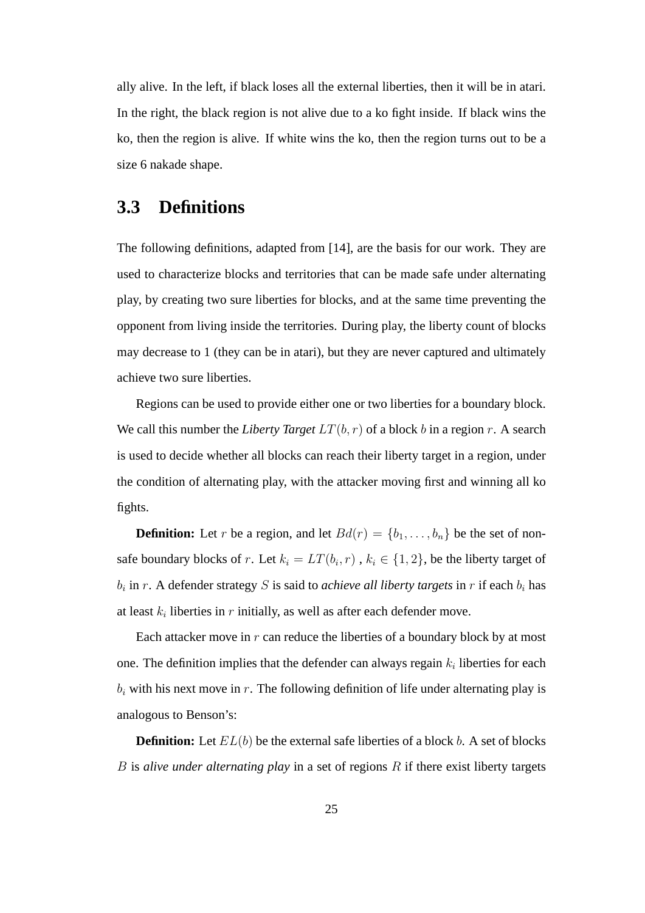ally alive. In the left, if black loses all the external liberties, then it will be in atari. In the right, the black region is not alive due to a ko fight inside. If black wins the ko, then the region is alive. If white wins the ko, then the region turns out to be a size 6 nakade shape.

## 3.3 Definitions

The following definitions, adapted from [14], are the basis for our work. They are used to characterize blocks and territories that can be made safe under alternating play, by creating two sure liberties for blocks, and at the same time preventing the opponent from living inside the territories. During play, the liberty count of blocks may decrease to 1 (they can be in atari), but they are never captured and ultimately achieve two sure liberties.

Regions can be used to provide either one or two liberties for a boundary block. We call this number the *Liberty Target* $LT(b, r)$ of a block $b$ in a region $r$. A search is used to decide whether all blocks can reach their liberty target in a region, under the condition of alternating play, with the attacker moving first and winning all ko fights.

**Definition:** Let $r$ be a region, and let $Bd(r) = \{b_1, \ldots, b_n\}$ be the set of non-safe boundary blocks of $r$. Let $k_i = LT(b_i, r)$ , $k_i \in \{1, 2\}$, be the liberty target of $b_i$ in $r$. A defender strategy $S$ is said to *achieve all liberty targets* in $r$ if each $b_i$ has at least $k_i$ liberties in $r$ initially, as well as after each defender move.

Each attacker move in $r$ can reduce the liberties of a boundary block by at most one. The definition implies that the defender can always regain $k_i$ liberties for each $b_i$ with his next move in $r$. The following definition of life under alternating play is analogous to Benson's:

**Definition:** Let $EL(b)$ be the external safe liberties of a block $b$. A set of blocks $B$ is *alive under alternating play* in a set of regions $R$ if there exist liberty targets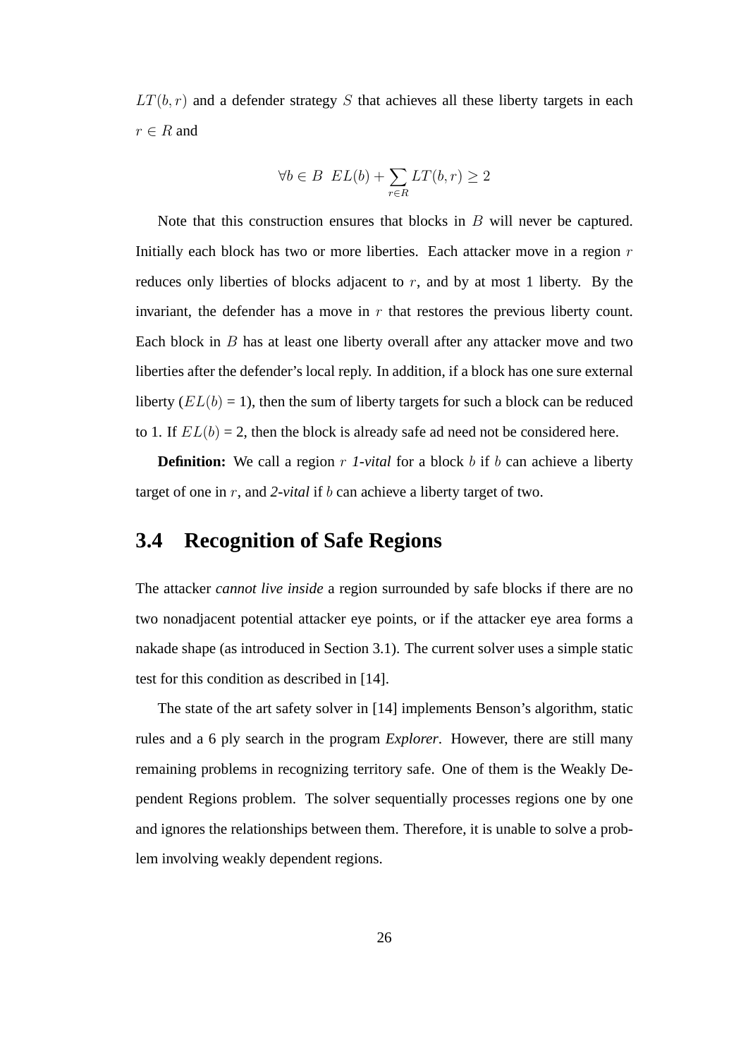$LT(b, r)$ and a defender strategy $S$ that achieves all these liberty targets in each $r \in R$ and

$$\forall b \in B \;\; EL(b) + \sum_{r \in R} LT(b, r) \geq 2$$

Note that this construction ensures that blocks in $B$ will never be captured. Initially each block has two or more liberties. Each attacker move in a region $r$ reduces only liberties of blocks adjacent to $r$, and by at most 1 liberty. By the invariant, the defender has a move in $r$ that restores the previous liberty count. Each block in $B$ has at least one liberty overall after any attacker move and two liberties after the defender's local reply. In addition, if a block has one sure external liberty ($EL(b)$ = 1), then the sum of liberty targets for such a block can be reduced to 1. If $EL(b)$ = 2, then the block is already safe ad need not be considered here.

**Definition:** We call a region $r$ *1-vital* for a block $b$ if $b$ can achieve a liberty target of one in $r$, and *2-vital* if $b$ can achieve a liberty target of two.

## 3.4 Recognition of Safe Regions

The attacker *cannot live inside* a region surrounded by safe blocks if there are no two nonadjacent potential attacker eye points, or if the attacker eye area forms a nakade shape (as introduced in Section 3.1). The current solver uses a simple static test for this condition as described in [14].

The state of the art safety solver in [14] implements Benson's algorithm, static rules and a 6 ply search in the program *Explorer*. However, there are still many remaining problems in recognizing territory safe. One of them is the Weakly Dependent Regions problem. The solver sequentially processes regions one by one and ignores the relationships between them. Therefore, it is unable to solve a problem involving weakly dependent regions.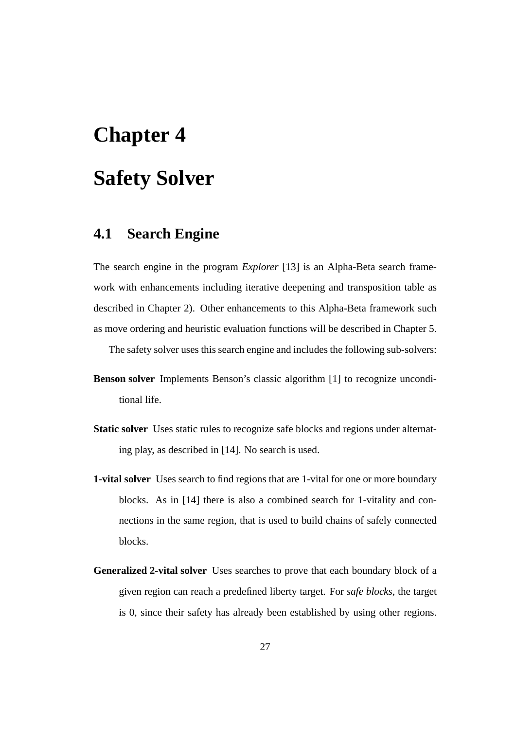# Chapter 4

# Safety Solver

## 4.1 Search Engine

The search engine in the program *Explorer* [13] is an Alpha-Beta search framework with enhancements including iterative deepening and transposition table as described in Chapter 2). Other enhancements to this Alpha-Beta framework such as move ordering and heuristic evaluation functions will be described in Chapter 5.

The safety solver uses this search engine and includes the following sub-solvers:

**Benson solver** Implements Benson's classic algorithm [1] to recognize unconditional life.

**Static solver** Uses static rules to recognize safe blocks and regions under alternating play, as described in [14]. No search is used.

**1-vital solver** Uses search to find regions that are 1-vital for one or more boundary blocks. As in [14] there is also a combined search for 1-vitality and connections in the same region, that is used to build chains of safely connected blocks.

**Generalized 2-vital solver** Uses searches to prove that each boundary block of a given region can reach a predefined liberty target. For *safe blocks*, the target is 0, since their safety has already been established by using other regions.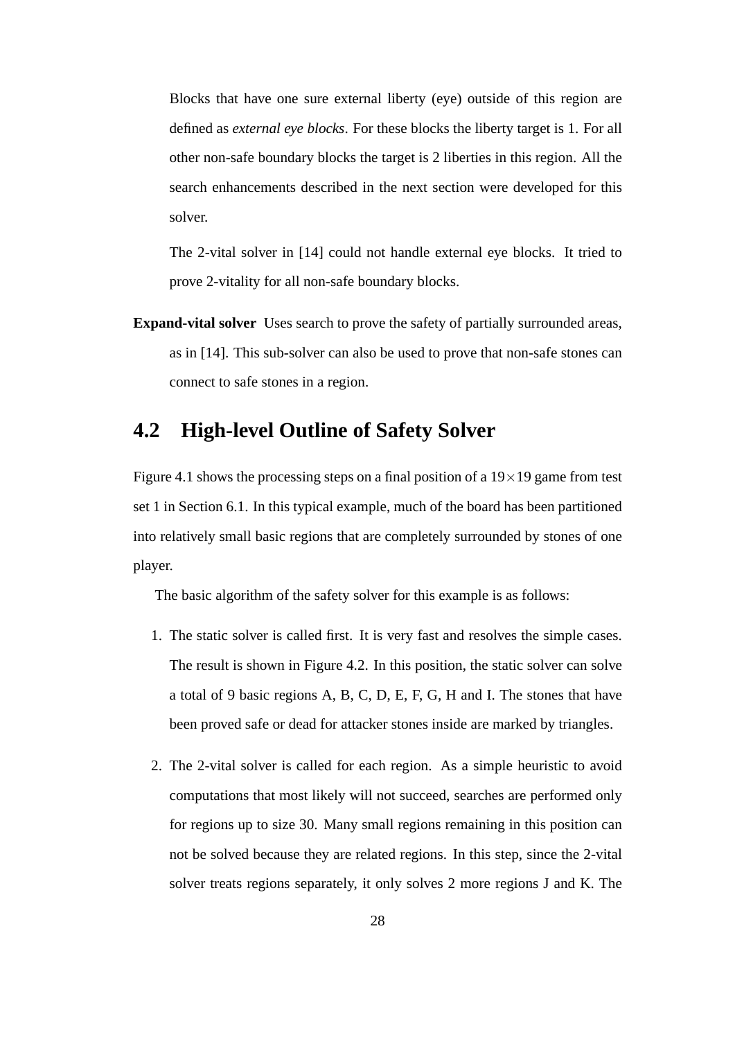Blocks that have one sure external liberty (eye) outside of this region are defined as *external eye blocks*. For these blocks the liberty target is 1. For all other non-safe boundary blocks the target is 2 liberties in this region. All the search enhancements described in the next section were developed for this solver.

The 2-vital solver in [14] could not handle external eye blocks. It tried to prove 2-vitality for all non-safe boundary blocks.

**Expand-vital solver** Uses search to prove the safety of partially surrounded areas, as in [14]. This sub-solver can also be used to prove that non-safe stones can connect to safe stones in a region.

## 4.2 High-level Outline of Safety Solver

Figure 4.1 shows the processing steps on a final position of a $19 \times 19$ game from test set 1 in Section 6.1. In this typical example, much of the board has been partitioned into relatively small basic regions that are completely surrounded by stones of one player.

The basic algorithm of the safety solver for this example is as follows:

1. The static solver is called first. It is very fast and resolves the simple cases. The result is shown in Figure 4.2. In this position, the static solver can solve a total of 9 basic regions A, B, C, D, E, F, G, H and I. The stones that have been proved safe or dead for attacker stones inside are marked by triangles.

2. The 2-vital solver is called for each region. As a simple heuristic to avoid computations that most likely will not succeed, searches are performed only for regions up to size 30. Many small regions remaining in this position can not be solved because they are related regions. In this step, since the 2-vital solver treats regions separately, it only solves 2 more regions J and K. The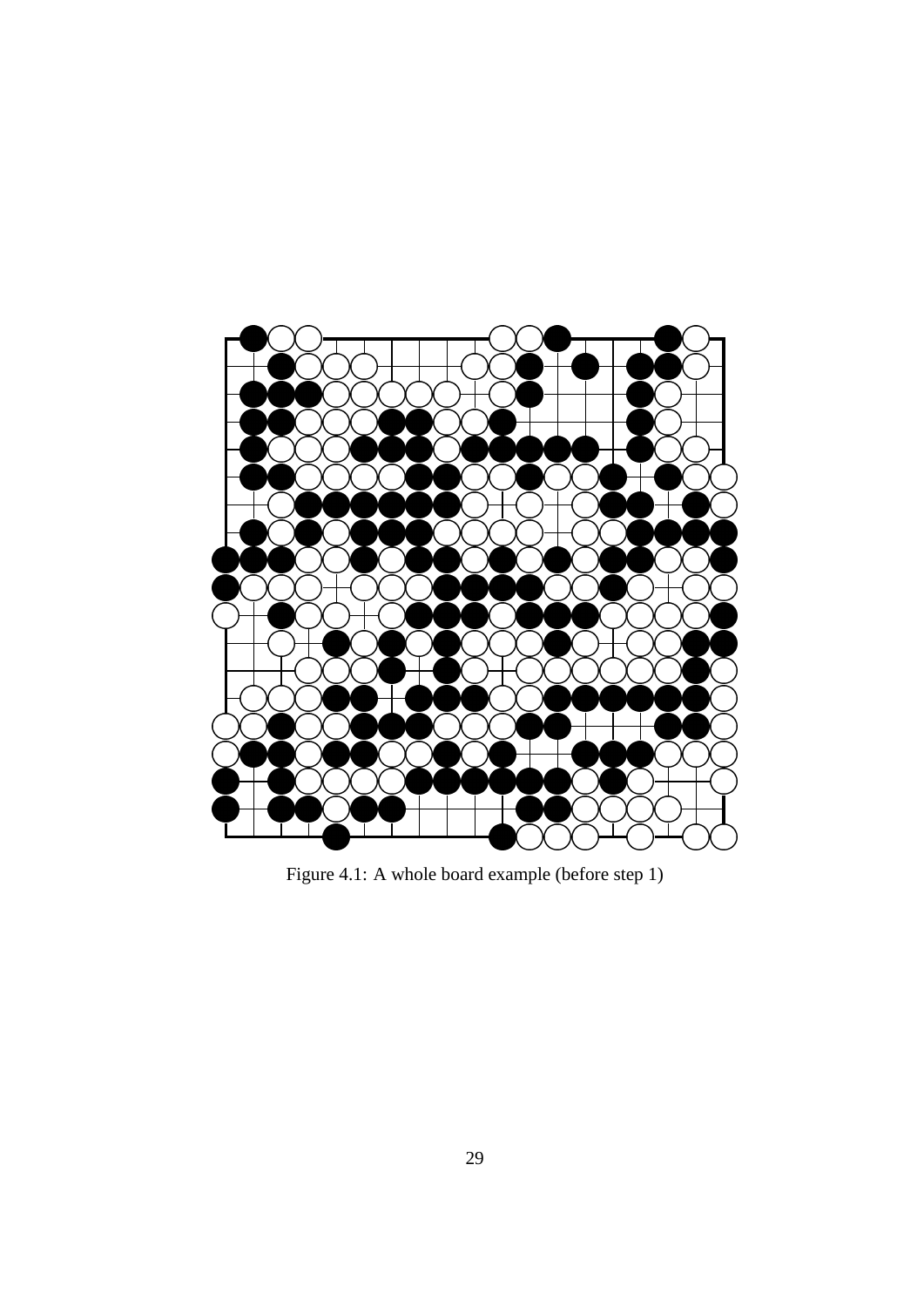Figure 4.1: A whole board example (before step 1)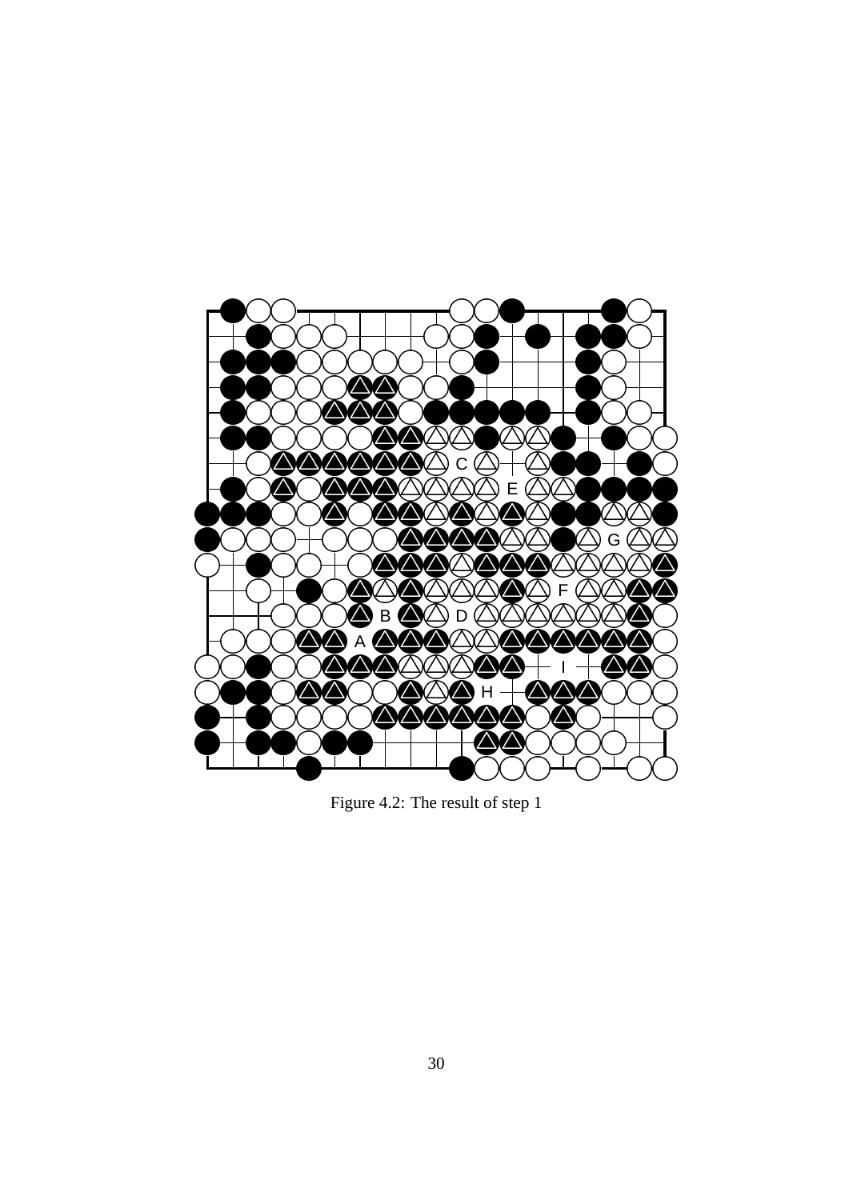A B C D E F G H I

Figure 4.2: The result of step 1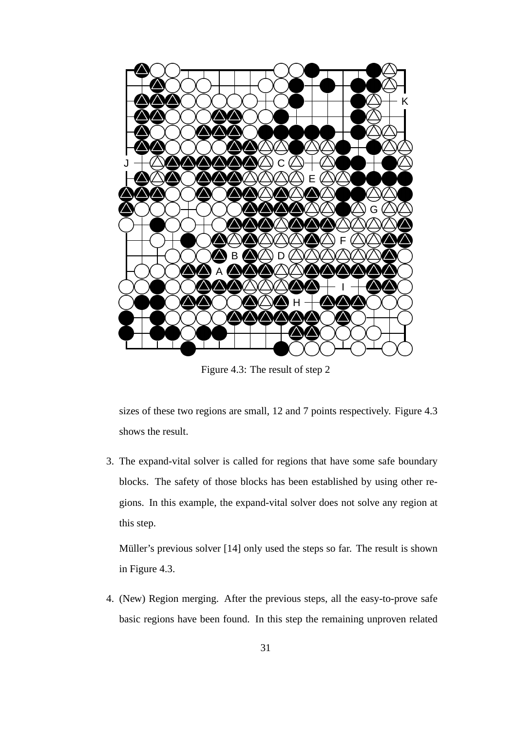J C K E G F B D A I H

Figure 4.3: The result of step 2

sizes of these two regions are small, 12 and 7 points respectively. Figure 4.3 shows the result.

3. The expand-vital solver is called for regions that have some safe boundary blocks. The safety of those blocks has been established by using other regions. In this example, the expand-vital solver does not solve any region at this step.

   Müller's previous solver [14] only used the steps so far. The result is shown in Figure 4.3.

4. (New) Region merging. After the previous steps, all the easy-to-prove safe basic regions have been found. In this step the remaining unproven related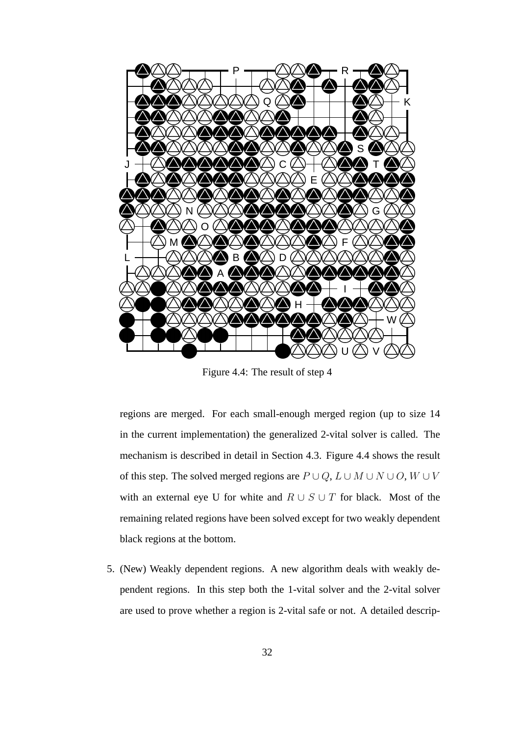Figure 4.4: The result of step 4

regions are merged. For each small-enough merged region (up to size 14 in the current implementation) the generalized 2-vital solver is called. The mechanism is described in detail in Section 4.3. Figure 4.4 shows the result of this step. The solved merged regions are $P \cup Q$, $L \cup M \cup N \cup O$, $W \cup V$ with an external eye U for white and $R \cup S \cup T$ for black. Most of the remaining related regions have been solved except for two weakly dependent black regions at the bottom.

5. (New) Weakly dependent regions. A new algorithm deals with weakly dependent regions. In this step both the 1-vital solver and the 2-vital solver are used to prove whether a region is 2-vital safe or not. A detailed descrip-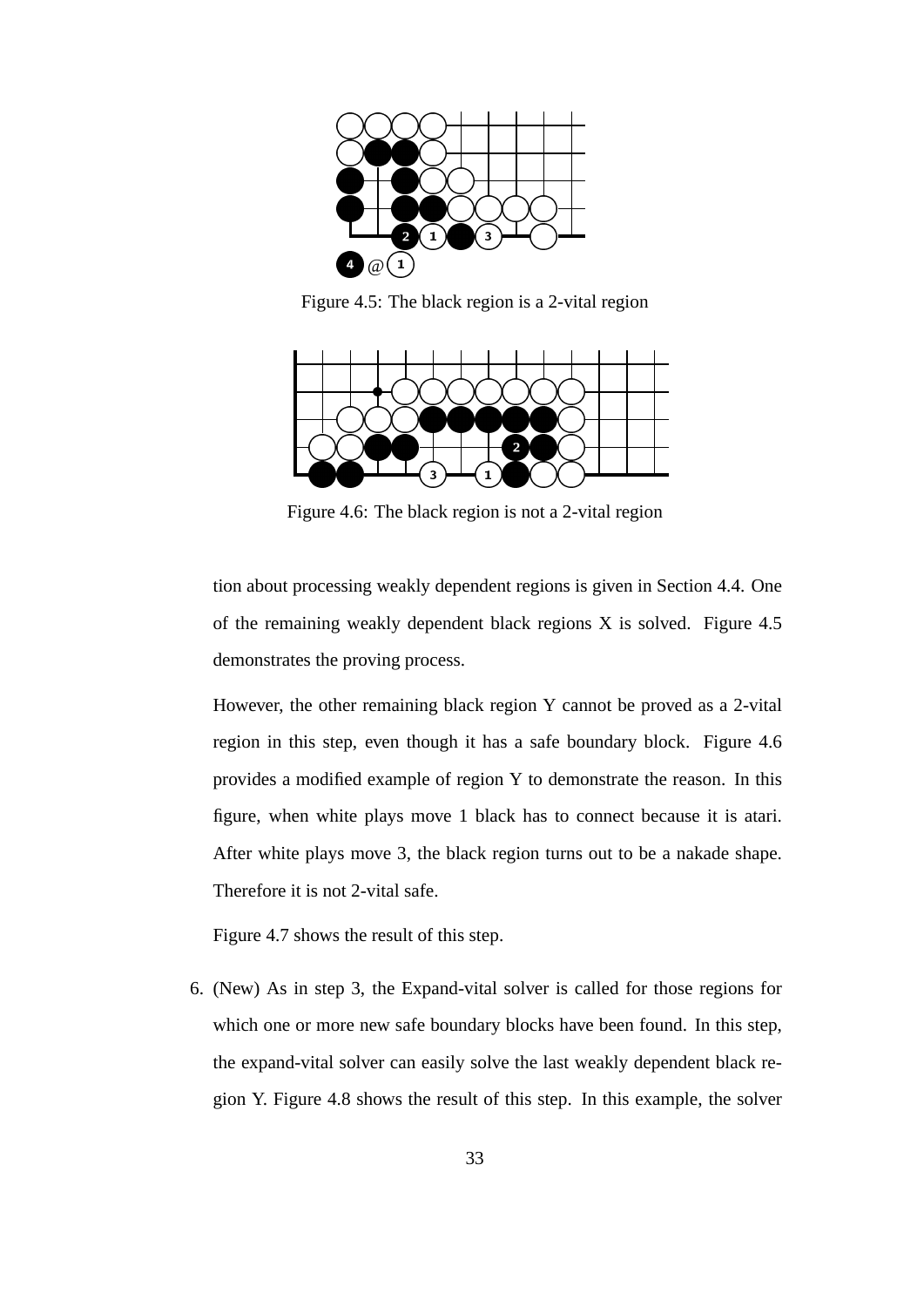Figure 4.5: The black region is a 2-vital region

Figure 4.6: The black region is not a 2-vital region

tion about processing weakly dependent regions is given in Section 4.4. One of the remaining weakly dependent black regions X is solved. Figure 4.5 demonstrates the proving process.

However, the other remaining black region Y cannot be proved as a 2-vital region in this step, even though it has a safe boundary block. Figure 4.6 provides a modified example of region Y to demonstrate the reason. In this figure, when white plays move 1 black has to connect because it is atari. After white plays move 3, the black region turns out to be a nakade shape. Therefore it is not 2-vital safe.

Figure 4.7 shows the result of this step.

6. (New) As in step 3, the Expand-vital solver is called for those regions for which one or more new safe boundary blocks have been found. In this step, the expand-vital solver can easily solve the last weakly dependent black region Y. Figure 4.8 shows the result of this step. In this example, the solver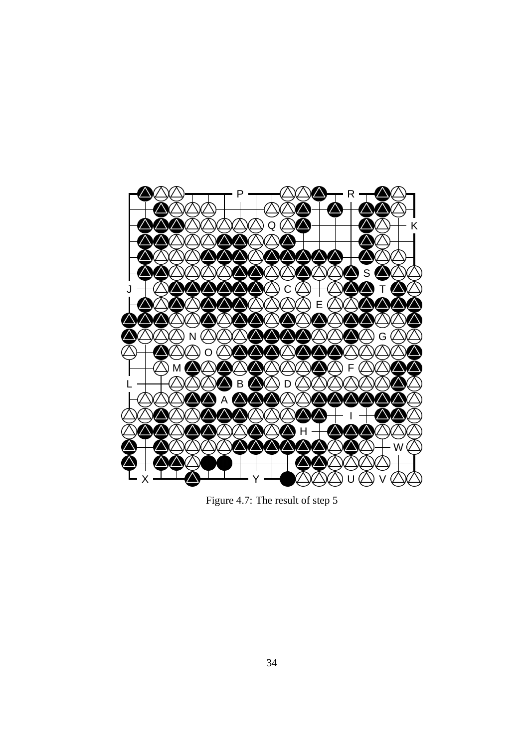P R
K
S
J C T
E
G
N
O
M F
L B D
A
I
H
W
X Y U V

Figure 4.7: The result of step 5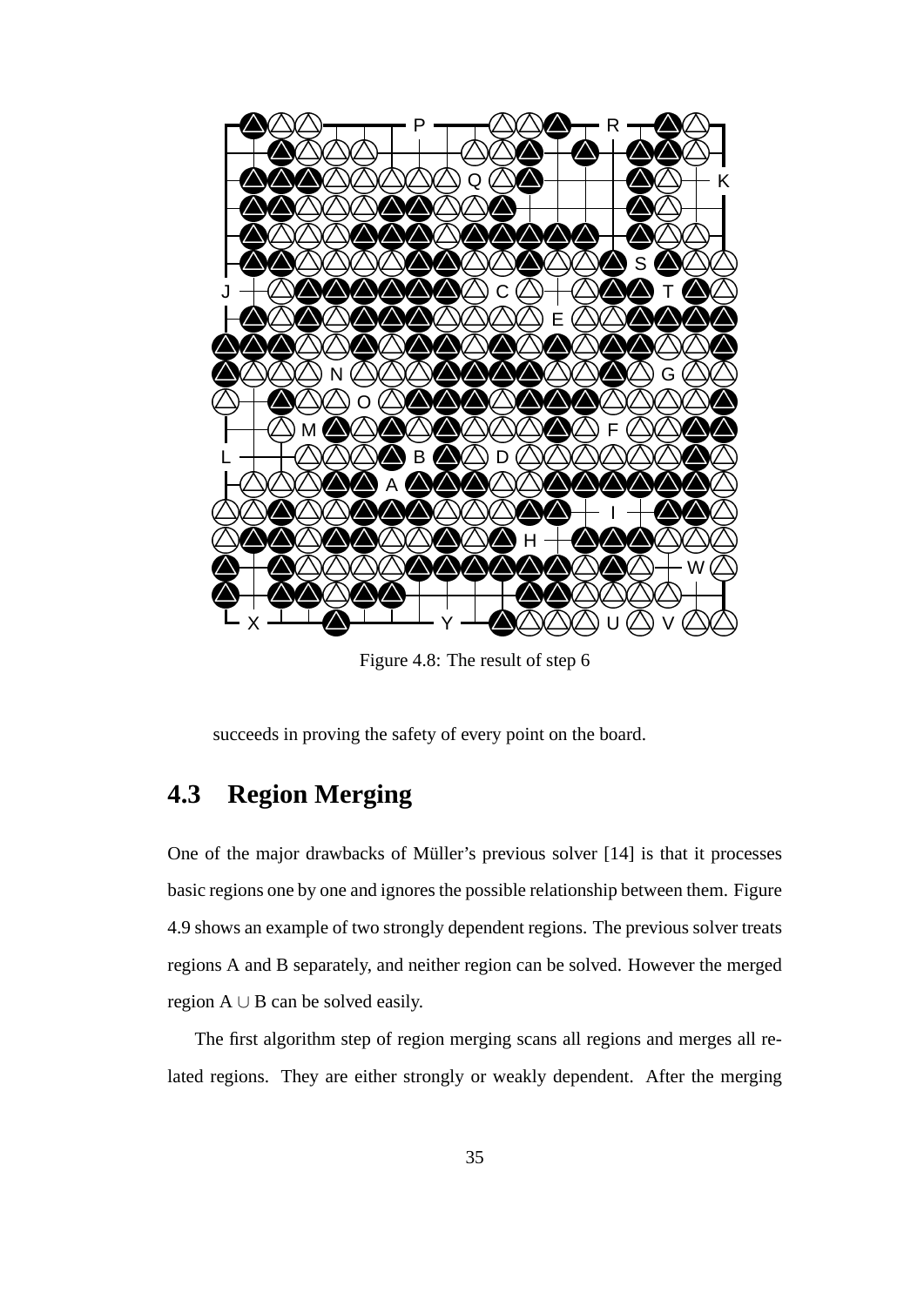P R K J C E S T N G O M F L B D A I H W X Y U V

Figure 4.8: The result of step 6

succeeds in proving the safety of every point on the board.

## 4.3 Region Merging

One of the major drawbacks of Müller's previous solver [14] is that it processes basic regions one by one and ignores the possible relationship between them. Figure 4.9 shows an example of two strongly dependent regions. The previous solver treats regions A and B separately, and neither region can be solved. However the merged region A ∪ B can be solved easily.

The first algorithm step of region merging scans all regions and merges all related regions. They are either strongly or weakly dependent. After the merging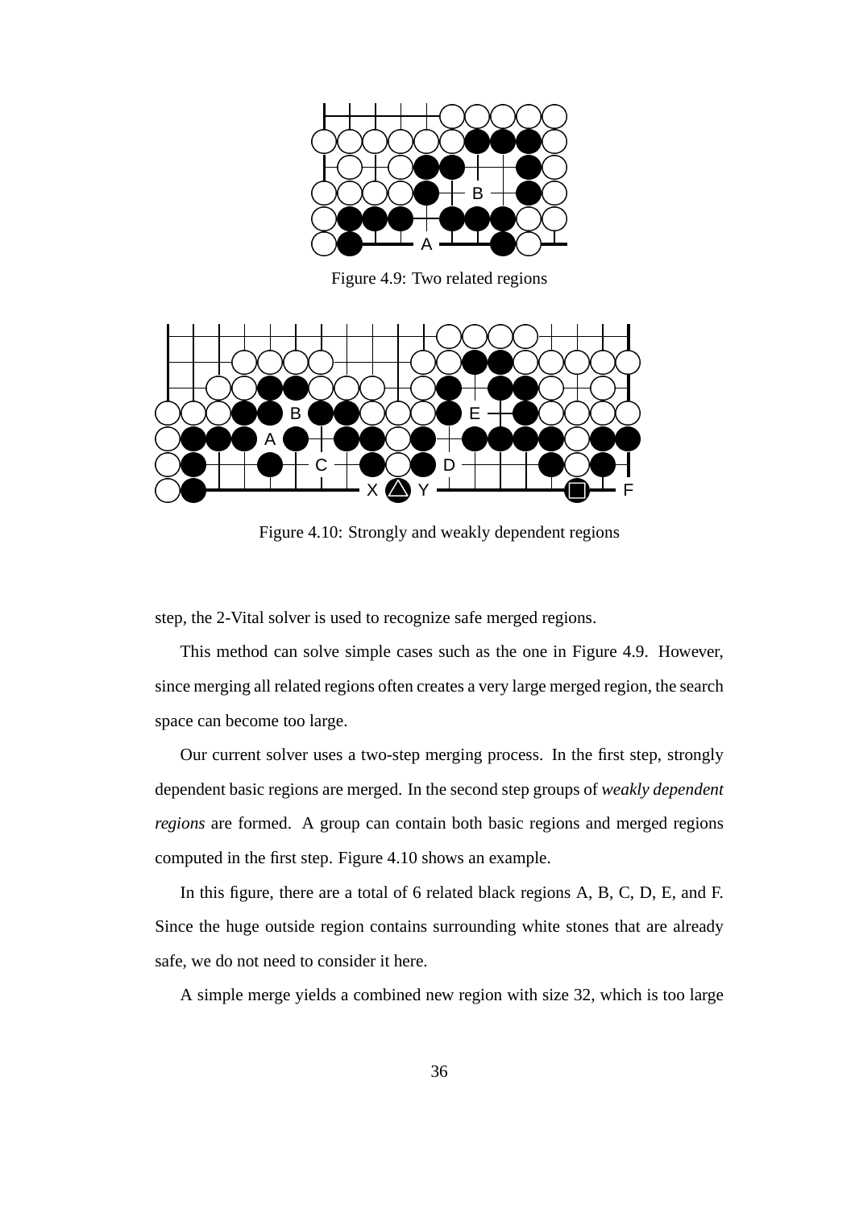A

B

Figure 4.9: Two related regions

B

E

A

C

D

X

Y

F

Figure 4.10: Strongly and weakly dependent regions

step, the 2-Vital solver is used to recognize safe merged regions.

This method can solve simple cases such as the one in Figure 4.9. However, since merging all related regions often creates a very large merged region, the search space can become too large.

Our current solver uses a two-step merging process. In the first step, strongly dependent basic regions are merged. In the second step groups of *weakly dependent regions* are formed. A group can contain both basic regions and merged regions computed in the first step. Figure 4.10 shows an example.

In this figure, there are a total of 6 related black regions A, B, C, D, E, and F. Since the huge outside region contains surrounding white stones that are already safe, we do not need to consider it here.

A simple merge yields a combined new region with size 32, which is too large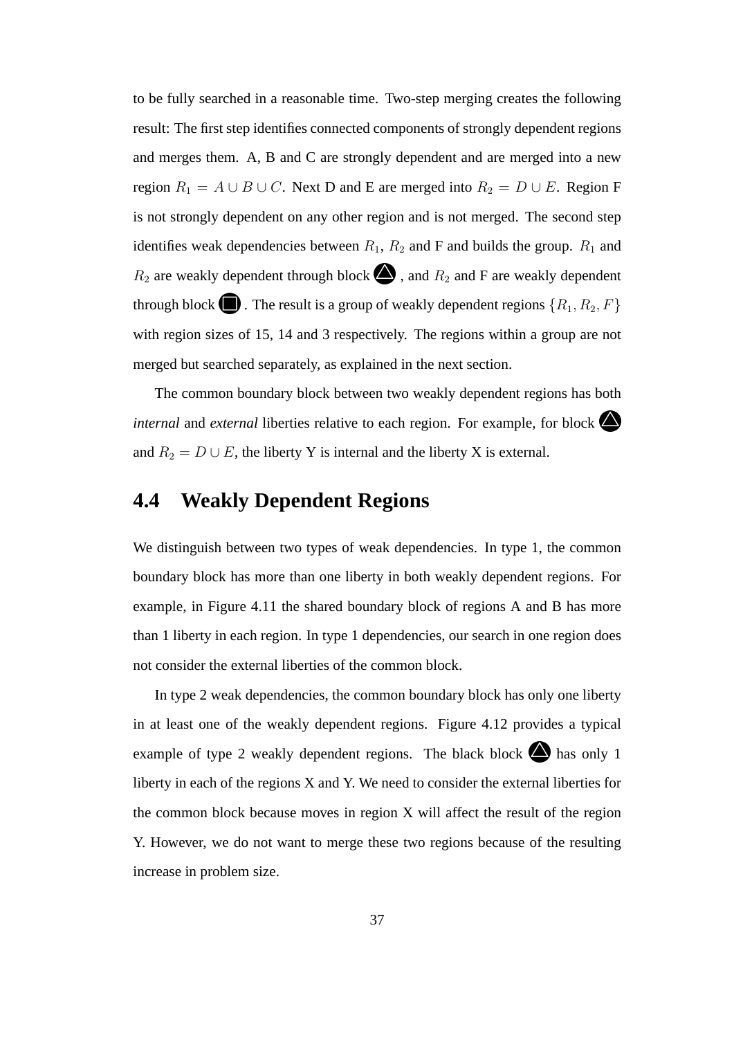to be fully searched in a reasonable time. Two-step merging creates the following result: The first step identifies connected components of strongly dependent regions and merges them. A, B and C are strongly dependent and are merged into a new region $R_1 = A \cup B \cup C$. Next D and E are merged into $R_2 = D \cup E$. Region F is not strongly dependent on any other region and is not merged. The second step identifies weak dependencies between $R_1$, $R_2$ and F and builds the group. $R_1$ and $R_2$ are weakly dependent through block ▲, and $R_2$ and F are weakly dependent through block ■. The result is a group of weakly dependent regions $\{R_1, R_2, F\}$ with region sizes of 15, 14 and 3 respectively. The regions within a group are not merged but searched separately, as explained in the next section.

The common boundary block between two weakly dependent regions has both *internal* and *external* liberties relative to each region. For example, for block ▲ and $R_2 = D \cup E$, the liberty Y is internal and the liberty X is external.

## 4.4 Weakly Dependent Regions

We distinguish between two types of weak dependencies. In type 1, the common boundary block has more than one liberty in both weakly dependent regions. For example, in Figure 4.11 the shared boundary block of regions A and B has more than 1 liberty in each region. In type 1 dependencies, our search in one region does not consider the external liberties of the common block.

In type 2 weak dependencies, the common boundary block has only one liberty in at least one of the weakly dependent regions. Figure 4.12 provides a typical example of type 2 weakly dependent regions. The black block ▲ has only 1 liberty in each of the regions X and Y. We need to consider the external liberties for the common block because moves in region X will affect the result of the region Y. However, we do not want to merge these two regions because of the resulting increase in problem size.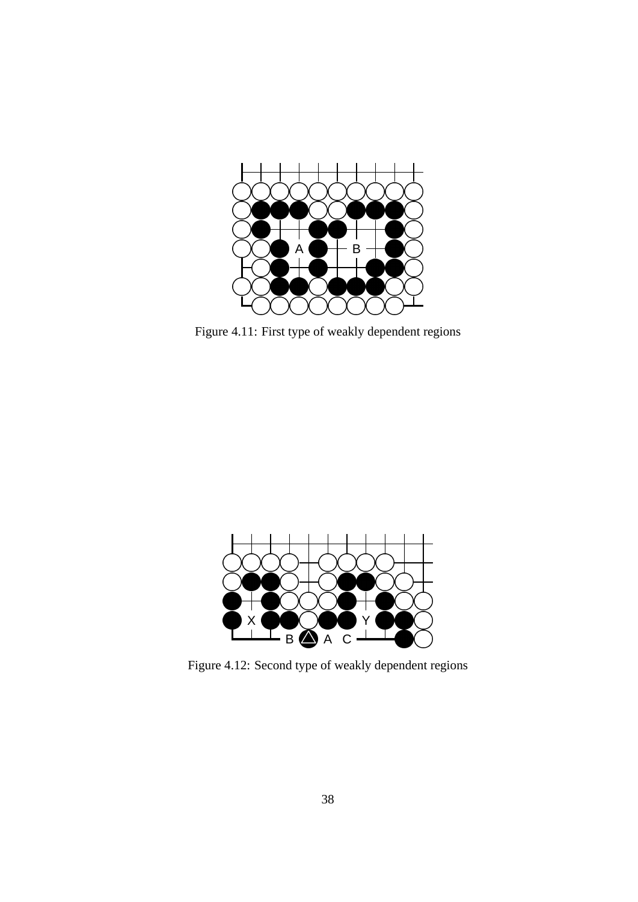Figure 4.11: First type of weakly dependent regions

Figure 4.12: Second type of weakly dependent regions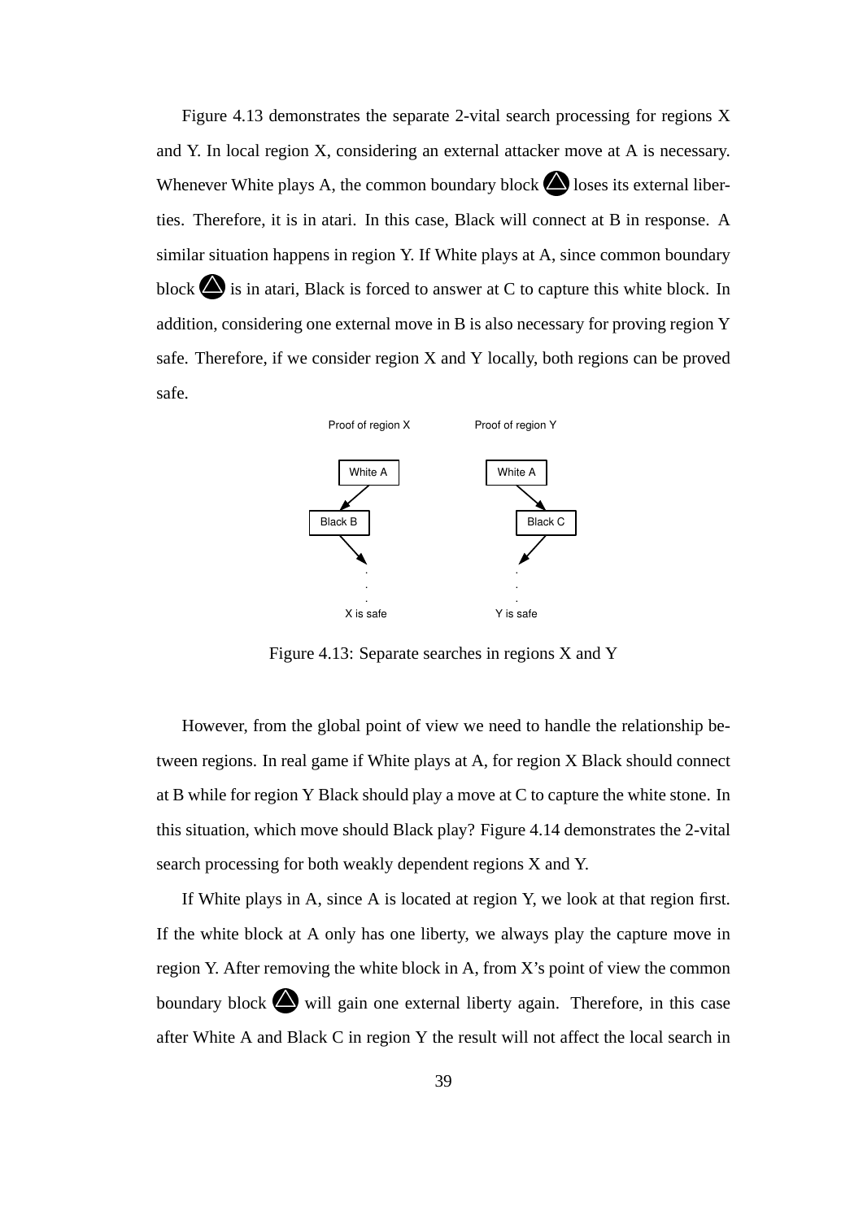Figure 4.13 demonstrates the separate 2-vital search processing for regions X and Y. In local region X, considering an external attacker move at A is necessary. Whenever White plays A, the common boundary block ▲ loses its external liberties. Therefore, it is in atari. In this case, Black will connect at B in response. A similar situation happens in region Y. If White plays at A, since common boundary block ▲ is in atari, Black is forced to answer at C to capture this white block. In addition, considering one external move in B is also necessary for proving region Y safe. Therefore, if we consider region X and Y locally, both regions can be proved safe.

Proof of region X

White A

Black B

X is safe

Proof of region Y

White A

Black C

Y is safe

Figure 4.13: Separate searches in regions X and Y

However, from the global point of view we need to handle the relationship between regions. In real game if White plays at A, for region X Black should connect at B while for region Y Black should play a move at C to capture the white stone. In this situation, which move should Black play? Figure 4.14 demonstrates the 2-vital search processing for both weakly dependent regions X and Y.

If White plays in A, since A is located at region Y, we look at that region first. If the white block at A only has one liberty, we always play the capture move in region Y. After removing the white block in A, from X's point of view the common boundary block ▲ will gain one external liberty again. Therefore, in this case after White A and Black C in region Y the result will not affect the local search in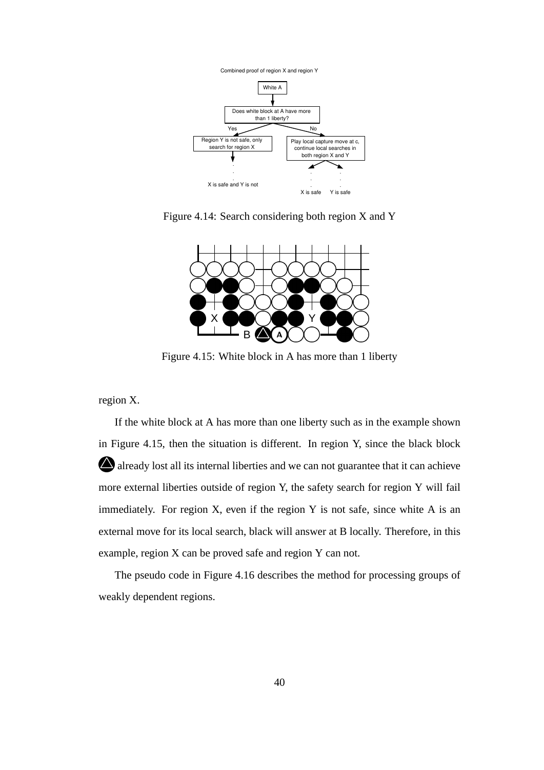Combined proof of region X and region Y

White A

Does white block at A have more than 1 liberty?

Yes

No

Region Y is not safe, only search for region X

Play local capture move at c, continue local searches in both region X and Y

X is safe and Y is not

X is safe

Y is safe

Figure 4.14: Search considering both region X and Y

X

Y

B

A

Figure 4.15: White block in A has more than 1 liberty

region X.

If the white block at A has more than one liberty such as in the example shown in Figure 4.15, then the situation is different. In region Y, since the black block already lost all its internal liberties and we can not guarantee that it can achieve more external liberties outside of region Y, the safety search for region Y will fail immediately. For region X, even if the region Y is not safe, since white A is an external move for its local search, black will answer at B locally. Therefore, in this example, region X can be proved safe and region Y can not.

The pseudo code in Figure 4.16 describes the method for processing groups of weakly dependent regions.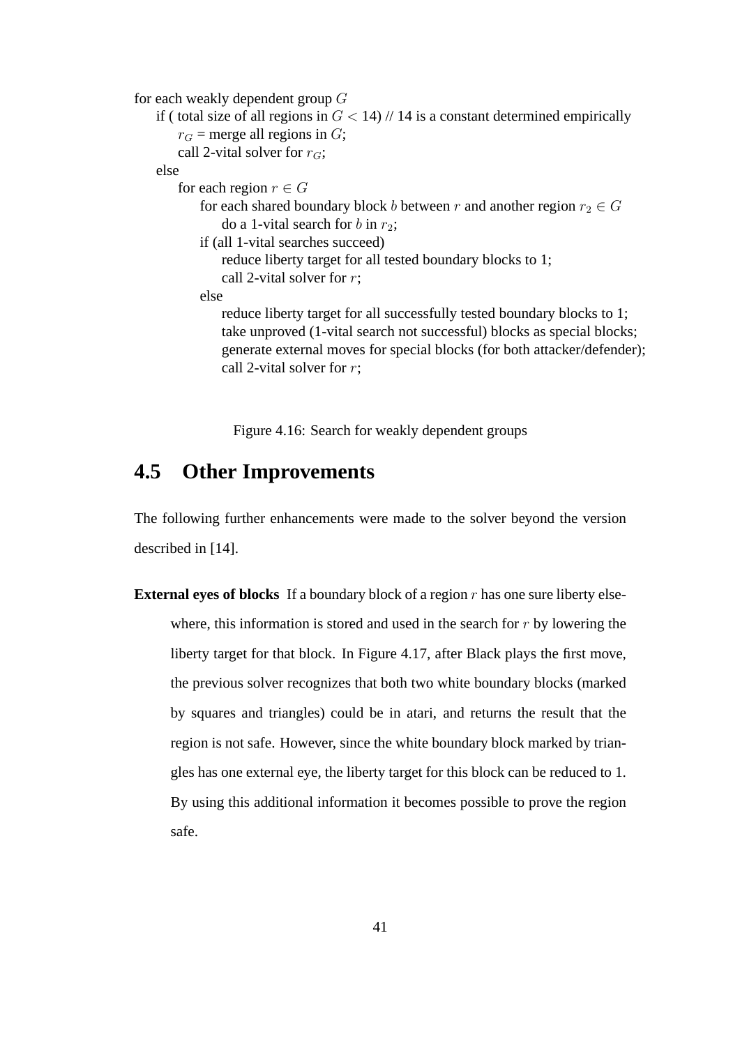```
for each weakly dependent group G
    if ( total size of all regions in G < 14) // 14 is a constant determined empirically
        r_G = merge all regions in G;
        call 2-vital solver for r_G;
    else
        for each region r ∈ G
            for each shared boundary block b between r and another region r_2 ∈ G
                do a 1-vital search for b in r_2;
            if (all 1-vital searches succeed)
                reduce liberty target for all tested boundary blocks to 1;
                call 2-vital solver for r;
            else
                reduce liberty target for all successfully tested boundary blocks to 1;
                take unproved (1-vital search not successful) blocks as special blocks;
                generate external moves for special blocks (for both attacker/defender);
                call 2-vital solver for r;
```

Figure 4.16: Search for weakly dependent groups

## 4.5 Other Improvements

The following further enhancements were made to the solver beyond the version described in [14].

**External eyes of blocks** If a boundary block of a region $r$ has one sure liberty elsewhere, this information is stored and used in the search for $r$ by lowering the liberty target for that block. In Figure 4.17, after Black plays the first move, the previous solver recognizes that both two white boundary blocks (marked by squares and triangles) could be in atari, and returns the result that the region is not safe. However, since the white boundary block marked by triangles has one external eye, the liberty target for this block can be reduced to 1. By using this additional information it becomes possible to prove the region safe.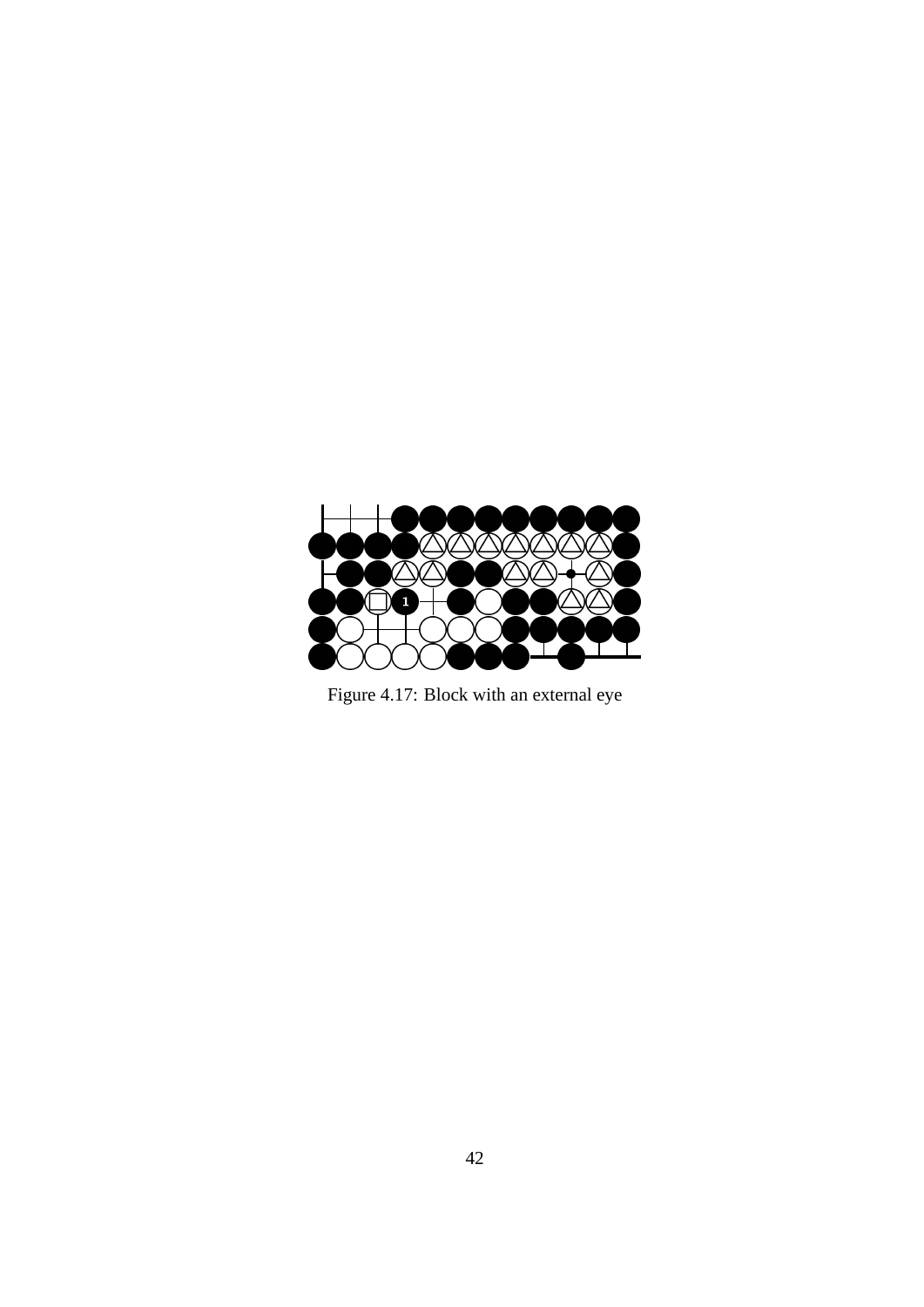Figure 4.17: Block with an external eye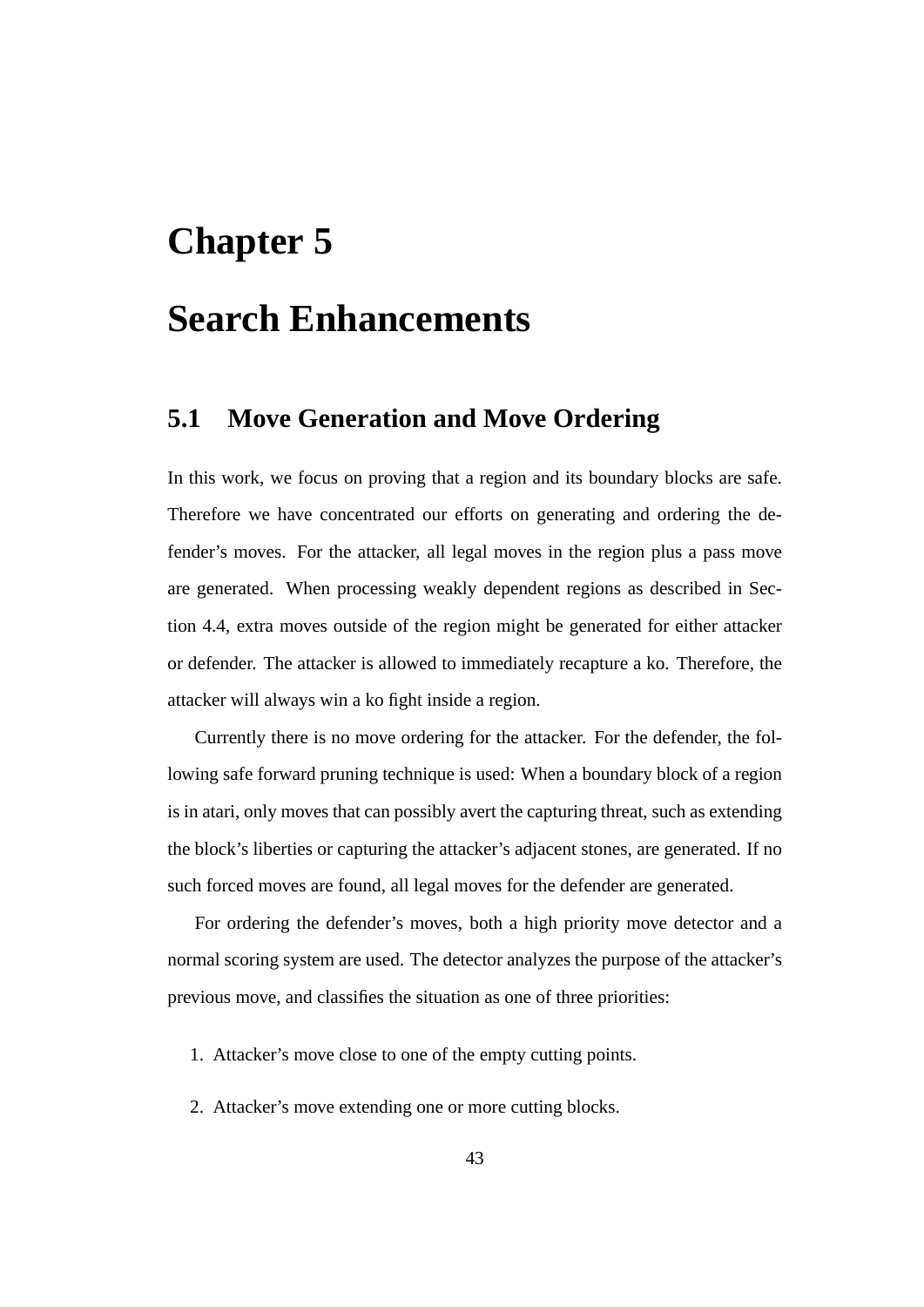# Chapter 5

# Search Enhancements

## 5.1 Move Generation and Move Ordering

In this work, we focus on proving that a region and its boundary blocks are safe. Therefore we have concentrated our efforts on generating and ordering the defender's moves. For the attacker, all legal moves in the region plus a pass move are generated. When processing weakly dependent regions as described in Section 4.4, extra moves outside of the region might be generated for either attacker or defender. The attacker is allowed to immediately recapture a ko. Therefore, the attacker will always win a ko fight inside a region.

Currently there is no move ordering for the attacker. For the defender, the following safe forward pruning technique is used: When a boundary block of a region is in atari, only moves that can possibly avert the capturing threat, such as extending the block's liberties or capturing the attacker's adjacent stones, are generated. If no such forced moves are found, all legal moves for the defender are generated.

For ordering the defender's moves, both a high priority move detector and a normal scoring system are used. The detector analyzes the purpose of the attacker's previous move, and classifies the situation as one of three priorities:

1. Attacker's move close to one of the empty cutting points.
2. Attacker's move extending one or more cutting blocks.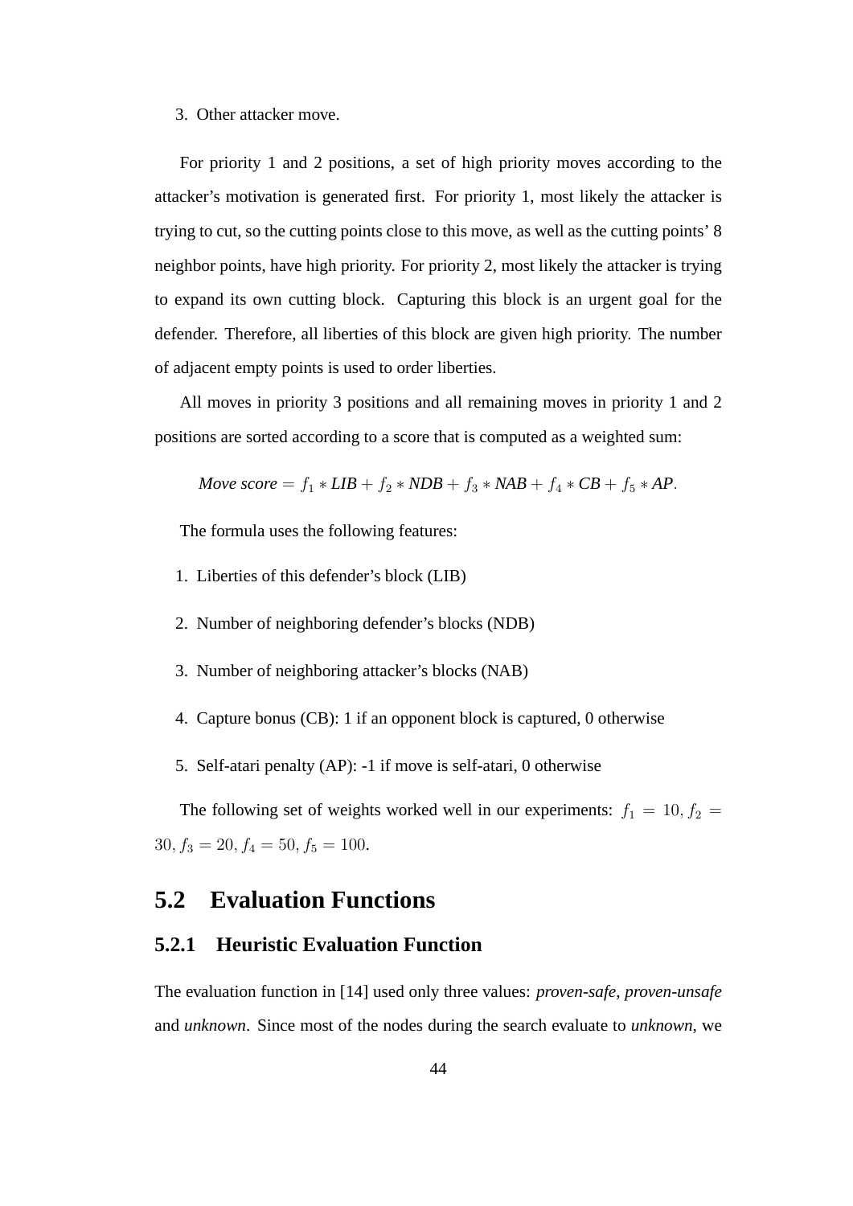3. Other attacker move.

For priority 1 and 2 positions, a set of high priority moves according to the attacker's motivation is generated first. For priority 1, most likely the attacker is trying to cut, so the cutting points close to this move, as well as the cutting points' 8 neighbor points, have high priority. For priority 2, most likely the attacker is trying to expand its own cutting block. Capturing this block is an urgent goal for the defender. Therefore, all liberties of this block are given high priority. The number of adjacent empty points is used to order liberties.

All moves in priority 3 positions and all remaining moves in priority 1 and 2 positions are sorted according to a score that is computed as a weighted sum:

$$\textit{Move score} = f_1 * \textit{LIB} + f_2 * \textit{NDB} + f_3 * \textit{NAB} + f_4 * \textit{CB} + f_5 * \textit{AP}.$$

The formula uses the following features:

1. Liberties of this defender's block (LIB)
2. Number of neighboring defender's blocks (NDB)
3. Number of neighboring attacker's blocks (NAB)
4. Capture bonus (CB): 1 if an opponent block is captured, 0 otherwise
5. Self-atari penalty (AP): -1 if move is self-atari, 0 otherwise

The following set of weights worked well in our experiments: $f_1 = 10, f_2 = 30, f_3 = 20, f_4 = 50, f_5 = 100$.

## 5.2 Evaluation Functions

### 5.2.1 Heuristic Evaluation Function

The evaluation function in [14] used only three values: *proven-safe*, *proven-unsafe* and *unknown*. Since most of the nodes during the search evaluate to *unknown*, we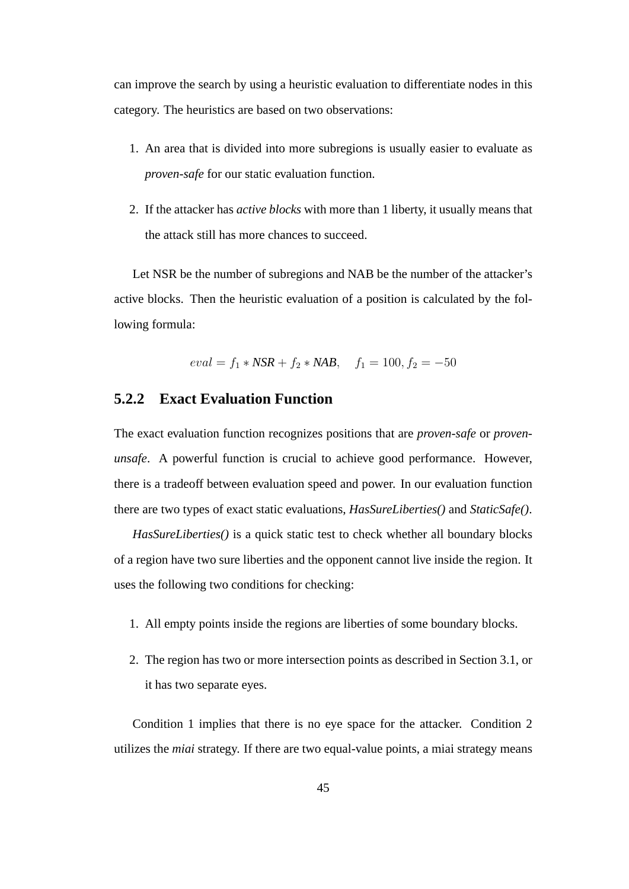can improve the search by using a heuristic evaluation to differentiate nodes in this category. The heuristics are based on two observations:

1. An area that is divided into more subregions is usually easier to evaluate as *proven-safe* for our static evaluation function.

2. If the attacker has *active blocks* with more than 1 liberty, it usually means that the attack still has more chances to succeed.

Let NSR be the number of subregions and NAB be the number of the attacker's active blocks. Then the heuristic evaluation of a position is calculated by the following formula:

$$eval = f_1 * \textit{NSR} + f_2 * \textit{NAB}, \quad f_1 = 100, f_2 = -50$$

### 5.2.2 Exact Evaluation Function

The exact evaluation function recognizes positions that are *proven-safe* or *proven-unsafe*. A powerful function is crucial to achieve good performance. However, there is a tradeoff between evaluation speed and power. In our evaluation function there are two types of exact static evaluations, *HasSureLiberties()* and *StaticSafe()*.

*HasSureLiberties()* is a quick static test to check whether all boundary blocks of a region have two sure liberties and the opponent cannot live inside the region. It uses the following two conditions for checking:

1. All empty points inside the regions are liberties of some boundary blocks.

2. The region has two or more intersection points as described in Section 3.1, or it has two separate eyes.

Condition 1 implies that there is no eye space for the attacker. Condition 2 utilizes the *miai* strategy. If there are two equal-value points, a miai strategy means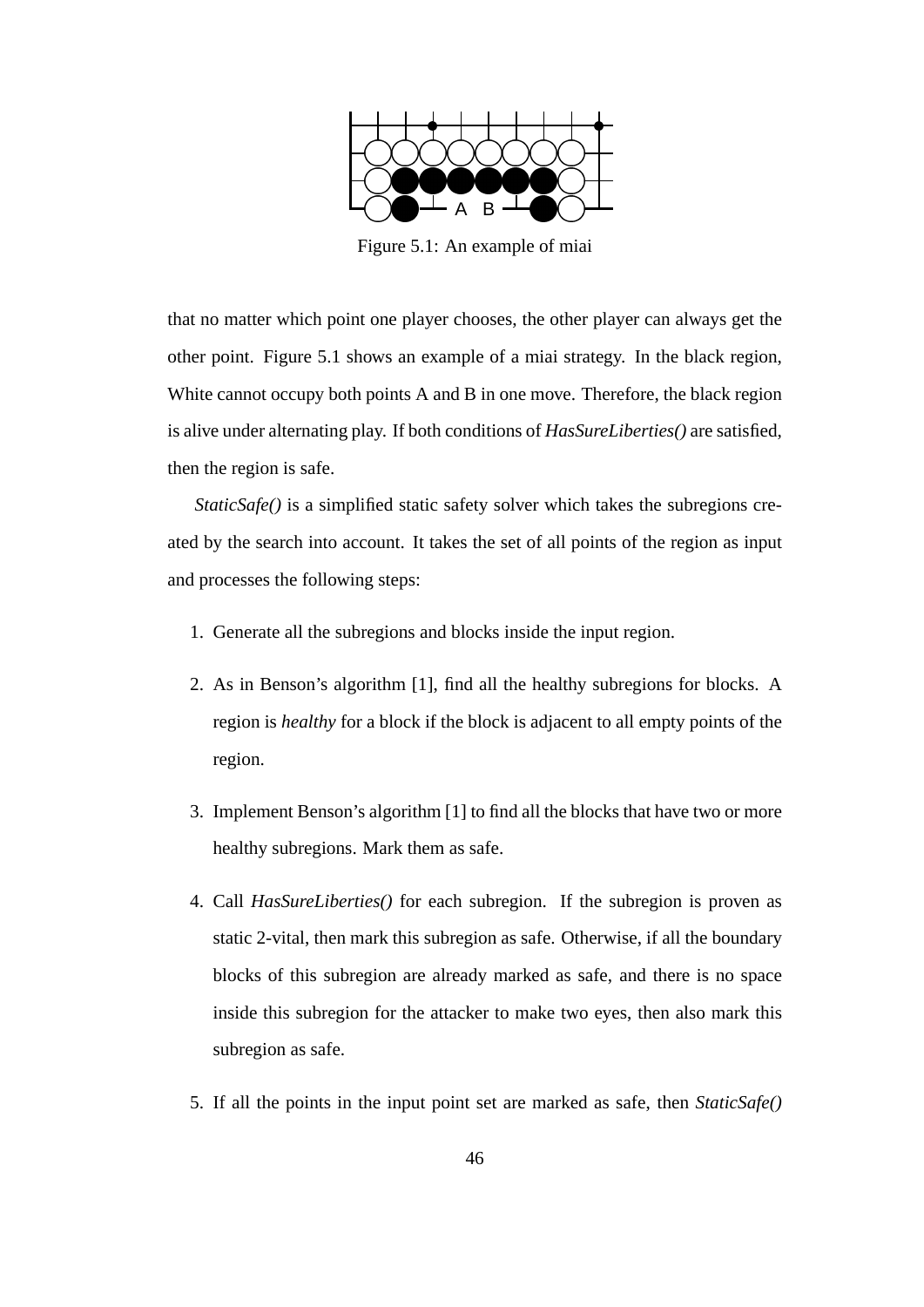A B

Figure 5.1: An example of miai

that no matter which point one player chooses, the other player can always get the other point. Figure 5.1 shows an example of a miai strategy. In the black region, White cannot occupy both points A and B in one move. Therefore, the black region is alive under alternating play. If both conditions of *HasSureLiberties()* are satisfied, then the region is safe.

*StaticSafe()* is a simplified static safety solver which takes the subregions created by the search into account. It takes the set of all points of the region as input and processes the following steps:

1. Generate all the subregions and blocks inside the input region.

2. As in Benson's algorithm [1], find all the healthy subregions for blocks. A region is *healthy* for a block if the block is adjacent to all empty points of the region.

3. Implement Benson's algorithm [1] to find all the blocks that have two or more healthy subregions. Mark them as safe.

4. Call *HasSureLiberties()* for each subregion. If the subregion is proven as static 2-vital, then mark this subregion as safe. Otherwise, if all the boundary blocks of this subregion are already marked as safe, and there is no space inside this subregion for the attacker to make two eyes, then also mark this subregion as safe.

5. If all the points in the input point set are marked as safe, then *StaticSafe()*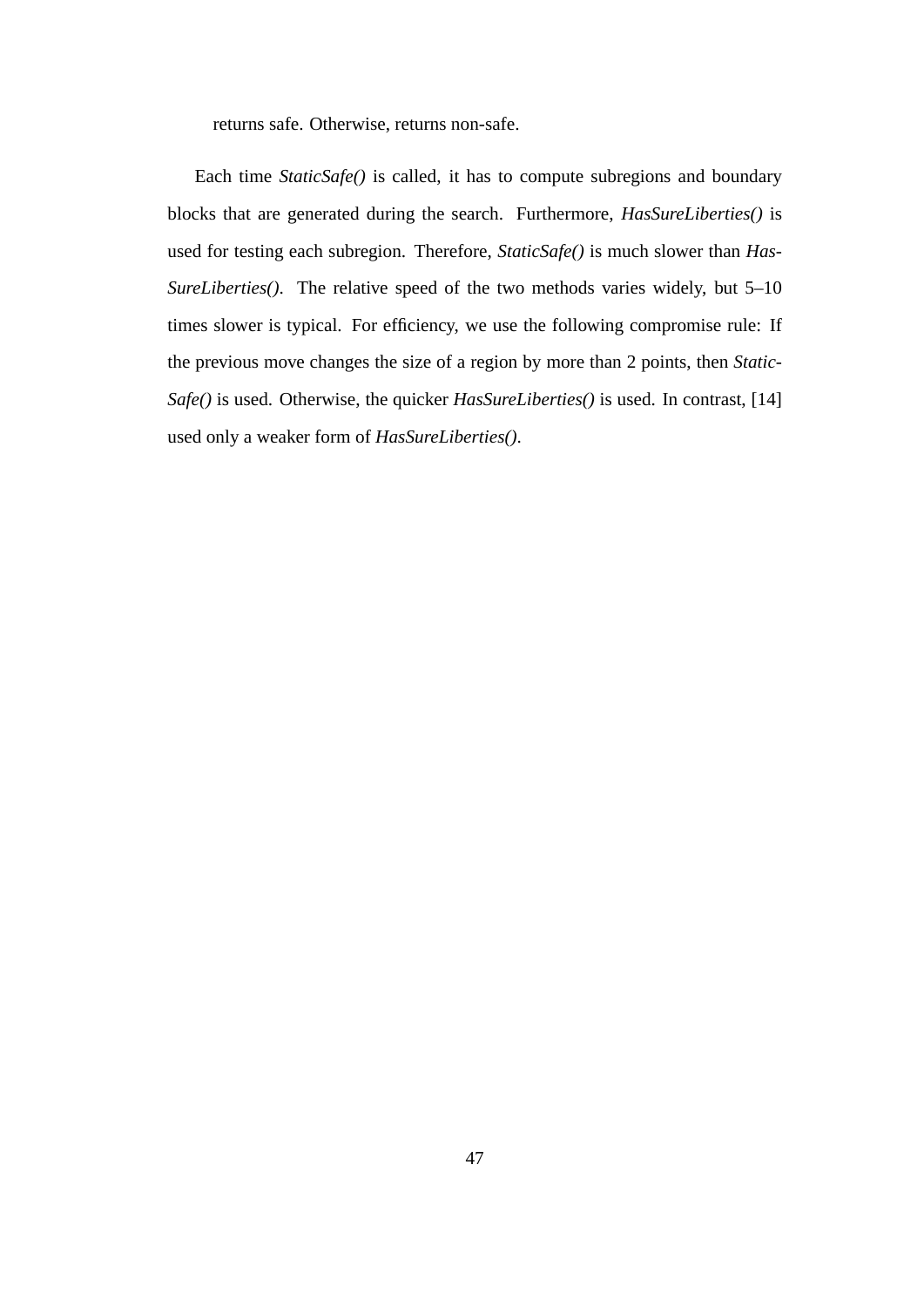returns safe. Otherwise, returns non-safe.

Each time *StaticSafe()* is called, it has to compute subregions and boundary blocks that are generated during the search. Furthermore, *HasSureLiberties()* is used for testing each subregion. Therefore, *StaticSafe()* is much slower than *HasSureLiberties()*. The relative speed of the two methods varies widely, but 5–10 times slower is typical. For efficiency, we use the following compromise rule: If the previous move changes the size of a region by more than 2 points, then *StaticSafe()* is used. Otherwise, the quicker *HasSureLiberties()* is used. In contrast, [14] used only a weaker form of *HasSureLiberties()*.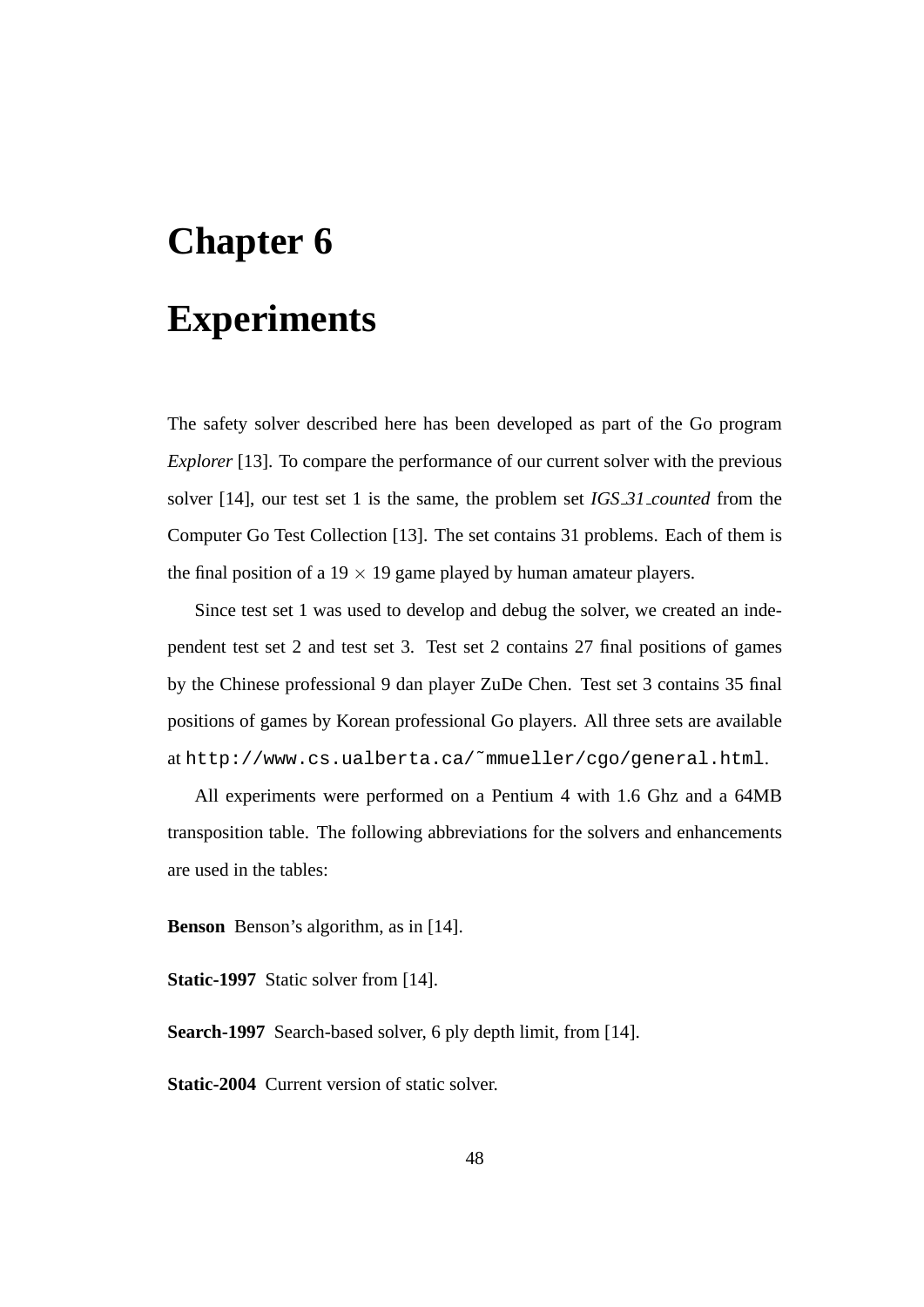# Chapter 6

# Experiments

The safety solver described here has been developed as part of the Go program *Explorer* [13]. To compare the performance of our current solver with the previous solver [14], our test set 1 is the same, the problem set *IGS_31_counted* from the Computer Go Test Collection [13]. The set contains 31 problems. Each of them is the final position of a $19 \times 19$ game played by human amateur players.

Since test set 1 was used to develop and debug the solver, we created an independent test set 2 and test set 3. Test set 2 contains 27 final positions of games by the Chinese professional 9 dan player ZuDe Chen. Test set 3 contains 35 final positions of games by Korean professional Go players. All three sets are available at `http://www.cs.ualberta.ca/~mmueller/cgo/general.html`.

All experiments were performed on a Pentium 4 with 1.6 Ghz and a 64MB transposition table. The following abbreviations for the solvers and enhancements are used in the tables:

**Benson** Benson's algorithm, as in [14].

**Static-1997** Static solver from [14].

**Search-1997** Search-based solver, 6 ply depth limit, from [14].

**Static-2004** Current version of static solver.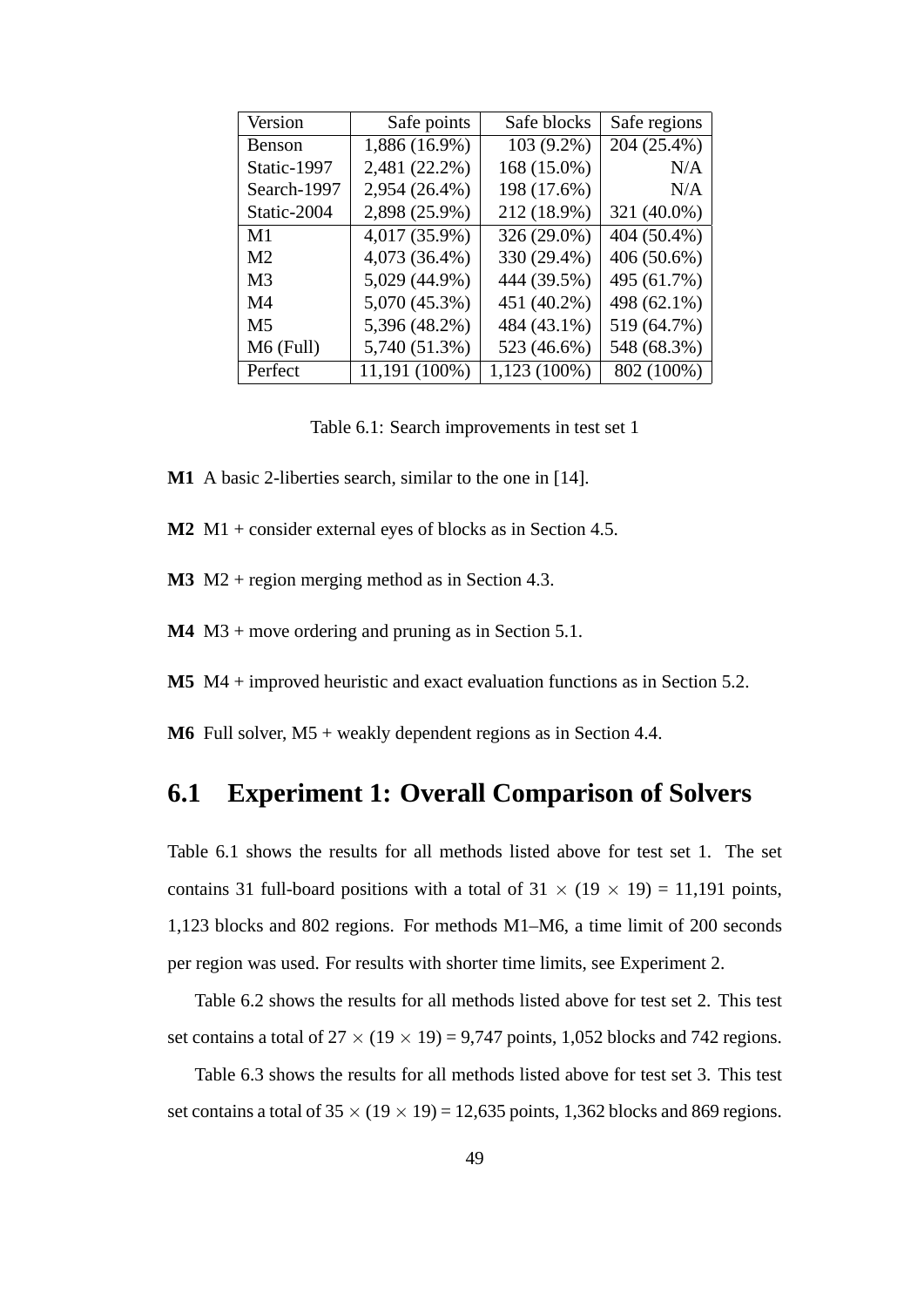| Version | Safe points | Safe blocks | Safe regions |
|---|---|---|---|
| Benson | 1,886 (16.9%) | 103 (9.2%) | 204 (25.4%) |
| Static-1997 | 2,481 (22.2%) | 168 (15.0%) | N/A |
| Search-1997 | 2,954 (26.4%) | 198 (17.6%) | N/A |
| Static-2004 | 2,898 (25.9%) | 212 (18.9%) | 321 (40.0%) |
| M1 | 4,017 (35.9%) | 326 (29.0%) | 404 (50.4%) |
| M2 | 4,073 (36.4%) | 330 (29.4%) | 406 (50.6%) |
| M3 | 5,029 (44.9%) | 444 (39.5%) | 495 (61.7%) |
| M4 | 5,070 (45.3%) | 451 (40.2%) | 498 (62.1%) |
| M5 | 5,396 (48.2%) | 484 (43.1%) | 519 (64.7%) |
| M6 (Full) | 5,740 (51.3%) | 523 (46.6%) | 548 (68.3%) |
| Perfect | 11,191 (100%) | 1,123 (100%) | 802 (100%) |

Table 6.1: Search improvements in test set 1

**M1** A basic 2-liberties search, similar to the one in [14].

**M2** M1 + consider external eyes of blocks as in Section 4.5.

**M3** M2 + region merging method as in Section 4.3.

**M4** M3 + move ordering and pruning as in Section 5.1.

**M5** M4 + improved heuristic and exact evaluation functions as in Section 5.2.

**M6** Full solver, M5 + weakly dependent regions as in Section 4.4.

## 6.1 Experiment 1: Overall Comparison of Solvers

Table 6.1 shows the results for all methods listed above for test set 1. The set contains 31 full-board positions with a total of $31 \times (19 \times 19) = 11{,}191$ points, 1,123 blocks and 802 regions. For methods M1–M6, a time limit of 200 seconds per region was used. For results with shorter time limits, see Experiment 2.

Table 6.2 shows the results for all methods listed above for test set 2. This test set contains a total of $27 \times (19 \times 19) = 9{,}747$ points, 1,052 blocks and 742 regions.

Table 6.3 shows the results for all methods listed above for test set 3. This test set contains a total of $35 \times (19 \times 19) = 12{,}635$ points, 1,362 blocks and 869 regions.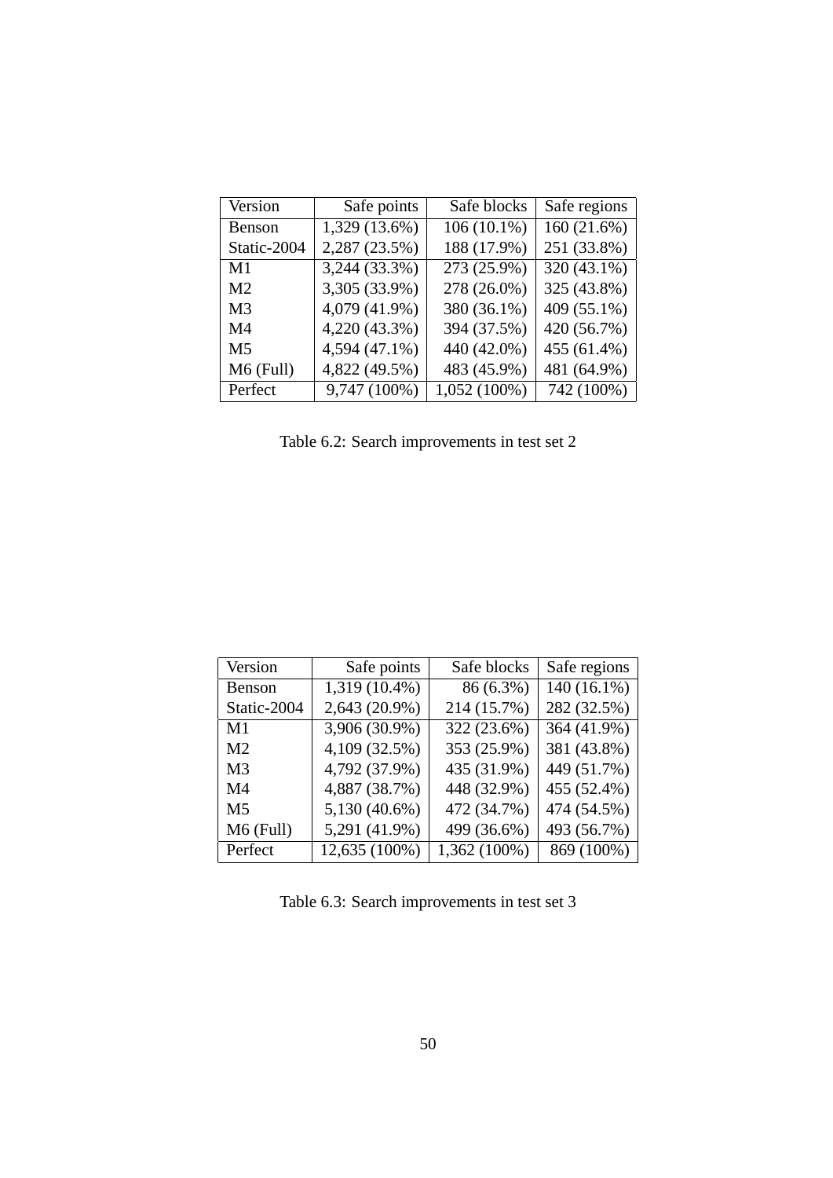| Version | Safe points | Safe blocks | Safe regions |
| --- | --- | --- | --- |
| Benson | 1,329 (13.6%) | 106 (10.1%) | 160 (21.6%) |
| Static-2004 | 2,287 (23.5%) | 188 (17.9%) | 251 (33.8%) |
| M1 | 3,244 (33.3%) | 273 (25.9%) | 320 (43.1%) |
| M2 | 3,305 (33.9%) | 278 (26.0%) | 325 (43.8%) |
| M3 | 4,079 (41.9%) | 380 (36.1%) | 409 (55.1%) |
| M4 | 4,220 (43.3%) | 394 (37.5%) | 420 (56.7%) |
| M5 | 4,594 (47.1%) | 440 (42.0%) | 455 (61.4%) |
| M6 (Full) | 4,822 (49.5%) | 483 (45.9%) | 481 (64.9%) |
| Perfect | 9,747 (100%) | 1,052 (100%) | 742 (100%) |

Table 6.2: Search improvements in test set 2

| Version | Safe points | Safe blocks | Safe regions |
| --- | --- | --- | --- |
| Benson | 1,319 (10.4%) | 86 (6.3%) | 140 (16.1%) |
| Static-2004 | 2,643 (20.9%) | 214 (15.7%) | 282 (32.5%) |
| M1 | 3,906 (30.9%) | 322 (23.6%) | 364 (41.9%) |
| M2 | 4,109 (32.5%) | 353 (25.9%) | 381 (43.8%) |
| M3 | 4,792 (37.9%) | 435 (31.9%) | 449 (51.7%) |
| M4 | 4,887 (38.7%) | 448 (32.9%) | 455 (52.4%) |
| M5 | 5,130 (40.6%) | 472 (34.7%) | 474 (54.5%) |
| M6 (Full) | 5,291 (41.9%) | 499 (36.6%) | 493 (56.7%) |
| Perfect | 12,635 (100%) | 1,362 (100%) | 869 (100%) |

Table 6.3: Search improvements in test set 3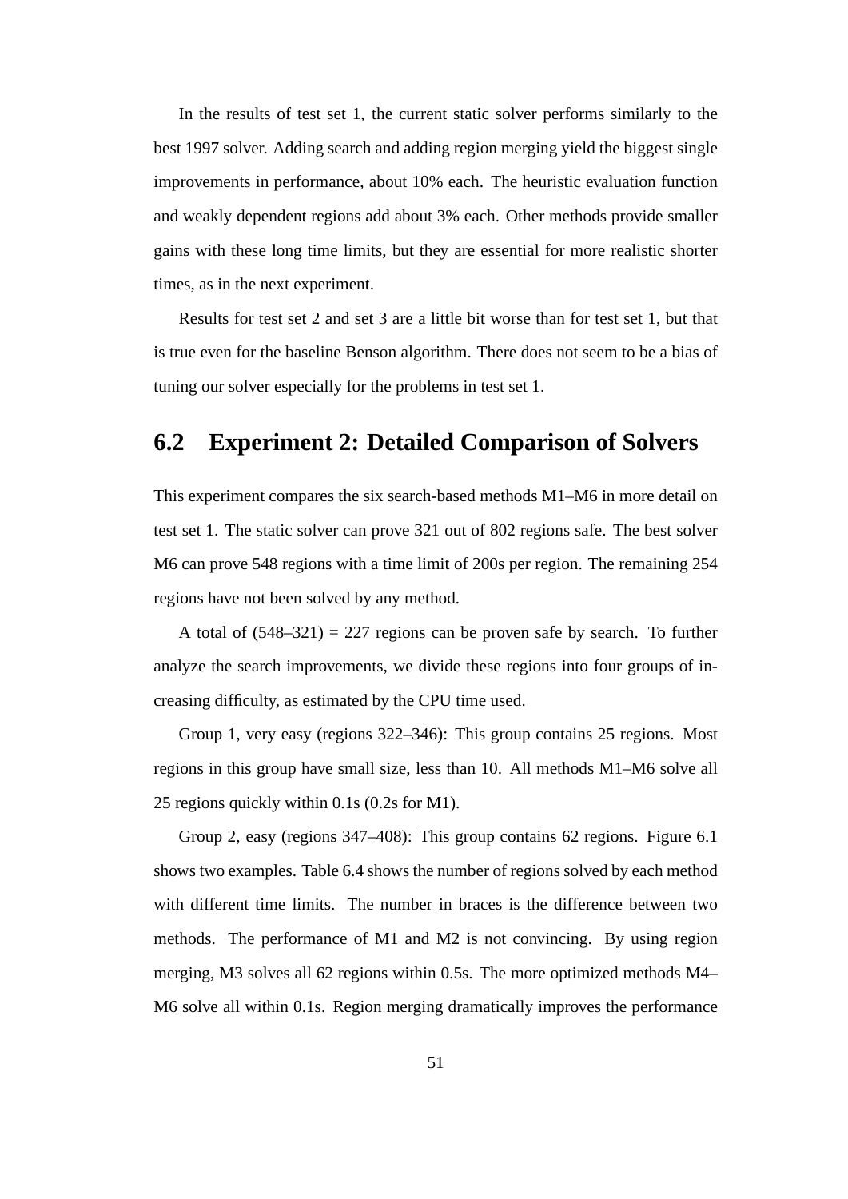In the results of test set 1, the current static solver performs similarly to the best 1997 solver. Adding search and adding region merging yield the biggest single improvements in performance, about 10% each. The heuristic evaluation function and weakly dependent regions add about 3% each. Other methods provide smaller gains with these long time limits, but they are essential for more realistic shorter times, as in the next experiment.

Results for test set 2 and set 3 are a little bit worse than for test set 1, but that is true even for the baseline Benson algorithm. There does not seem to be a bias of tuning our solver especially for the problems in test set 1.

## 6.2 Experiment 2: Detailed Comparison of Solvers

This experiment compares the six search-based methods M1–M6 in more detail on test set 1. The static solver can prove 321 out of 802 regions safe. The best solver M6 can prove 548 regions with a time limit of 200s per region. The remaining 254 regions have not been solved by any method.

A total of (548–321) = 227 regions can be proven safe by search. To further analyze the search improvements, we divide these regions into four groups of increasing difficulty, as estimated by the CPU time used.

Group 1, very easy (regions 322–346): This group contains 25 regions. Most regions in this group have small size, less than 10. All methods M1–M6 solve all 25 regions quickly within 0.1s (0.2s for M1).

Group 2, easy (regions 347–408): This group contains 62 regions. Figure 6.1 shows two examples. Table 6.4 shows the number of regions solved by each method with different time limits. The number in braces is the difference between two methods. The performance of M1 and M2 is not convincing. By using region merging, M3 solves all 62 regions within 0.5s. The more optimized methods M4–M6 solve all within 0.1s. Region merging dramatically improves the performance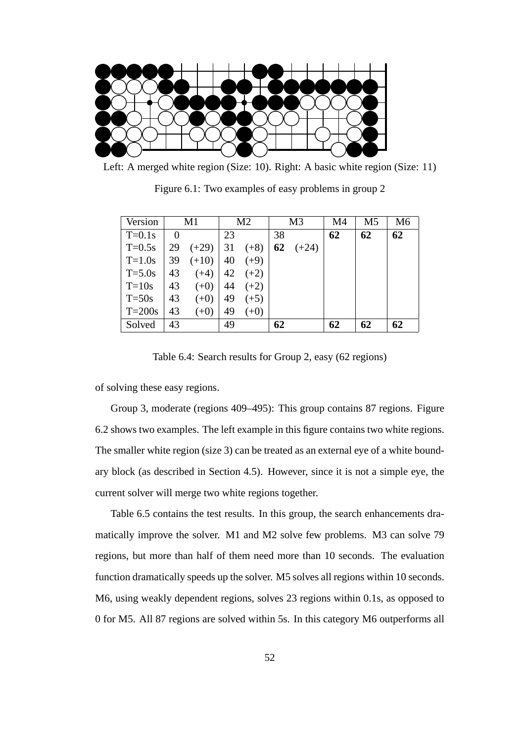Left: A merged white region (Size: 10). Right: A basic white region (Size: 11)

Figure 6.1: Two examples of easy problems in group 2

| Version | M1 | | M2 | | M3 | | M4 | M5 | M6 |
|---|---|---|---|---|---|---|---|---|---|
| T=0.1s | 0 | | 23 | | 38 | | **62** | **62** | **62** |
| T=0.5s | 29 | (+29) | 31 | (+8) | **62** | (+24) | | | |
| T=1.0s | 39 | (+10) | 40 | (+9) | | | | | |
| T=5.0s | 43 | (+4) | 42 | (+2) | | | | | |
| T=10s | 43 | (+0) | 44 | (+2) | | | | | |
| T=50s | 43 | (+0) | 49 | (+5) | | | | | |
| T=200s | 43 | (+0) | 49 | (+0) | | | | | |
| Solved | 43 | | 49 | | **62** | | **62** | **62** | **62** |

Table 6.4: Search results for Group 2, easy (62 regions)

of solving these easy regions.

Group 3, moderate (regions 409–495): This group contains 87 regions. Figure 6.2 shows two examples. The left example in this figure contains two white regions. The smaller white region (size 3) can be treated as an external eye of a white boundary block (as described in Section 4.5). However, since it is not a simple eye, the current solver will merge two white regions together.

Table 6.5 contains the test results. In this group, the search enhancements dramatically improve the solver. M1 and M2 solve few problems. M3 can solve 79 regions, but more than half of them need more than 10 seconds. The evaluation function dramatically speeds up the solver. M5 solves all regions within 10 seconds. M6, using weakly dependent regions, solves 23 regions within 0.1s, as opposed to 0 for M5. All 87 regions are solved within 5s. In this category M6 outperforms all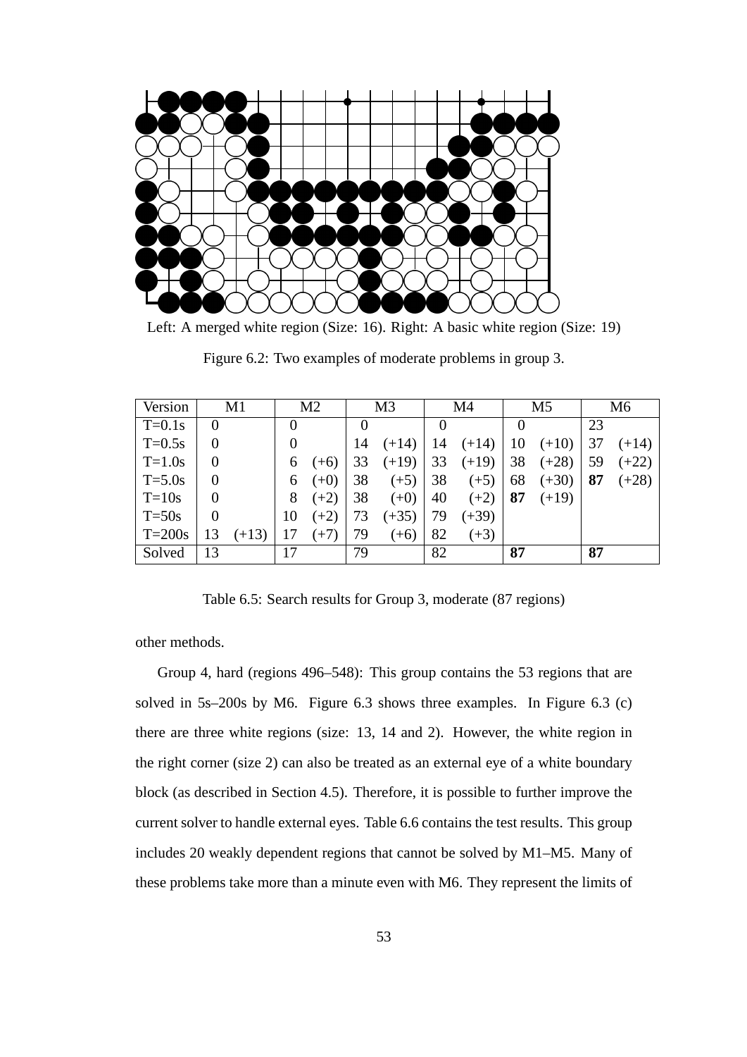Left: A merged white region (Size: 16). Right: A basic white region (Size: 19)

Figure 6.2: Two examples of moderate problems in group 3.

| Version | M1 | | M2 | | M3 | | M4 | | M5 | | M6 | |
|---|---|---|---|---|---|---|---|---|---|---|---|---|
| T=0.1s | 0 | | 0 | | 0 | | 0 | | 0 | | 23 | |
| T=0.5s | 0 | | 0 | | 14 | (+14) | 14 | (+14) | 10 | (+10) | 37 | (+14) |
| T=1.0s | 0 | | 6 | (+6) | 33 | (+19) | 33 | (+19) | 38 | (+28) | 59 | (+22) |
| T=5.0s | 0 | | 6 | (+0) | 38 | (+5) | 38 | (+5) | 68 | (+30) | **87** | (+28) |
| T=10s | 0 | | 8 | (+2) | 38 | (+0) | 40 | (+2) | **87** | (+19) | | |
| T=50s | 0 | | 10 | (+2) | 73 | (+35) | 79 | (+39) | | | | |
| T=200s | 13 | (+13) | 17 | (+7) | 79 | (+6) | 82 | (+3) | | | | |
| Solved | 13 | | 17 | | 79 | | 82 | | **87** | | **87** | |

Table 6.5: Search results for Group 3, moderate (87 regions)

other methods.

Group 4, hard (regions 496–548): This group contains the 53 regions that are solved in 5s–200s by M6. Figure 6.3 shows three examples. In Figure 6.3 (c) there are three white regions (size: 13, 14 and 2). However, the white region in the right corner (size 2) can also be treated as an external eye of a white boundary block (as described in Section 4.5). Therefore, it is possible to further improve the current solver to handle external eyes. Table 6.6 contains the test results. This group includes 20 weakly dependent regions that cannot be solved by M1–M5. Many of these problems take more than a minute even with M6. They represent the limits of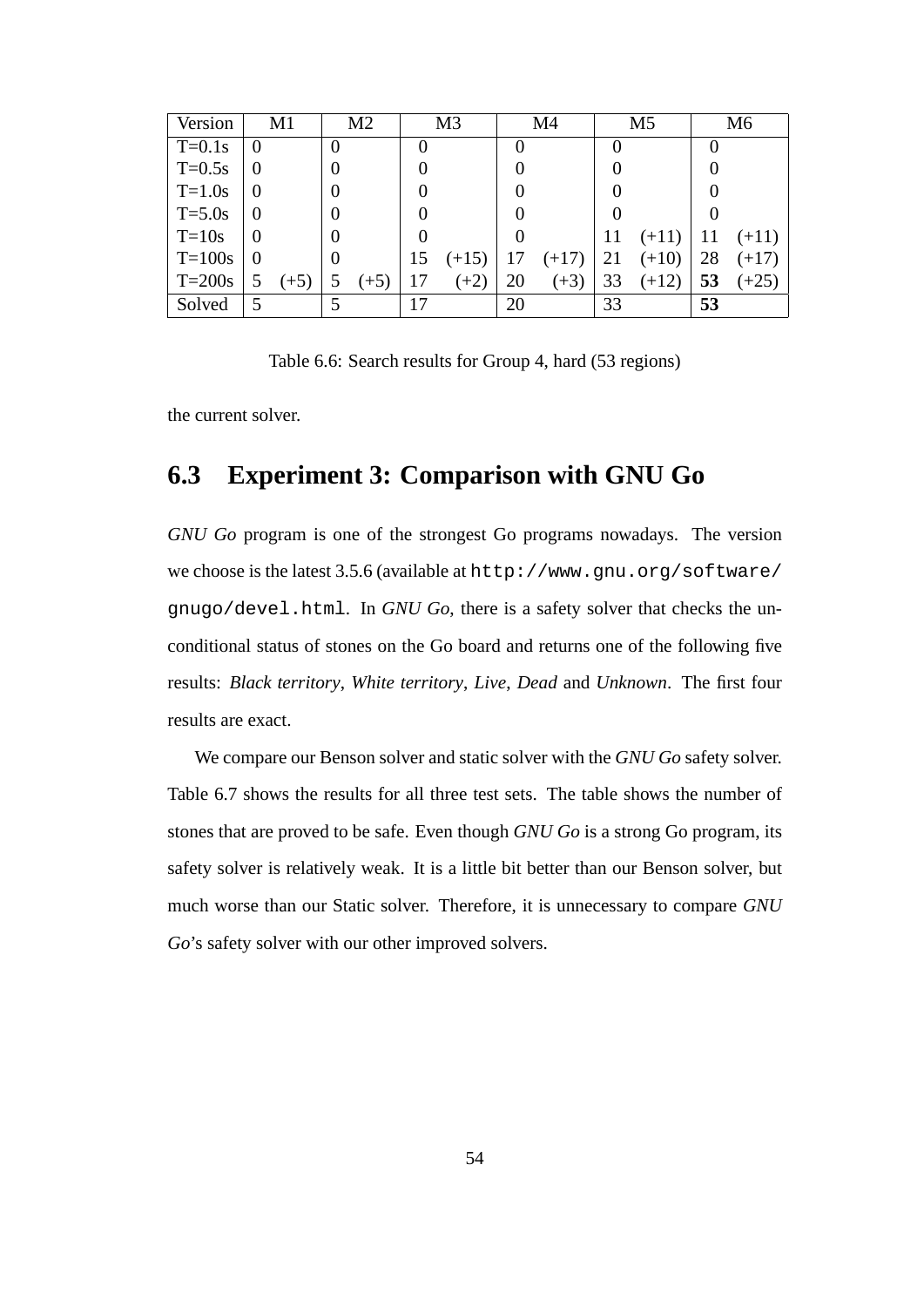| Version | M1 | | M2 | | M3 | | M4 | | M5 | | M6 | |
|---|---|---|---|---|---|---|---|---|---|---|---|---|
| T=0.1s | 0 | | 0 | | 0 | | 0 | | 0 | | 0 | |
| T=0.5s | 0 | | 0 | | 0 | | 0 | | 0 | | 0 | |
| T=1.0s | 0 | | 0 | | 0 | | 0 | | 0 | | 0 | |
| T=5.0s | 0 | | 0 | | 0 | | 0 | | 0 | | 0 | |
| T=10s | 0 | | 0 | | 0 | | 0 | | 11 | (+11) | 11 | (+11) |
| T=100s | 0 | | 0 | | 15 | (+15) | 17 | (+17) | 21 | (+10) | 28 | (+17) |
| T=200s | 5 | (+5) | 5 | (+5) | 17 | (+2) | 20 | (+3) | 33 | (+12) | **53** | (+25) |
| Solved | 5 | | 5 | | 17 | | 20 | | 33 | | **53** | |

Table 6.6: Search results for Group 4, hard (53 regions)

the current solver.

## 6.3 Experiment 3: Comparison with GNU Go

*GNU Go* program is one of the strongest Go programs nowadays. The version we choose is the latest 3.5.6 (available at `http://www.gnu.org/software/gnugo/devel.html`. In *GNU Go*, there is a safety solver that checks the unconditional status of stones on the Go board and returns one of the following five results: *Black territory*, *White territory*, *Live*, *Dead* and *Unknown*. The first four results are exact.

We compare our Benson solver and static solver with the *GNU Go* safety solver. Table 6.7 shows the results for all three test sets. The table shows the number of stones that are proved to be safe. Even though *GNU Go* is a strong Go program, its safety solver is relatively weak. It is a little bit better than our Benson solver, but much worse than our Static solver. Therefore, it is unnecessary to compare *GNU Go*'s safety solver with our other improved solvers.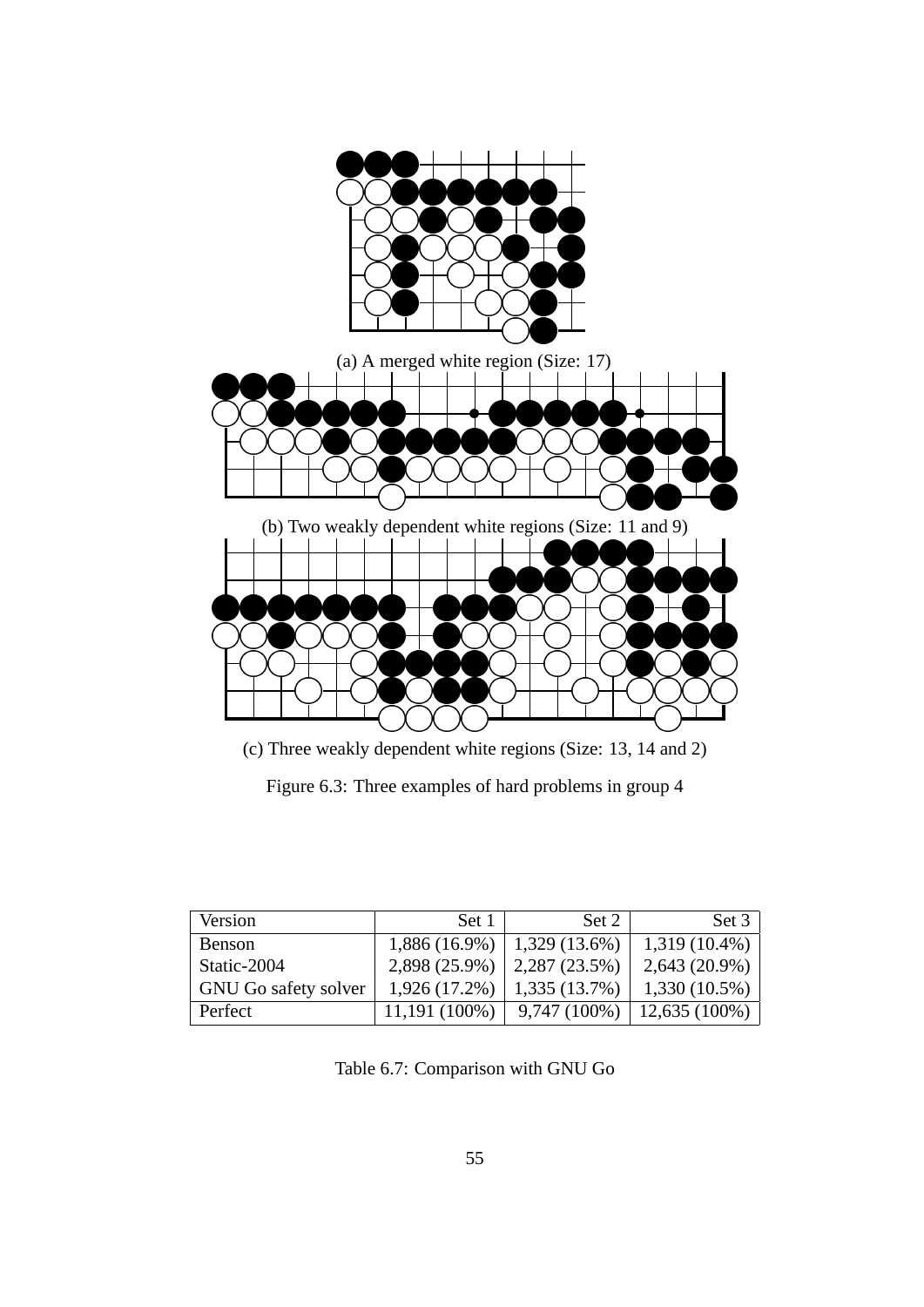(a) A merged white region (Size: 17)

(b) Two weakly dependent white regions (Size: 11 and 9)

(c) Three weakly dependent white regions (Size: 13, 14 and 2)

Figure 6.3: Three examples of hard problems in group 4

| Version | Set 1 | Set 2 | Set 3 |
|---|---|---|---|
| Benson | 1,886 (16.9%) | 1,329 (13.6%) | 1,319 (10.4%) |
| Static-2004 | 2,898 (25.9%) | 2,287 (23.5%) | 2,643 (20.9%) |
| GNU Go safety solver | 1,926 (17.2%) | 1,335 (13.7%) | 1,330 (10.5%) |
| Perfect | 11,191 (100%) | 9,747 (100%) | 12,635 (100%) |

Table 6.7: Comparison with GNU Go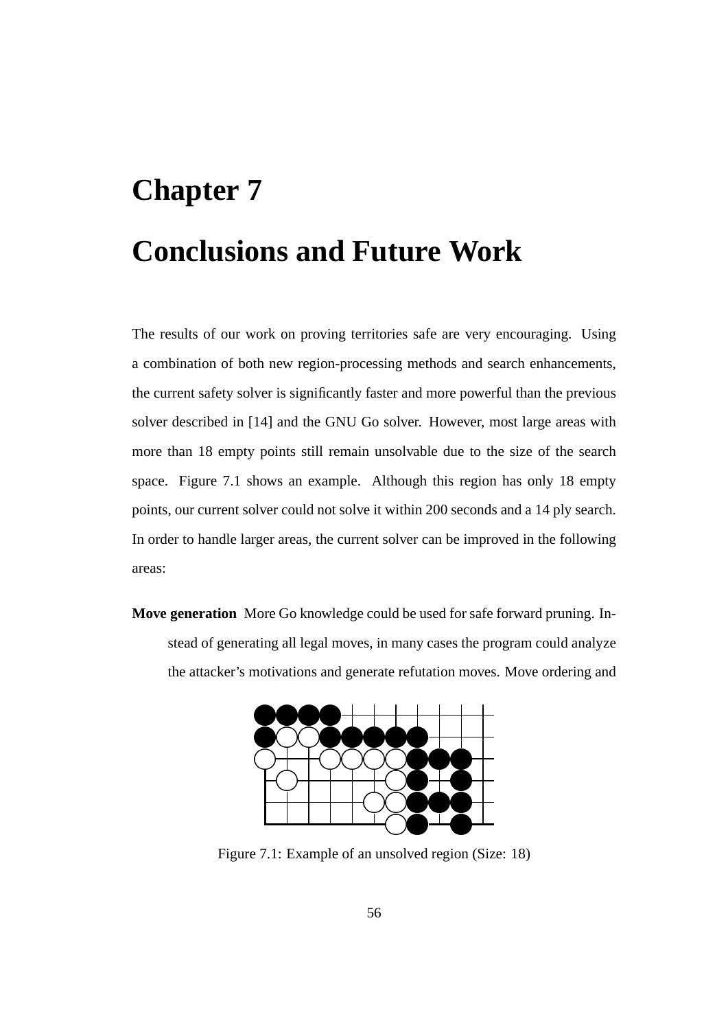# Chapter 7

# Conclusions and Future Work

The results of our work on proving territories safe are very encouraging. Using a combination of both new region-processing methods and search enhancements, the current safety solver is significantly faster and more powerful than the previous solver described in [14] and the GNU Go solver. However, most large areas with more than 18 empty points still remain unsolvable due to the size of the search space. Figure 7.1 shows an example. Although this region has only 18 empty points, our current solver could not solve it within 200 seconds and a 14 ply search. In order to handle larger areas, the current solver can be improved in the following areas:

**Move generation** More Go knowledge could be used for safe forward pruning. Instead of generating all legal moves, in many cases the program could analyze the attacker's motivations and generate refutation moves. Move ordering and

Figure 7.1: Example of an unsolved region (Size: 18)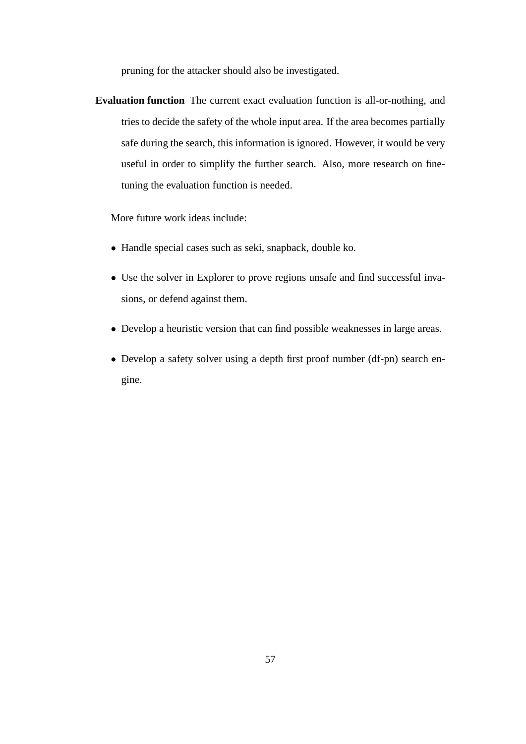pruning for the attacker should also be investigated.

**Evaluation function** The current exact evaluation function is all-or-nothing, and tries to decide the safety of the whole input area. If the area becomes partially safe during the search, this information is ignored. However, it would be very useful in order to simplify the further search. Also, more research on fine-tuning the evaluation function is needed.

More future work ideas include:

- Handle special cases such as seki, snapback, double ko.
- Use the solver in Explorer to prove regions unsafe and find successful invasions, or defend against them.
- Develop a heuristic version that can find possible weaknesses in large areas.
- Develop a safety solver using a depth first proof number (df-pn) search engine.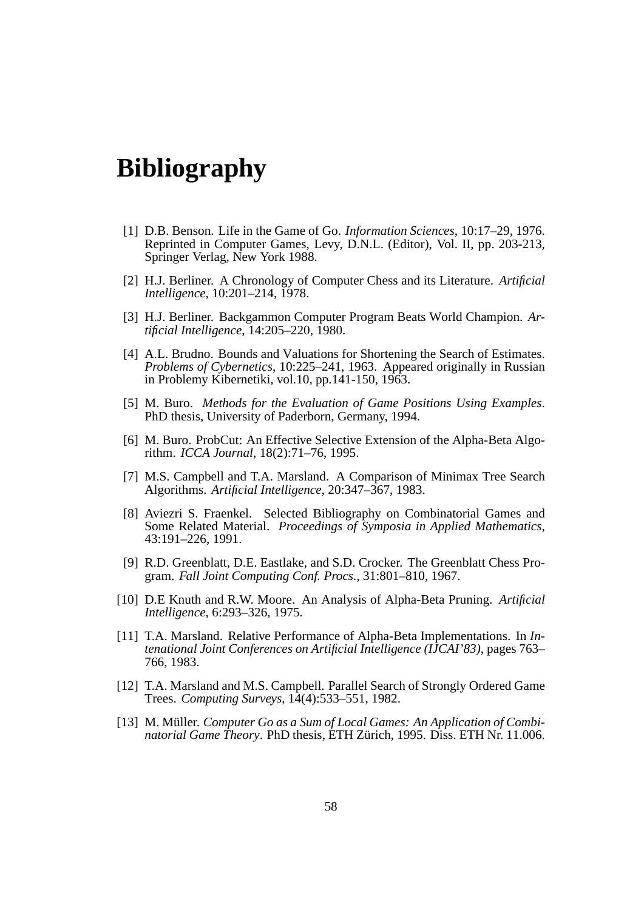# Bibliography

[1] D.B. Benson. Life in the Game of Go. *Information Sciences*, 10:17–29, 1976. Reprinted in Computer Games, Levy, D.N.L. (Editor), Vol. II, pp. 203-213, Springer Verlag, New York 1988.

[2] H.J. Berliner. A Chronology of Computer Chess and its Literature. *Artificial Intelligence*, 10:201–214, 1978.

[3] H.J. Berliner. Backgammon Computer Program Beats World Champion. *Artificial Intelligence*, 14:205–220, 1980.

[4] A.L. Brudno. Bounds and Valuations for Shortening the Search of Estimates. *Problems of Cybernetics*, 10:225–241, 1963. Appeared originally in Russian in Problemy Kibernetiki, vol.10, pp.141-150, 1963.

[5] M. Buro. *Methods for the Evaluation of Game Positions Using Examples*. PhD thesis, University of Paderborn, Germany, 1994.

[6] M. Buro. ProbCut: An Effective Selective Extension of the Alpha-Beta Algorithm. *ICCA Journal*, 18(2):71–76, 1995.

[7] M.S. Campbell and T.A. Marsland. A Comparison of Minimax Tree Search Algorithms. *Artificial Intelligence*, 20:347–367, 1983.

[8] Aviezri S. Fraenkel. Selected Bibliography on Combinatorial Games and Some Related Material. *Proceedings of Symposia in Applied Mathematics*, 43:191–226, 1991.

[9] R.D. Greenblatt, D.E. Eastlake, and S.D. Crocker. The Greenblatt Chess Program. *Fall Joint Computing Conf. Procs.*, 31:801–810, 1967.

[10] D.E Knuth and R.W. Moore. An Analysis of Alpha-Beta Pruning. *Artificial Intelligence*, 6:293–326, 1975.

[11] T.A. Marsland. Relative Performance of Alpha-Beta Implementations. In *Intenational Joint Conferences on Artificial Intelligence (IJCAI'83)*, pages 763–766, 1983.

[12] T.A. Marsland and M.S. Campbell. Parallel Search of Strongly Ordered Game Trees. *Computing Surveys*, 14(4):533–551, 1982.

[13] M. Müller. *Computer Go as a Sum of Local Games: An Application of Combinatorial Game Theory*. PhD thesis, ETH Zürich, 1995. Diss. ETH Nr. 11.006.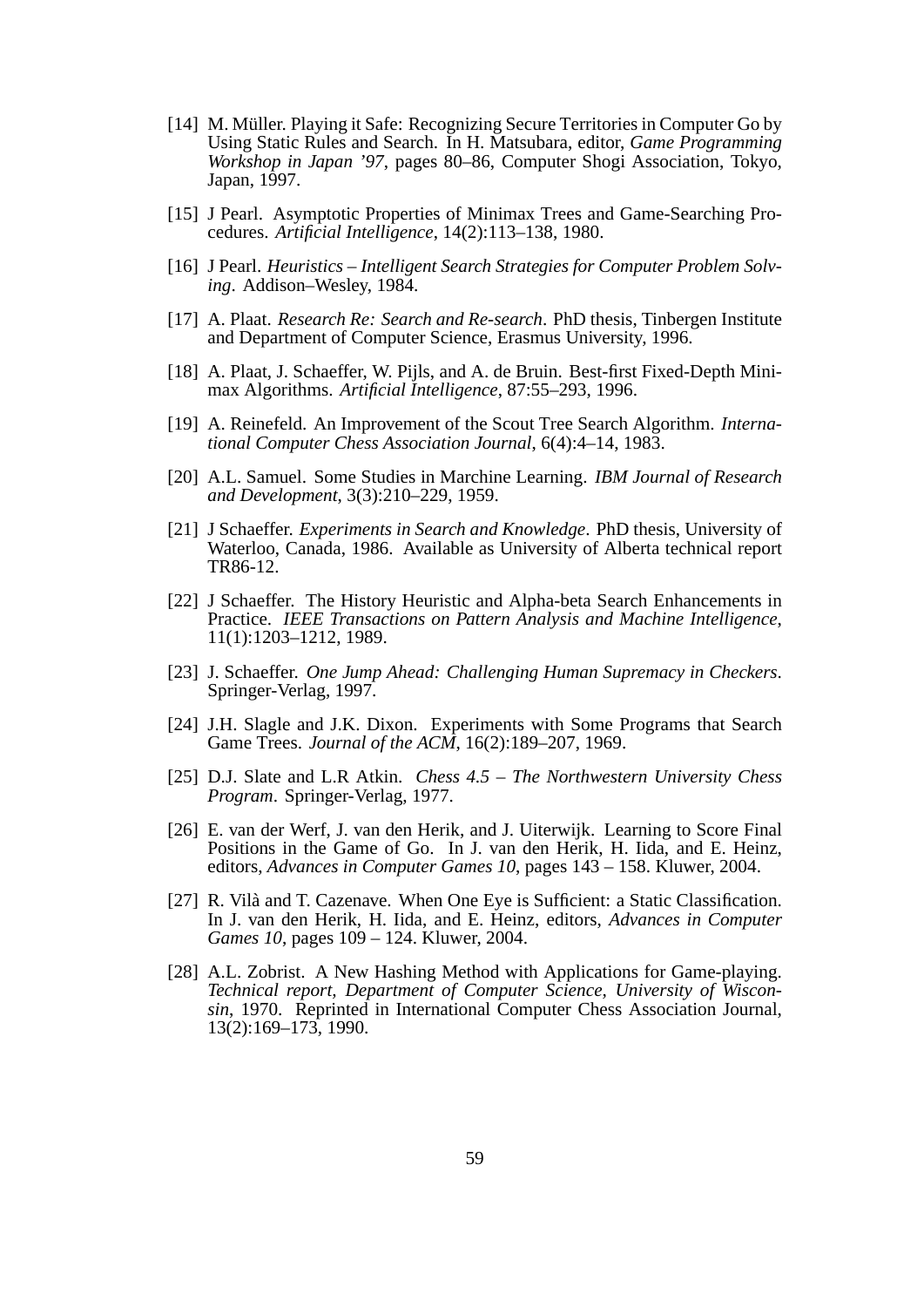[14] M. Müller. Playing it Safe: Recognizing Secure Territories in Computer Go by Using Static Rules and Search. In H. Matsubara, editor, *Game Programming Workshop in Japan '97*, pages 80–86, Computer Shogi Association, Tokyo, Japan, 1997.

[15] J Pearl. Asymptotic Properties of Minimax Trees and Game-Searching Procedures. *Artificial Intelligence*, 14(2):113–138, 1980.

[16] J Pearl. *Heuristics – Intelligent Search Strategies for Computer Problem Solving*. Addison–Wesley, 1984.

[17] A. Plaat. *Research Re: Search and Re-search*. PhD thesis, Tinbergen Institute and Department of Computer Science, Erasmus University, 1996.

[18] A. Plaat, J. Schaeffer, W. Pijls, and A. de Bruin. Best-first Fixed-Depth Minimax Algorithms. *Artificial Intelligence*, 87:55–293, 1996.

[19] A. Reinefeld. An Improvement of the Scout Tree Search Algorithm. *International Computer Chess Association Journal*, 6(4):4–14, 1983.

[20] A.L. Samuel. Some Studies in Marchine Learning. *IBM Journal of Research and Development*, 3(3):210–229, 1959.

[21] J Schaeffer. *Experiments in Search and Knowledge*. PhD thesis, University of Waterloo, Canada, 1986. Available as University of Alberta technical report TR86-12.

[22] J Schaeffer. The History Heuristic and Alpha-beta Search Enhancements in Practice. *IEEE Transactions on Pattern Analysis and Machine Intelligence*, 11(1):1203–1212, 1989.

[23] J. Schaeffer. *One Jump Ahead: Challenging Human Supremacy in Checkers*. Springer-Verlag, 1997.

[24] J.H. Slagle and J.K. Dixon. Experiments with Some Programs that Search Game Trees. *Journal of the ACM*, 16(2):189–207, 1969.

[25] D.J. Slate and L.R Atkin. *Chess 4.5 – The Northwestern University Chess Program*. Springer-Verlag, 1977.

[26] E. van der Werf, J. van den Herik, and J. Uiterwijk. Learning to Score Final Positions in the Game of Go. In J. van den Herik, H. Iida, and E. Heinz, editors, *Advances in Computer Games 10*, pages 143 – 158. Kluwer, 2004.

[27] R. Vilà and T. Cazenave. When One Eye is Sufficient: a Static Classification. In J. van den Herik, H. Iida, and E. Heinz, editors, *Advances in Computer Games 10*, pages 109 – 124. Kluwer, 2004.

[28] A.L. Zobrist. A New Hashing Method with Applications for Game-playing. *Technical report, Department of Computer Science, University of Wisconsin*, 1970. Reprinted in International Computer Chess Association Journal, 13(2):169–173, 1990.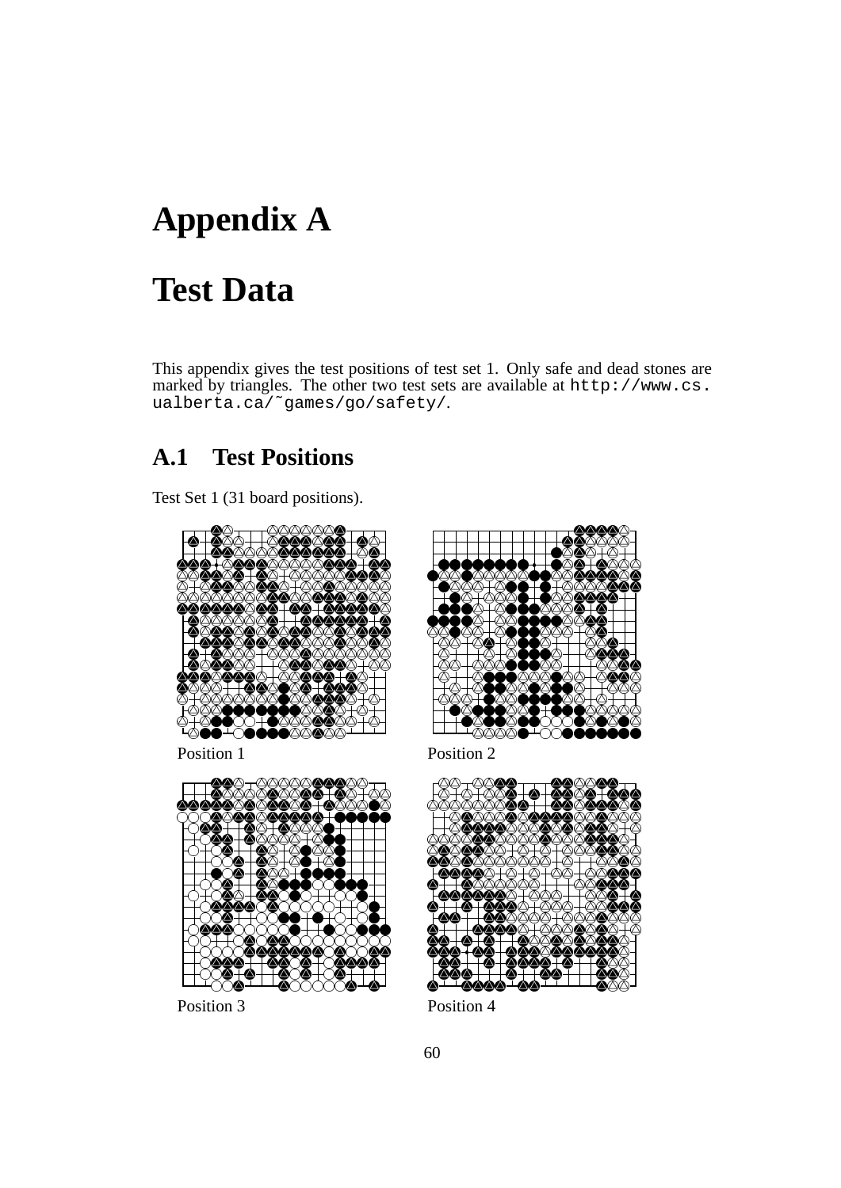# Appendix A

# Test Data

This appendix gives the test positions of test set 1. Only safe and dead stones are marked by triangles. The other two test sets are available at `http://www.cs.ualberta.ca/~games/go/safety/`.

## A.1 Test Positions

Test Set 1 (31 board positions).

Position 1

Position 2

Position 3

Position 4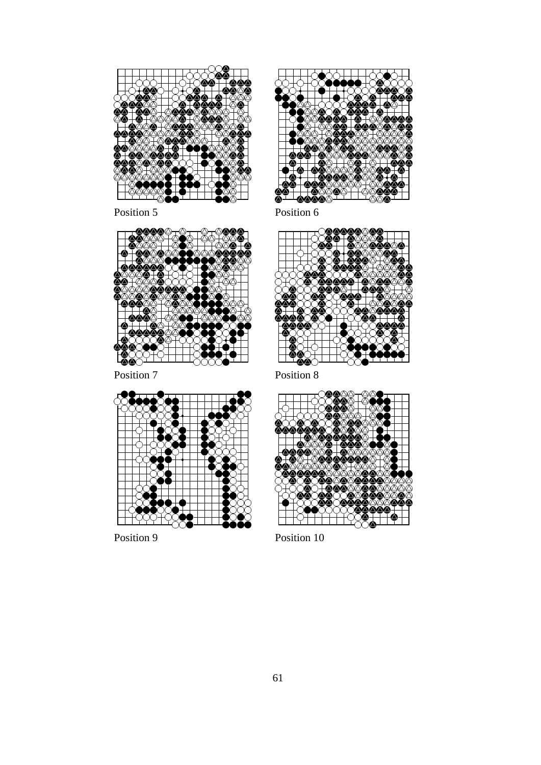Position 5

Position 6

Position 7

Position 8

Position 9

Position 10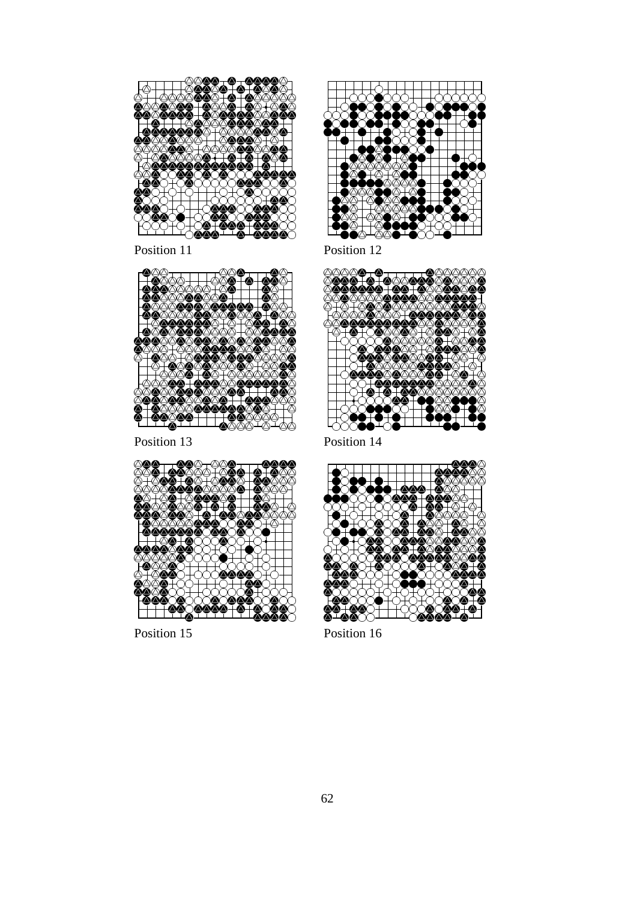Position 11

Position 12

Position 13

Position 14

Position 15

Position 16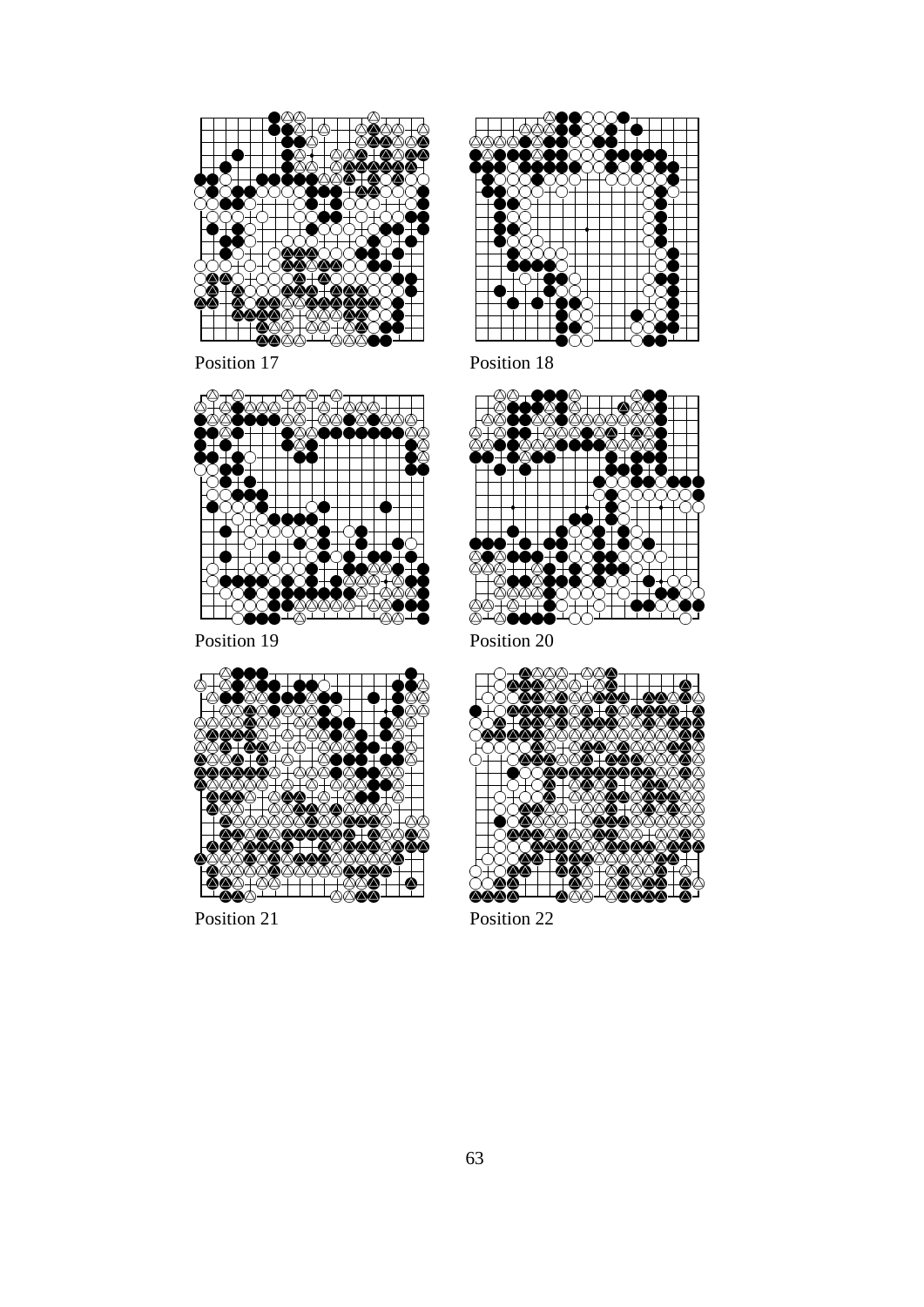Position 17

Position 18

Position 19

Position 20

Position 21

Position 22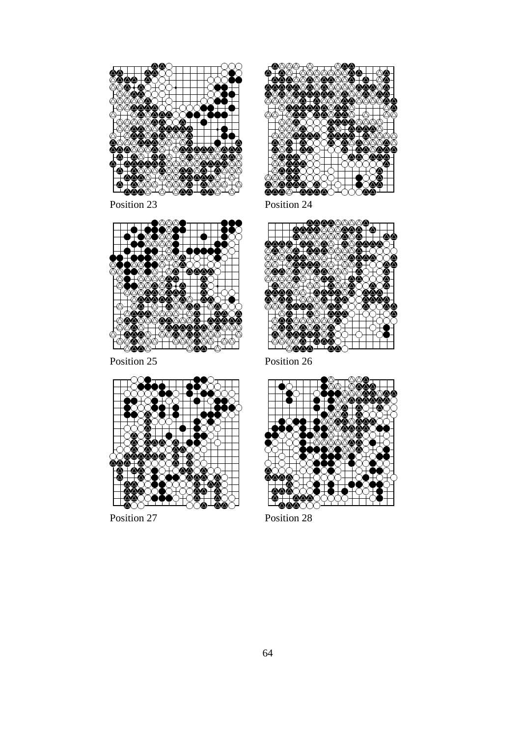Position 23

Position 24

Position 25

Position 26

Position 27

Position 28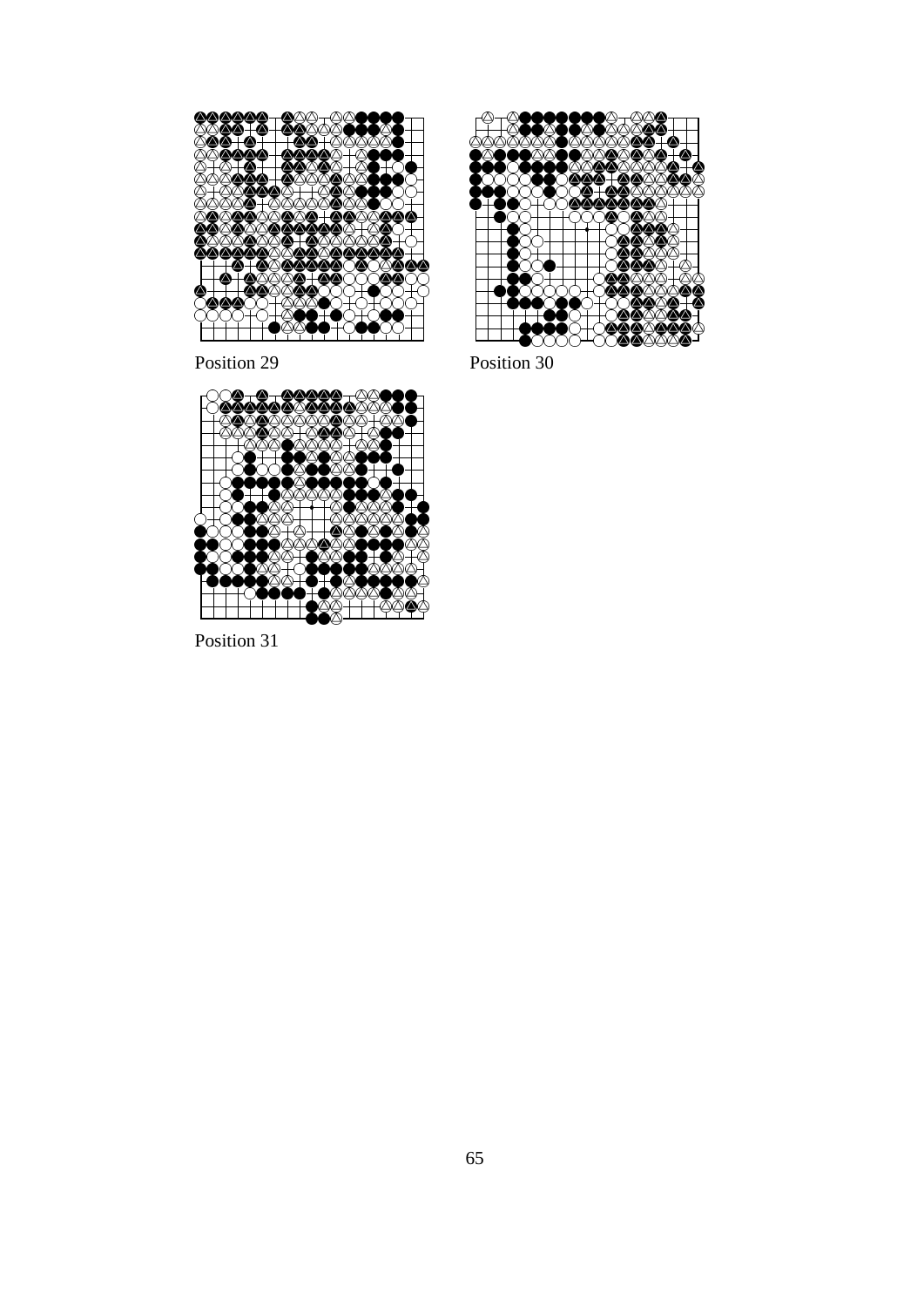Position 29

Position 30

Position 31